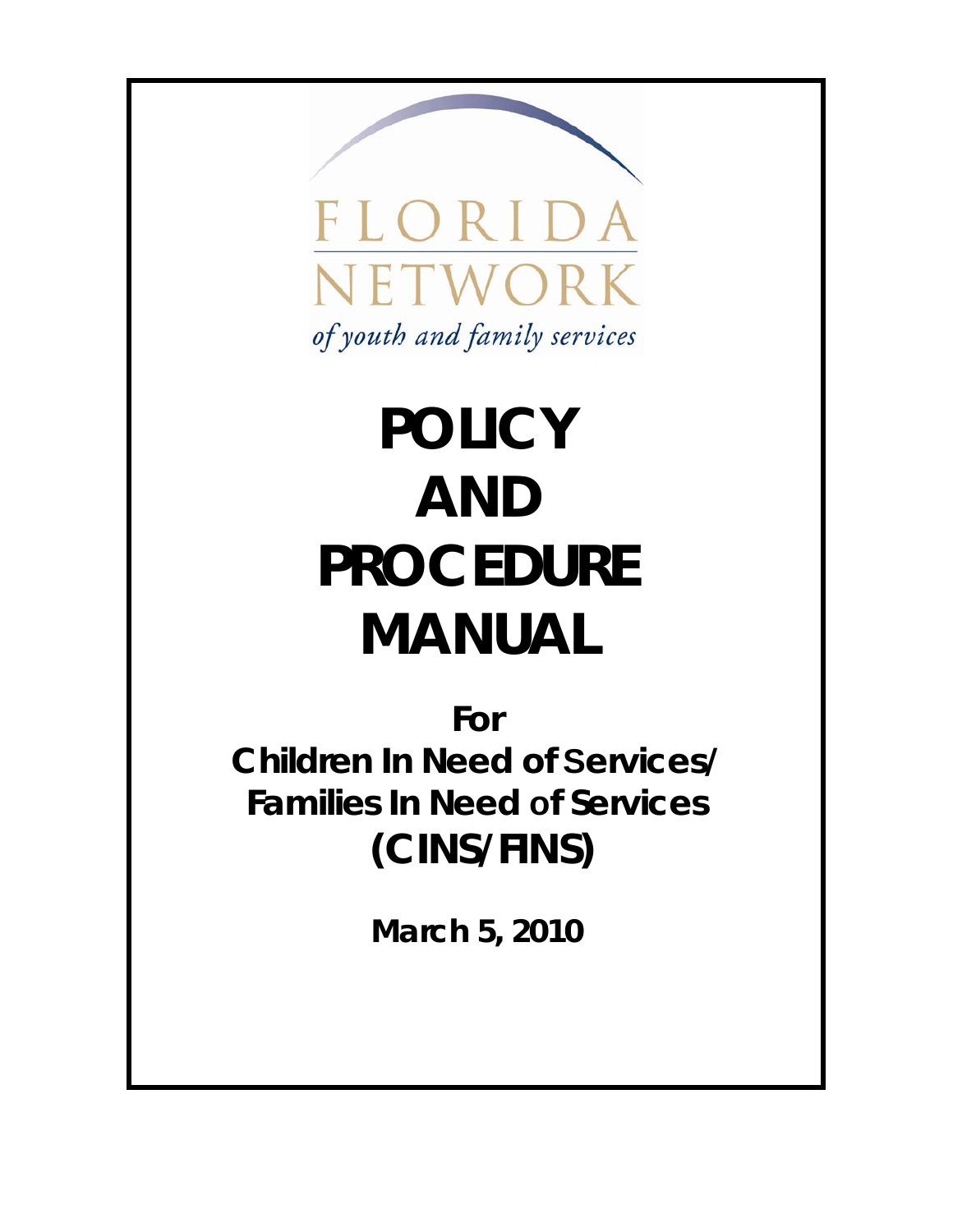FLORIDA NETWORK

*of youth and family services*

# POLICY AND PROCEDURE MANUAL

## For Children In Need of Services/ Families In Need of Services (CINS/FINS)

**March 5, 2010**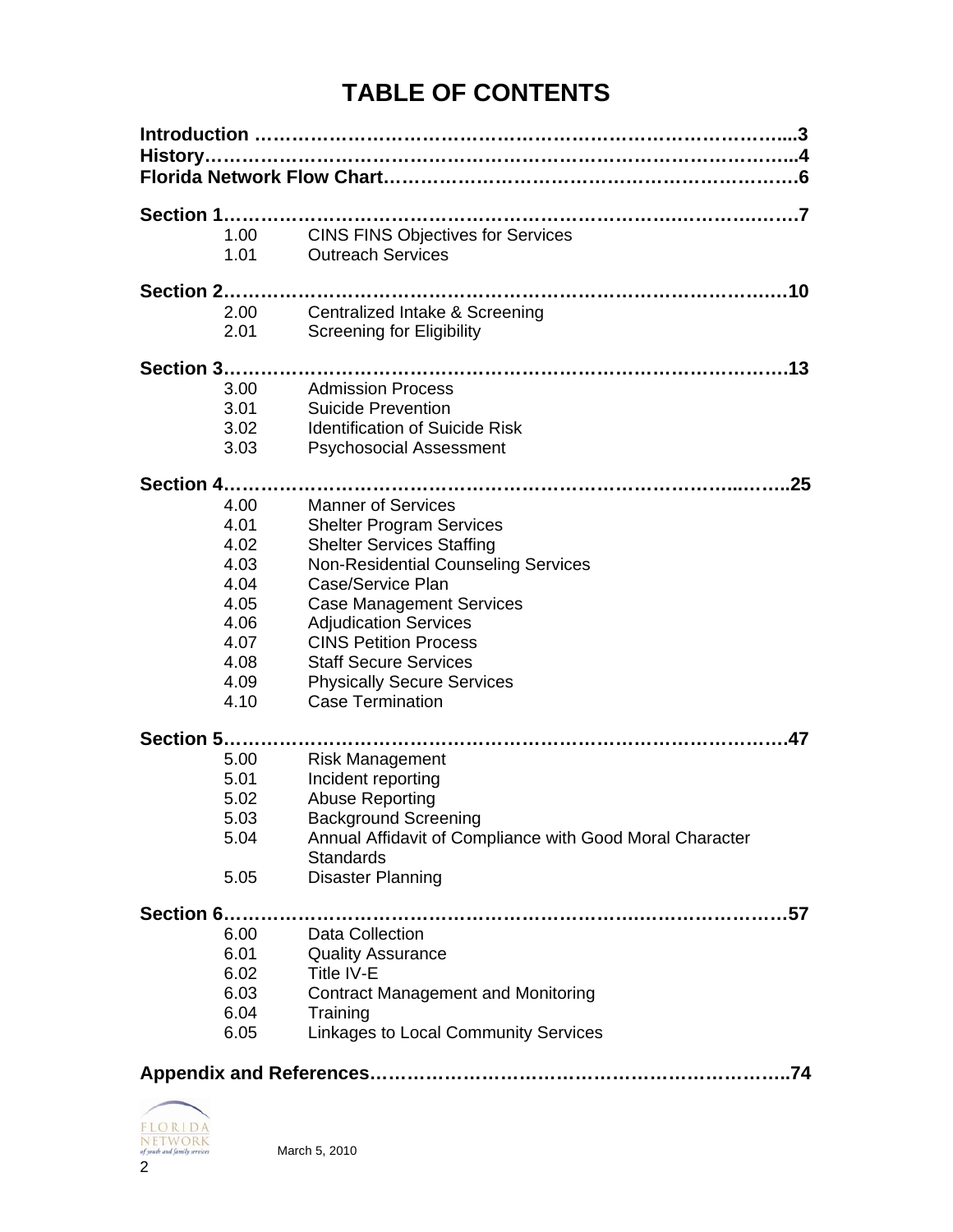# TABLE OF CONTENTS

**Introduction ..........................................................................3**
**History..................................................................................4**
**Florida Network Flow Chart...................................................6**

**Section 1.............................................................................7**

1.00 CINS FINS Objectives for Services
1.01 Outreach Services

**Section 2............................................................................10**

2.00 Centralized Intake & Screening
2.01 Screening for Eligibility

**Section 3............................................................................13**

3.00 Admission Process
3.01 Suicide Prevention
3.02 Identification of Suicide Risk
3.03 Psychosocial Assessment

**Section 4............................................................................25**

4.00 Manner of Services
4.01 Shelter Program Services
4.02 Shelter Services Staffing
4.03 Non-Residential Counseling Services
4.04 Case/Service Plan
4.05 Case Management Services
4.06 Adjudication Services
4.07 CINS Petition Process
4.08 Staff Secure Services
4.09 Physically Secure Services
4.10 Case Termination

**Section 5............................................................................47**

5.00 Risk Management
5.01 Incident reporting
5.02 Abuse Reporting
5.03 Background Screening
5.04 Annual Affidavit of Compliance with Good Moral Character Standards
5.05 Disaster Planning

**Section 6............................................................................57**

6.00 Data Collection
6.01 Quality Assurance
6.02 Title IV-E
6.03 Contract Management and Monitoring
6.04 Training
6.05 Linkages to Local Community Services

**Appendix and References..........................................................74**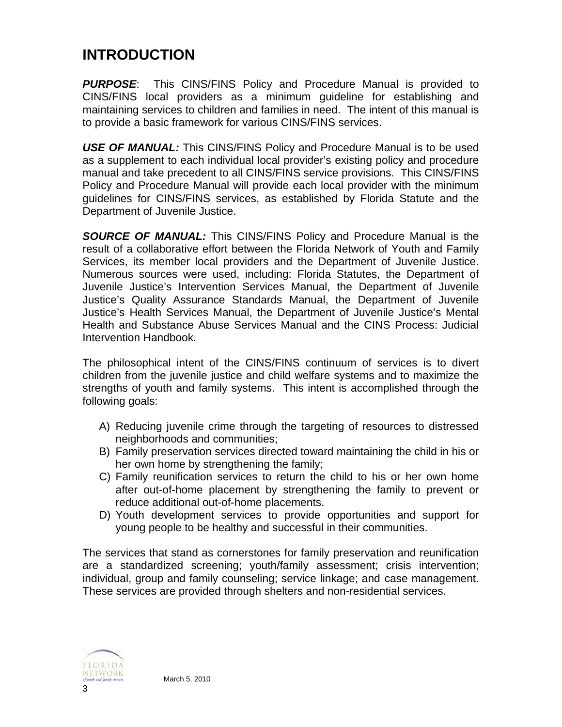# INTRODUCTION

***PURPOSE***: This CINS/FINS Policy and Procedure Manual is provided to CINS/FINS local providers as a minimum guideline for establishing and maintaining services to children and families in need. The intent of this manual is to provide a basic framework for various CINS/FINS services.

***USE OF MANUAL:*** This CINS/FINS Policy and Procedure Manual is to be used as a supplement to each individual local provider's existing policy and procedure manual and take precedent to all CINS/FINS service provisions. This CINS/FINS Policy and Procedure Manual will provide each local provider with the minimum guidelines for CINS/FINS services, as established by Florida Statute and the Department of Juvenile Justice.

***SOURCE OF MANUAL:*** This CINS/FINS Policy and Procedure Manual is the result of a collaborative effort between the Florida Network of Youth and Family Services, its member local providers and the Department of Juvenile Justice. Numerous sources were used, including: Florida Statutes, the Department of Juvenile Justice's Intervention Services Manual, the Department of Juvenile Justice's Quality Assurance Standards Manual, the Department of Juvenile Justice's Health Services Manual, the Department of Juvenile Justice's Mental Health and Substance Abuse Services Manual and the CINS Process: Judicial Intervention Handbook*.*

The philosophical intent of the CINS/FINS continuum of services is to divert children from the juvenile justice and child welfare systems and to maximize the strengths of youth and family systems. This intent is accomplished through the following goals:

A) Reducing juvenile crime through the targeting of resources to distressed neighborhoods and communities;
B) Family preservation services directed toward maintaining the child in his or her own home by strengthening the family;
C) Family reunification services to return the child to his or her own home after out-of-home placement by strengthening the family to prevent or reduce additional out-of-home placements.
D) Youth development services to provide opportunities and support for young people to be healthy and successful in their communities.

The services that stand as cornerstones for family preservation and reunification are a standardized screening; youth/family assessment; crisis intervention; individual, group and family counseling; service linkage; and case management. These services are provided through shelters and non-residential services.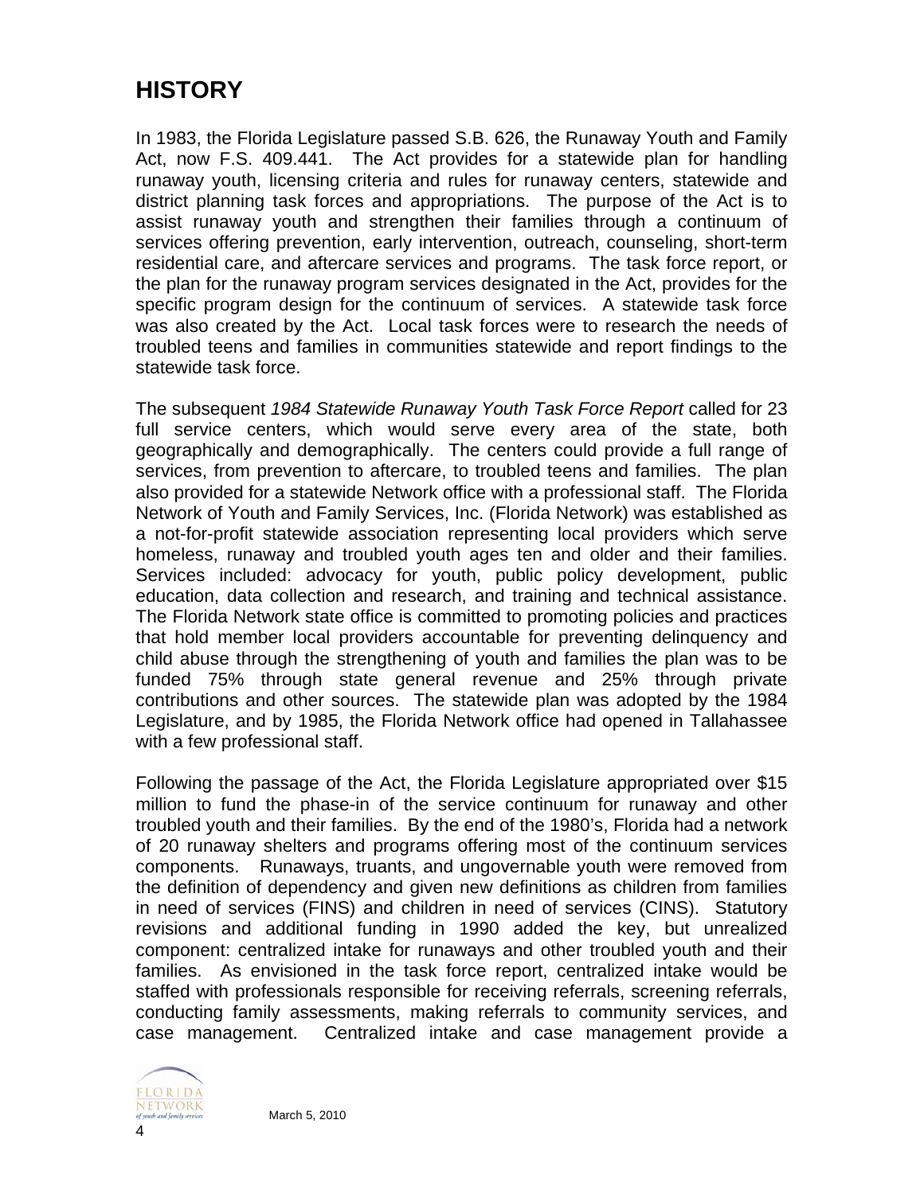# HISTORY

In 1983, the Florida Legislature passed S.B. 626, the Runaway Youth and Family Act, now F.S. 409.441. The Act provides for a statewide plan for handling runaway youth, licensing criteria and rules for runaway centers, statewide and district planning task forces and appropriations. The purpose of the Act is to assist runaway youth and strengthen their families through a continuum of services offering prevention, early intervention, outreach, counseling, short-term residential care, and aftercare services and programs. The task force report, or the plan for the runaway program services designated in the Act, provides for the specific program design for the continuum of services. A statewide task force was also created by the Act. Local task forces were to research the needs of troubled teens and families in communities statewide and report findings to the statewide task force.

The subsequent *1984 Statewide Runaway Youth Task Force Report* called for 23 full service centers, which would serve every area of the state, both geographically and demographically. The centers could provide a full range of services, from prevention to aftercare, to troubled teens and families. The plan also provided for a statewide Network office with a professional staff. The Florida Network of Youth and Family Services, Inc. (Florida Network) was established as a not-for-profit statewide association representing local providers which serve homeless, runaway and troubled youth ages ten and older and their families. Services included: advocacy for youth, public policy development, public education, data collection and research, and training and technical assistance. The Florida Network state office is committed to promoting policies and practices that hold member local providers accountable for preventing delinquency and child abuse through the strengthening of youth and families the plan was to be funded 75% through state general revenue and 25% through private contributions and other sources. The statewide plan was adopted by the 1984 Legislature, and by 1985, the Florida Network office had opened in Tallahassee with a few professional staff.

Following the passage of the Act, the Florida Legislature appropriated over $15 million to fund the phase-in of the service continuum for runaway and other troubled youth and their families. By the end of the 1980's, Florida had a network of 20 runaway shelters and programs offering most of the continuum services components. Runaways, truants, and ungovernable youth were removed from the definition of dependency and given new definitions as children from families in need of services (FINS) and children in need of services (CINS). Statutory revisions and additional funding in 1990 added the key, but unrealized component: centralized intake for runaways and other troubled youth and their families. As envisioned in the task force report, centralized intake would be staffed with professionals responsible for receiving referrals, screening referrals, conducting family assessments, making referrals to community services, and case management. Centralized intake and case management provide a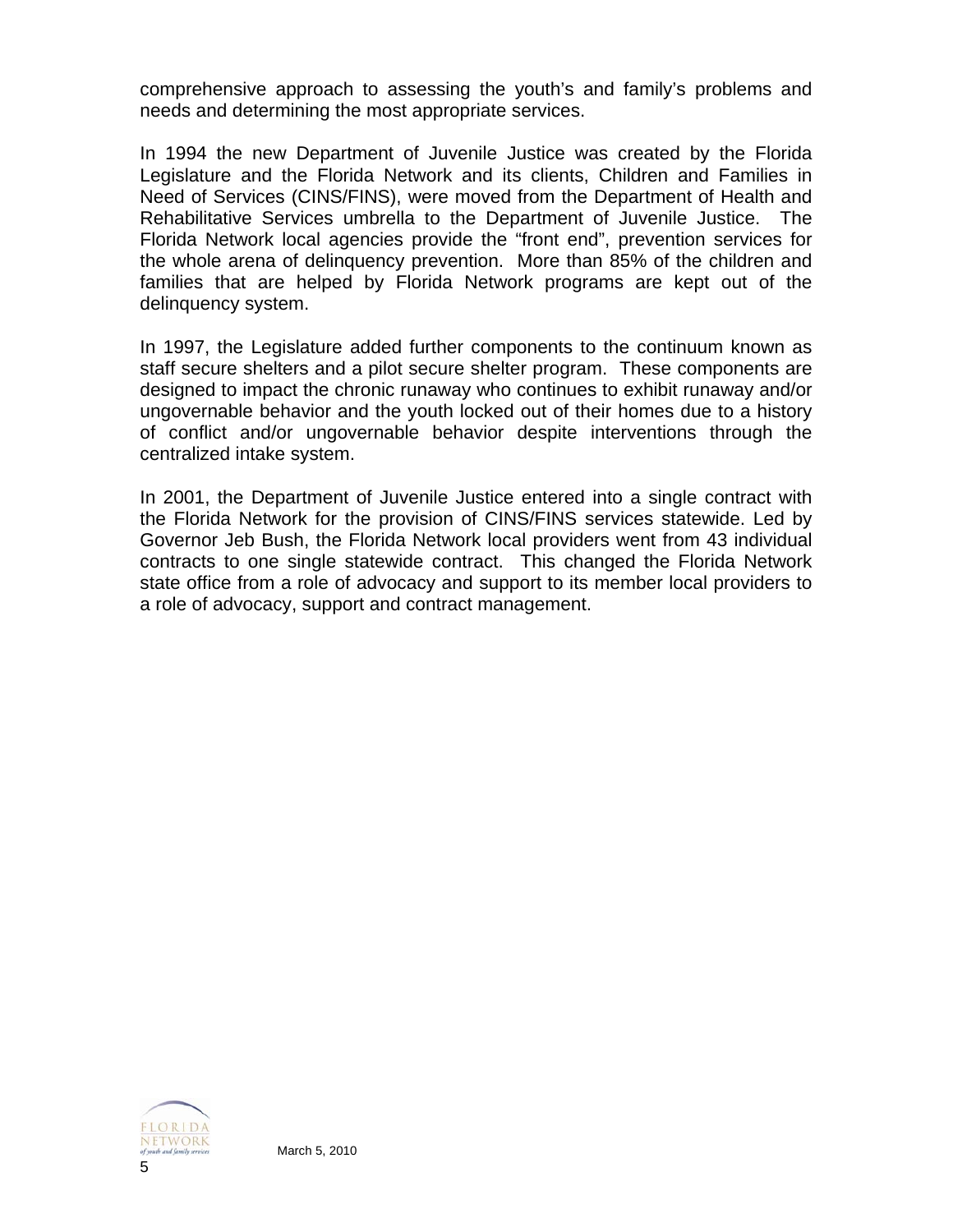comprehensive approach to assessing the youth's and family's problems and needs and determining the most appropriate services.

In 1994 the new Department of Juvenile Justice was created by the Florida Legislature and the Florida Network and its clients, Children and Families in Need of Services (CINS/FINS), were moved from the Department of Health and Rehabilitative Services umbrella to the Department of Juvenile Justice. The Florida Network local agencies provide the "front end", prevention services for the whole arena of delinquency prevention. More than 85% of the children and families that are helped by Florida Network programs are kept out of the delinquency system.

In 1997, the Legislature added further components to the continuum known as staff secure shelters and a pilot secure shelter program. These components are designed to impact the chronic runaway who continues to exhibit runaway and/or ungovernable behavior and the youth locked out of their homes due to a history of conflict and/or ungovernable behavior despite interventions through the centralized intake system.

In 2001, the Department of Juvenile Justice entered into a single contract with the Florida Network for the provision of CINS/FINS services statewide. Led by Governor Jeb Bush, the Florida Network local providers went from 43 individual contracts to one single statewide contract. This changed the Florida Network state office from a role of advocacy and support to its member local providers to a role of advocacy, support and contract management.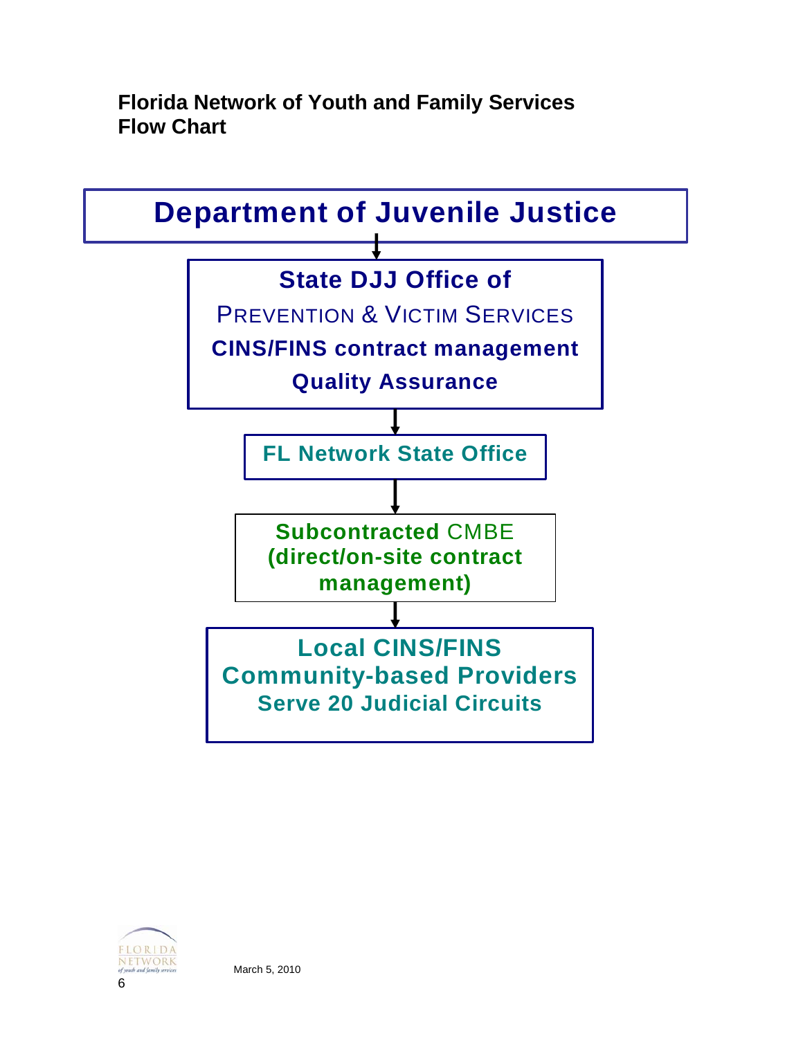**Florida Network of Youth and Family Services**
**Flow Chart**

**Department of Juvenile Justice**

↓

**State DJJ Office of**
PREVENTION & VICTIM SERVICES
**CINS/FINS contract management**
**Quality Assurance**

↓

**FL Network State Office**

↓

**Subcontracted** CMBE
**(direct/on-site contract management)**

↓

**Local CINS/FINS**
**Community-based Providers**
**Serve 20 Judicial Circuits**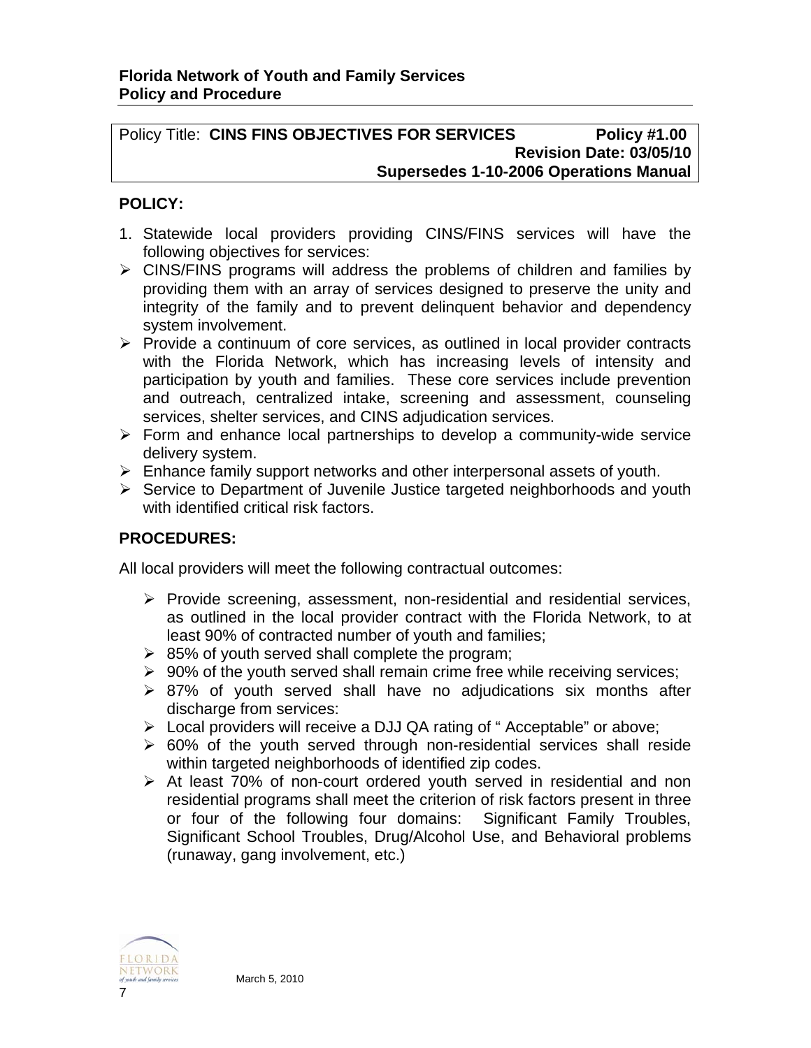**Florida Network of Youth and Family Services**
**Policy and Procedure**

Policy Title: **CINS FINS OBJECTIVES FOR SERVICES** **Policy #1.00**
**Revision Date: 03/05/10**
**Supersedes 1-10-2006 Operations Manual**

## POLICY:

1. Statewide local providers providing CINS/FINS services will have the following objectives for services:

- CINS/FINS programs will address the problems of children and families by providing them with an array of services designed to preserve the unity and integrity of the family and to prevent delinquent behavior and dependency system involvement.
- Provide a continuum of core services, as outlined in local provider contracts with the Florida Network, which has increasing levels of intensity and participation by youth and families. These core services include prevention and outreach, centralized intake, screening and assessment, counseling services, shelter services, and CINS adjudication services.
- Form and enhance local partnerships to develop a community-wide service delivery system.
- Enhance family support networks and other interpersonal assets of youth.
- Service to Department of Juvenile Justice targeted neighborhoods and youth with identified critical risk factors.

## PROCEDURES:

All local providers will meet the following contractual outcomes:

- Provide screening, assessment, non-residential and residential services, as outlined in the local provider contract with the Florida Network, to at least 90% of contracted number of youth and families;
- 85% of youth served shall complete the program;
- 90% of the youth served shall remain crime free while receiving services;
- 87% of youth served shall have no adjudications six months after discharge from services:
- Local providers will receive a DJJ QA rating of " Acceptable" or above;
- 60% of the youth served through non-residential services shall reside within targeted neighborhoods of identified zip codes.
- At least 70% of non-court ordered youth served in residential and non residential programs shall meet the criterion of risk factors present in three or four of the following four domains: Significant Family Troubles, Significant School Troubles, Drug/Alcohol Use, and Behavioral problems (runaway, gang involvement, etc.)

March 5, 2010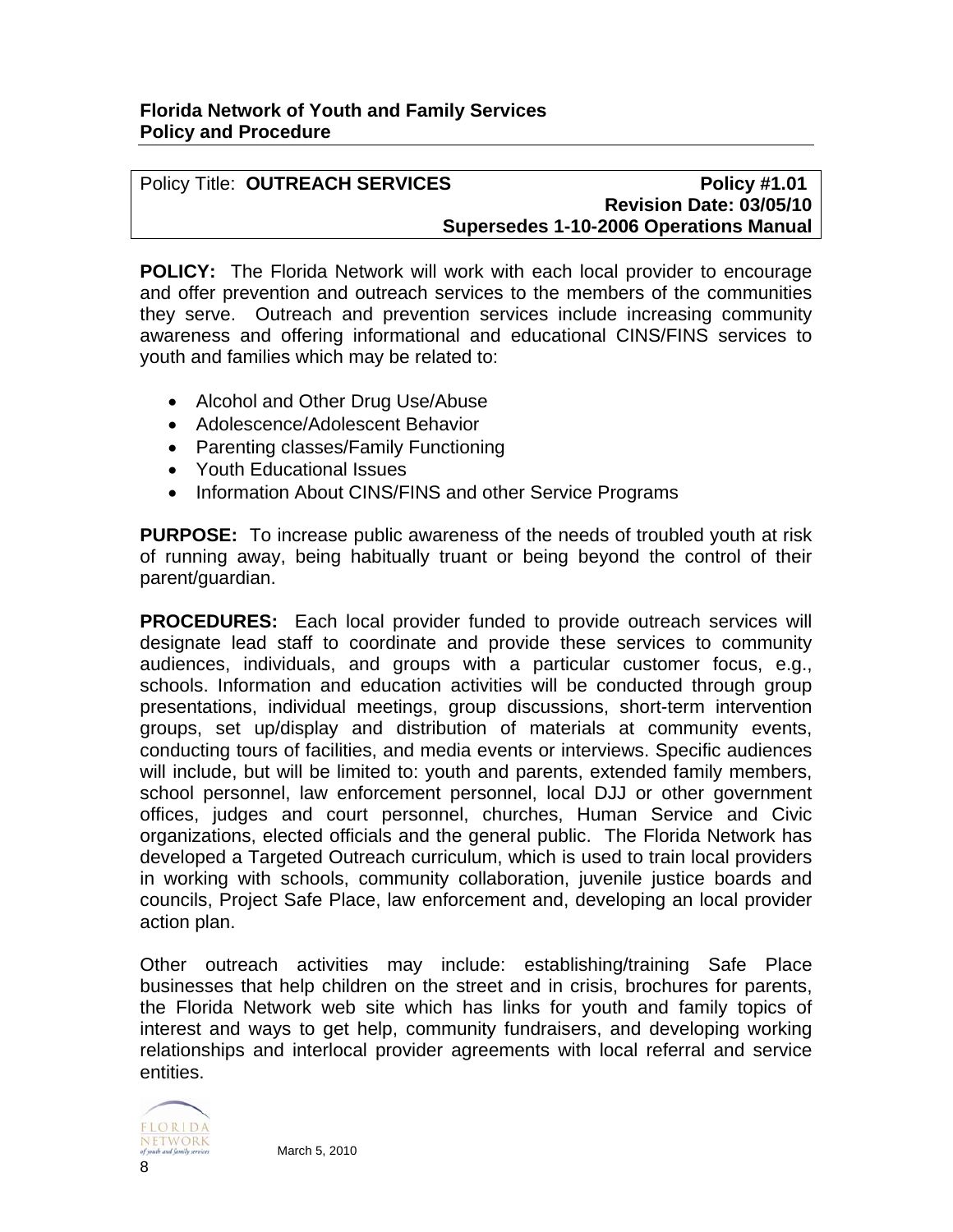**Florida Network of Youth and Family Services**
**Policy and Procedure**

| Policy Title: **OUTREACH SERVICES** | **Policy #1.01** **Revision Date: 03/05/10** **Supersedes 1-10-2006 Operations Manual** |
|---|---|

**POLICY:** The Florida Network will work with each local provider to encourage and offer prevention and outreach services to the members of the communities they serve. Outreach and prevention services include increasing community awareness and offering informational and educational CINS/FINS services to youth and families which may be related to:

- Alcohol and Other Drug Use/Abuse
- Adolescence/Adolescent Behavior
- Parenting classes/Family Functioning
- Youth Educational Issues
- Information About CINS/FINS and other Service Programs

**PURPOSE:** To increase public awareness of the needs of troubled youth at risk of running away, being habitually truant or being beyond the control of their parent/guardian.

**PROCEDURES:** Each local provider funded to provide outreach services will designate lead staff to coordinate and provide these services to community audiences, individuals, and groups with a particular customer focus, e.g., schools. Information and education activities will be conducted through group presentations, individual meetings, group discussions, short-term intervention groups, set up/display and distribution of materials at community events, conducting tours of facilities, and media events or interviews. Specific audiences will include, but will be limited to: youth and parents, extended family members, school personnel, law enforcement personnel, local DJJ or other government offices, judges and court personnel, churches, Human Service and Civic organizations, elected officials and the general public. The Florida Network has developed a Targeted Outreach curriculum, which is used to train local providers in working with schools, community collaboration, juvenile justice boards and councils, Project Safe Place, law enforcement and, developing an local provider action plan.

Other outreach activities may include: establishing/training Safe Place businesses that help children on the street and in crisis, brochures for parents, the Florida Network web site which has links for youth and family topics of interest and ways to get help, community fundraisers, and developing working relationships and interlocal provider agreements with local referral and service entities.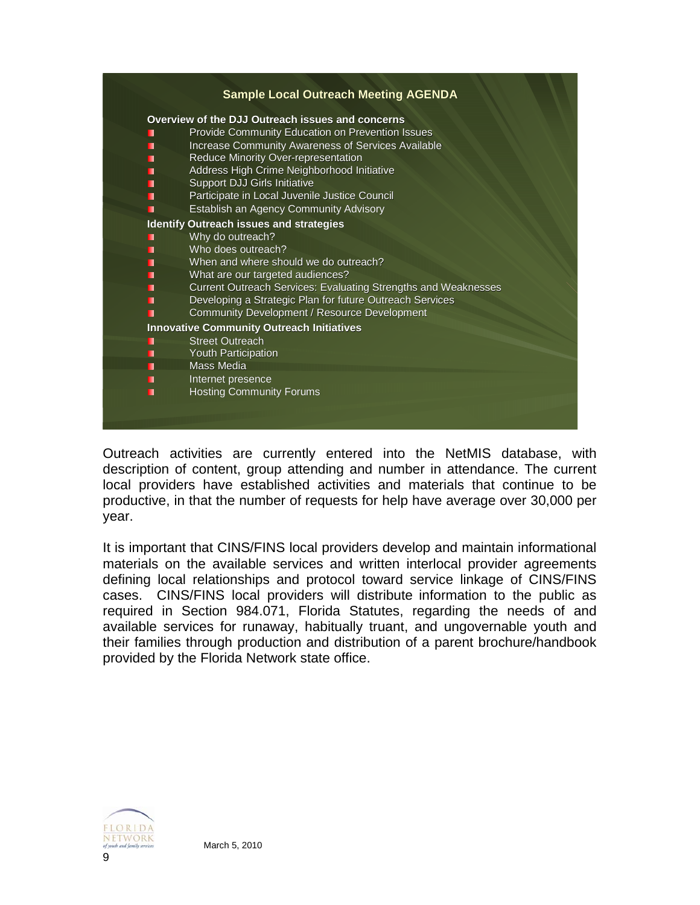**Sample Local Outreach Meeting AGENDA**

**Overview of the DJJ Outreach issues and concerns**

- Provide Community Education on Prevention Issues
- Increase Community Awareness of Services Available
- Reduce Minority Over-representation
- Address High Crime Neighborhood Initiative
- Support DJJ Girls Initiative
- Participate in Local Juvenile Justice Council
- Establish an Agency Community Advisory

**Identify Outreach issues and strategies**

- Why do outreach?
- Who does outreach?
- When and where should we do outreach?
- What are our targeted audiences?
- Current Outreach Services: Evaluating Strengths and Weaknesses
- Developing a Strategic Plan for future Outreach Services
- Community Development / Resource Development

**Innovative Community Outreach Initiatives**

- Street Outreach
- Youth Participation
- Mass Media
- Internet presence
- Hosting Community Forums

Outreach activities are currently entered into the NetMIS database, with description of content, group attending and number in attendance. The current local providers have established activities and materials that continue to be productive, in that the number of requests for help have average over 30,000 per year.

It is important that CINS/FINS local providers develop and maintain informational materials on the available services and written interlocal provider agreements defining local relationships and protocol toward service linkage of CINS/FINS cases. CINS/FINS local providers will distribute information to the public as required in Section 984.071, Florida Statutes, regarding the needs of and available services for runaway, habitually truant, and ungovernable youth and their families through production and distribution of a parent brochure/handbook provided by the Florida Network state office.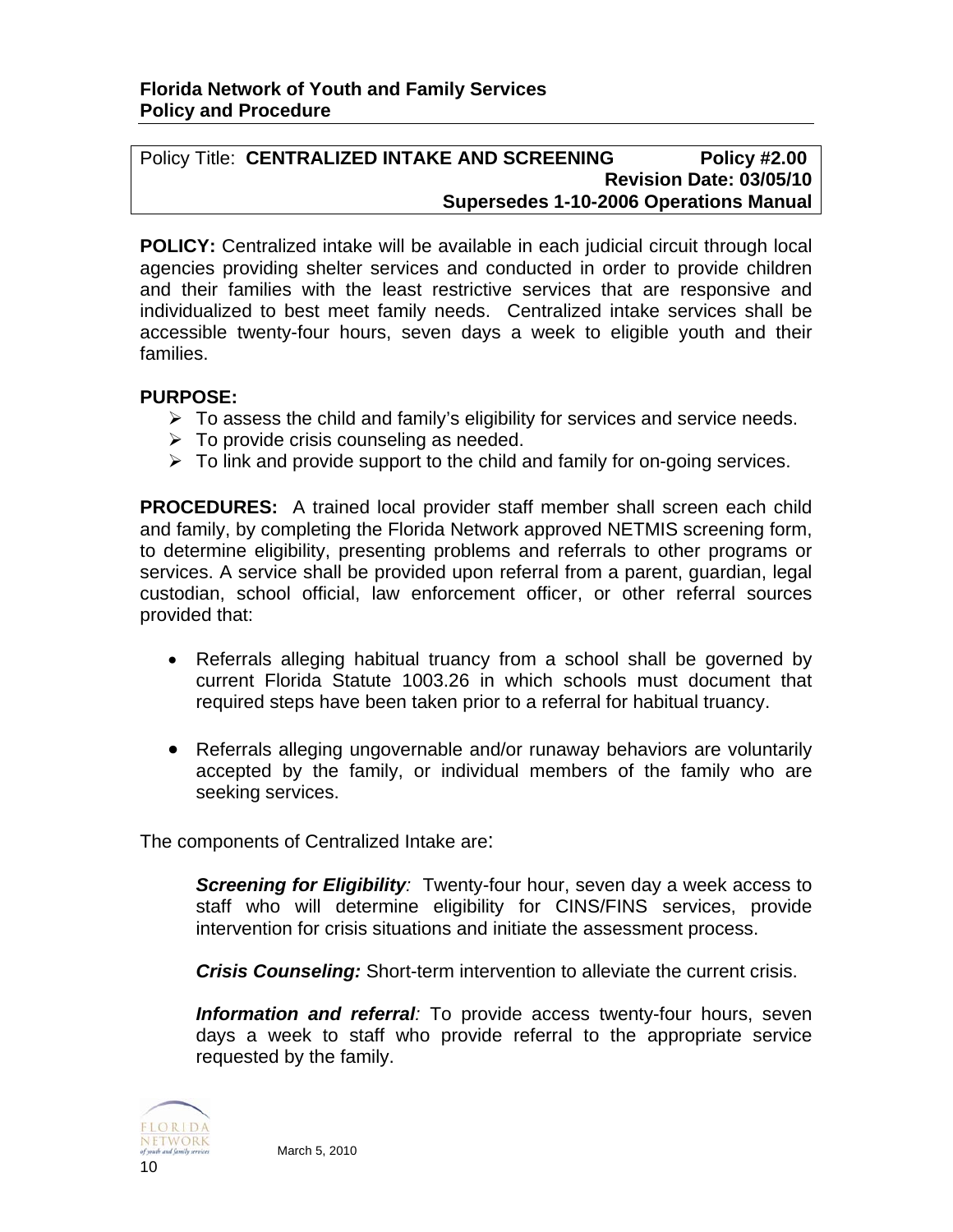**Florida Network of Youth and Family Services**
**Policy and Procedure**

| Policy Title: **CENTRALIZED INTAKE AND SCREENING** | **Policy #2.00** |
| --- | --- |
| | **Revision Date: 03/05/10** |
| | **Supersedes 1-10-2006 Operations Manual** |

**POLICY:** Centralized intake will be available in each judicial circuit through local agencies providing shelter services and conducted in order to provide children and their families with the least restrictive services that are responsive and individualized to best meet family needs. Centralized intake services shall be accessible twenty-four hours, seven days a week to eligible youth and their families.

**PURPOSE:**

- To assess the child and family's eligibility for services and service needs.
- To provide crisis counseling as needed.
- To link and provide support to the child and family for on-going services.

**PROCEDURES:** A trained local provider staff member shall screen each child and family, by completing the Florida Network approved NETMIS screening form, to determine eligibility, presenting problems and referrals to other programs or services. A service shall be provided upon referral from a parent, guardian, legal custodian, school official, law enforcement officer, or other referral sources provided that:

- Referrals alleging habitual truancy from a school shall be governed by current Florida Statute 1003.26 in which schools must document that required steps have been taken prior to a referral for habitual truancy.

- Referrals alleging ungovernable and/or runaway behaviors are voluntarily accepted by the family, or individual members of the family who are seeking services.

The components of Centralized Intake are:

***Screening for Eligibility**:* Twenty-four hour, seven day a week access to staff who will determine eligibility for CINS/FINS services, provide intervention for crisis situations and initiate the assessment process.

***Crisis Counseling:*** Short-term intervention to alleviate the current crisis.

***Information and referral**:* To provide access twenty-four hours, seven days a week to staff who provide referral to the appropriate service requested by the family.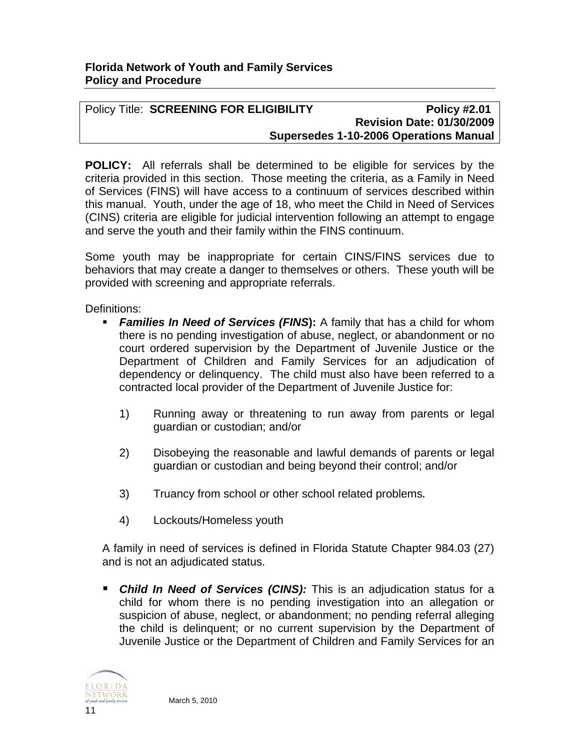**Florida Network of Youth and Family Services**
**Policy and Procedure**

| Policy Title: **SCREENING FOR ELIGIBILITY** | **Policy #2.01** |
|---|---|
| | **Revision Date: 01/30/2009** |
| | **Supersedes 1-10-2006 Operations Manual** |

**POLICY:** All referrals shall be determined to be eligible for services by the criteria provided in this section. Those meeting the criteria, as a Family in Need of Services (FINS) will have access to a continuum of services described within this manual. Youth, under the age of 18, who meet the Child in Need of Services (CINS) criteria are eligible for judicial intervention following an attempt to engage and serve the youth and their family within the FINS continuum.

Some youth may be inappropriate for certain CINS/FINS services due to behaviors that may create a danger to themselves or others. These youth will be provided with screening and appropriate referrals.

Definitions:

- ***Families In Need of Services (FINS*):** A family that has a child for whom there is no pending investigation of abuse, neglect, or abandonment or no court ordered supervision by the Department of Juvenile Justice or the Department of Children and Family Services for an adjudication of dependency or delinquency. The child must also have been referred to a contracted local provider of the Department of Juvenile Justice for:

  1) Running away or threatening to run away from parents or legal guardian or custodian; and/or

  2) Disobeying the reasonable and lawful demands of parents or legal guardian or custodian and being beyond their control; and/or

  3) Truancy from school or other school related problems*.*

  4) Lockouts/Homeless youth

  A family in need of services is defined in Florida Statute Chapter 984.03 (27) and is not an adjudicated status.

- ***Child In Need of Services (CINS):*** This is an adjudication status for a child for whom there is no pending investigation into an allegation or suspicion of abuse, neglect, or abandonment; no pending referral alleging the child is delinquent; or no current supervision by the Department of Juvenile Justice or the Department of Children and Family Services for an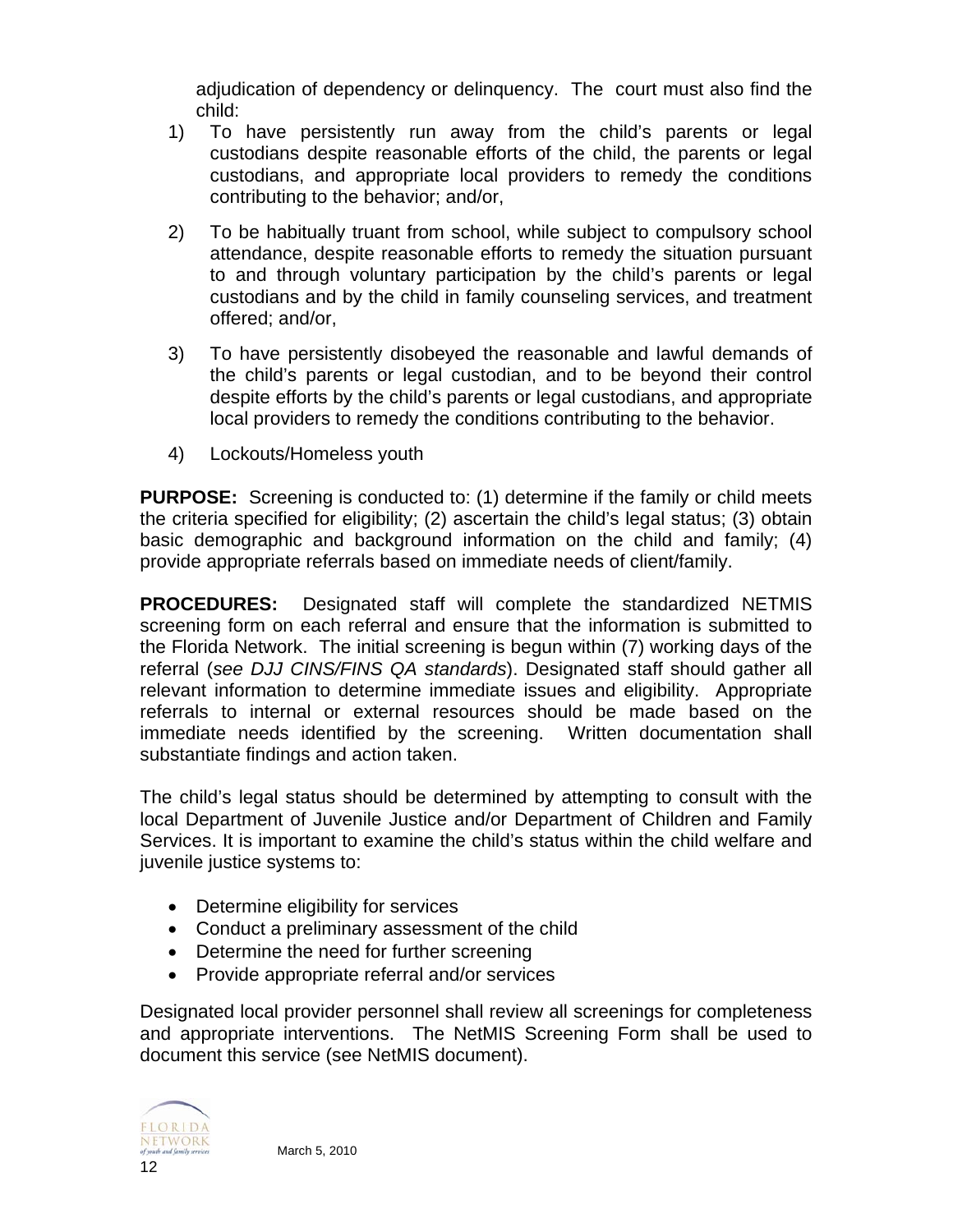adjudication of dependency or delinquency. The court must also find the child:

1) To have persistently run away from the child's parents or legal custodians despite reasonable efforts of the child, the parents or legal custodians, and appropriate local providers to remedy the conditions contributing to the behavior; and/or,

2) To be habitually truant from school, while subject to compulsory school attendance, despite reasonable efforts to remedy the situation pursuant to and through voluntary participation by the child's parents or legal custodians and by the child in family counseling services, and treatment offered; and/or,

3) To have persistently disobeyed the reasonable and lawful demands of the child's parents or legal custodian, and to be beyond their control despite efforts by the child's parents or legal custodians, and appropriate local providers to remedy the conditions contributing to the behavior.

4) Lockouts/Homeless youth

**PURPOSE:** Screening is conducted to: (1) determine if the family or child meets the criteria specified for eligibility; (2) ascertain the child's legal status; (3) obtain basic demographic and background information on the child and family; (4) provide appropriate referrals based on immediate needs of client/family.

**PROCEDURES:** Designated staff will complete the standardized NETMIS screening form on each referral and ensure that the information is submitted to the Florida Network. The initial screening is begun within (7) working days of the referral (*see DJJ CINS/FINS QA standards*). Designated staff should gather all relevant information to determine immediate issues and eligibility. Appropriate referrals to internal or external resources should be made based on the immediate needs identified by the screening. Written documentation shall substantiate findings and action taken.

The child's legal status should be determined by attempting to consult with the local Department of Juvenile Justice and/or Department of Children and Family Services. It is important to examine the child's status within the child welfare and juvenile justice systems to:

- Determine eligibility for services
- Conduct a preliminary assessment of the child
- Determine the need for further screening
- Provide appropriate referral and/or services

Designated local provider personnel shall review all screenings for completeness and appropriate interventions. The NetMIS Screening Form shall be used to document this service (see NetMIS document).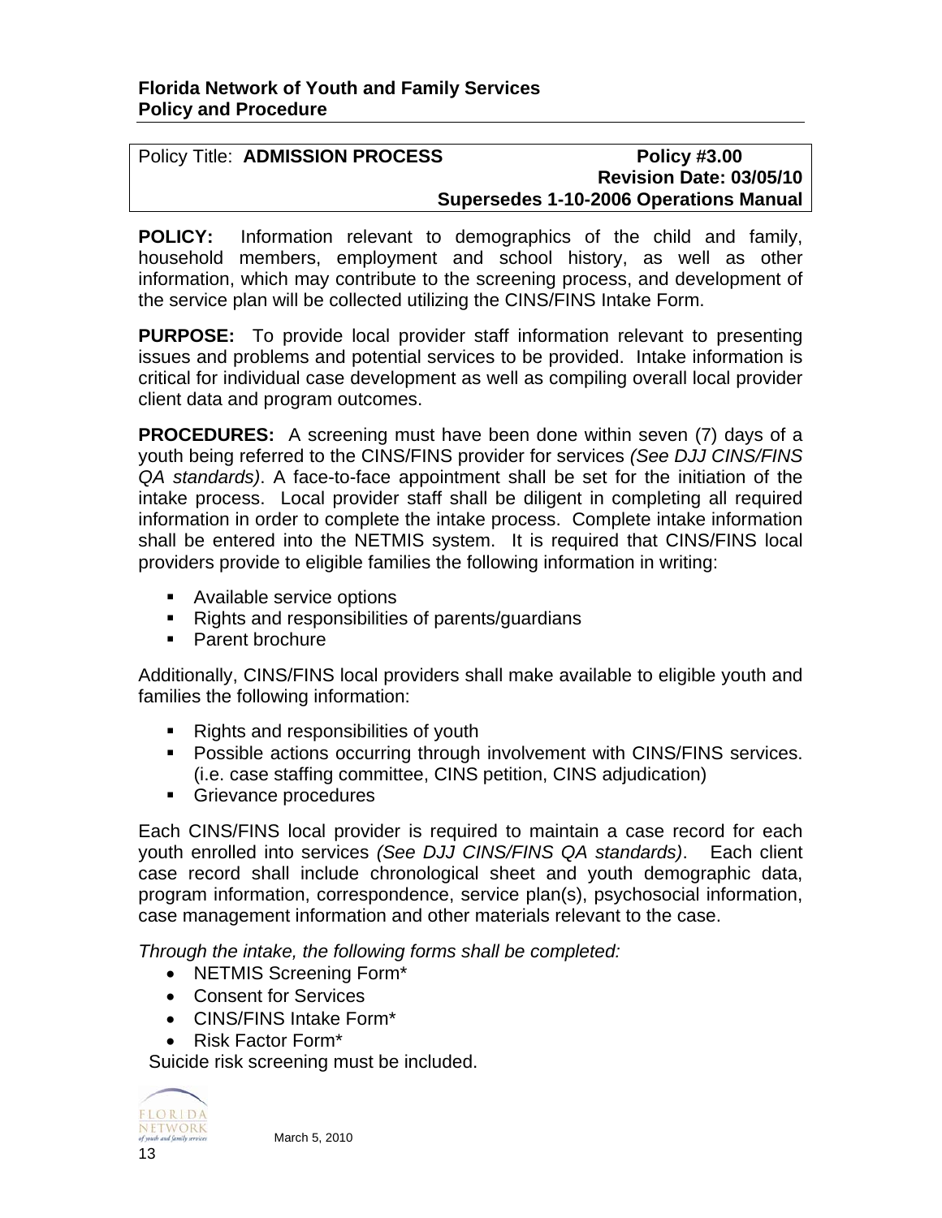**Florida Network of Youth and Family Services**
**Policy and Procedure**

| Policy Title: **ADMISSION PROCESS** | **Policy #3.00** |
|---|---|
| | **Revision Date: 03/05/10** |
| | **Supersedes 1-10-2006 Operations Manual** |

**POLICY:** Information relevant to demographics of the child and family, household members, employment and school history, as well as other information, which may contribute to the screening process, and development of the service plan will be collected utilizing the CINS/FINS Intake Form.

**PURPOSE:** To provide local provider staff information relevant to presenting issues and problems and potential services to be provided. Intake information is critical for individual case development as well as compiling overall local provider client data and program outcomes.

**PROCEDURES:** A screening must have been done within seven (7) days of a youth being referred to the CINS/FINS provider for services *(See DJJ CINS/FINS QA standards)*. A face-to-face appointment shall be set for the initiation of the intake process. Local provider staff shall be diligent in completing all required information in order to complete the intake process. Complete intake information shall be entered into the NETMIS system. It is required that CINS/FINS local providers provide to eligible families the following information in writing:

- Available service options
- Rights and responsibilities of parents/guardians
- Parent brochure

Additionally, CINS/FINS local providers shall make available to eligible youth and families the following information:

- Rights and responsibilities of youth
- Possible actions occurring through involvement with CINS/FINS services. (i.e. case staffing committee, CINS petition, CINS adjudication)
- Grievance procedures

Each CINS/FINS local provider is required to maintain a case record for each youth enrolled into services *(See DJJ CINS/FINS QA standards)*. Each client case record shall include chronological sheet and youth demographic data, program information, correspondence, service plan(s), psychosocial information, case management information and other materials relevant to the case.

*Through the intake, the following forms shall be completed:*

- NETMIS Screening Form*
- Consent for Services
- CINS/FINS Intake Form*
- Risk Factor Form*

Suicide risk screening must be included.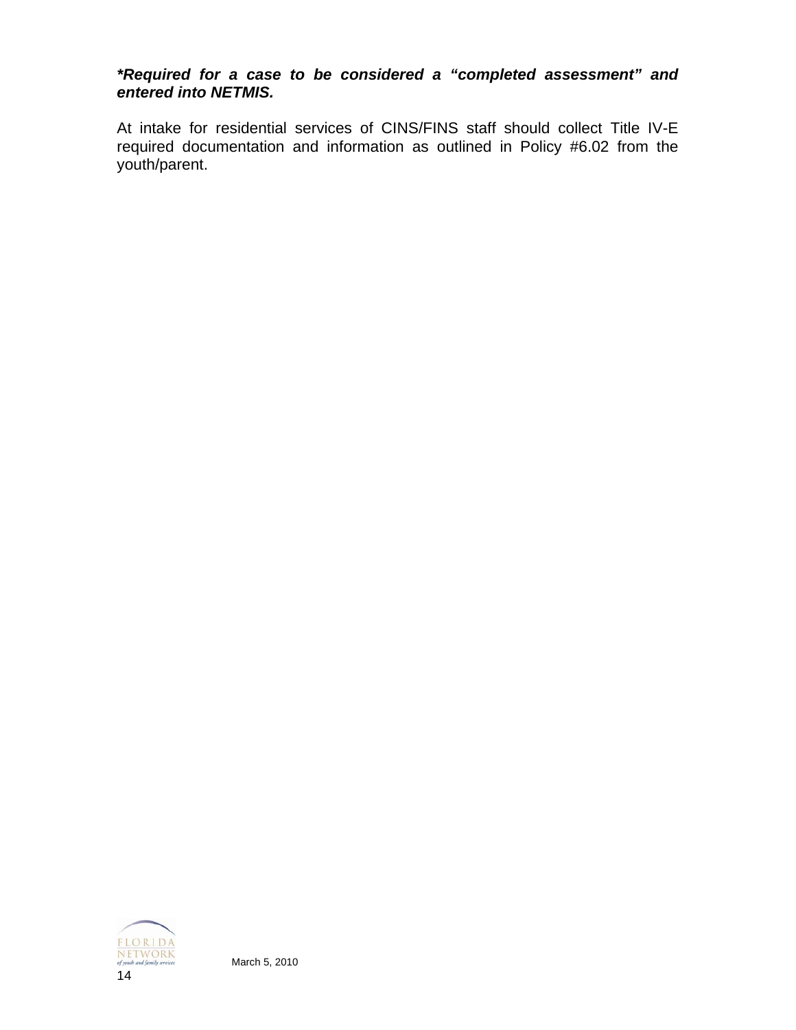***Required for a case to be considered a "completed assessment" and entered into NETMIS.**

At intake for residential services of CINS/FINS staff should collect Title IV-E required documentation and information as outlined in Policy #6.02 from the youth/parent.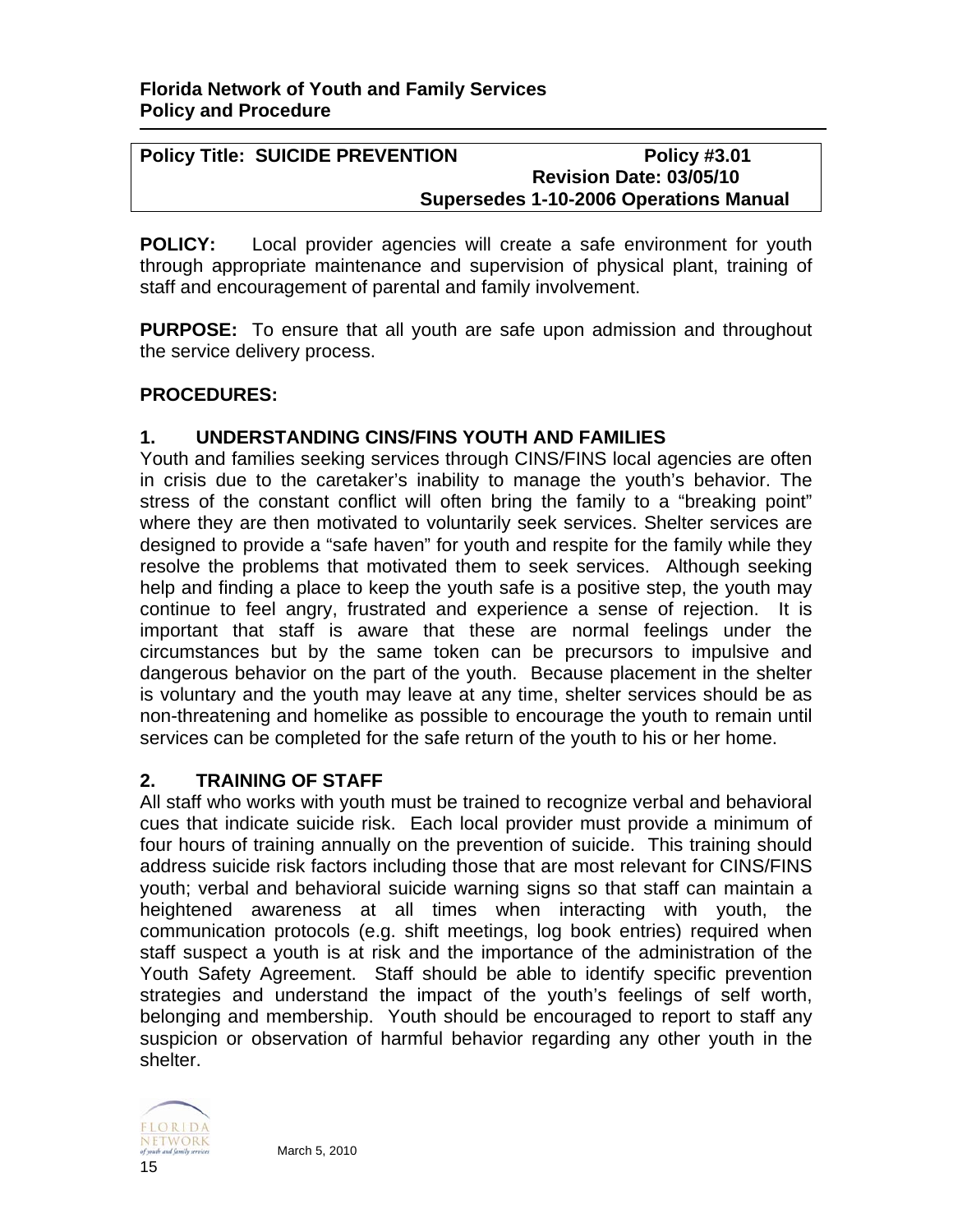**Florida Network of Youth and Family Services**
**Policy and Procedure**

| Policy Title: SUICIDE PREVENTION | Policy #3.01 |
|---|---|
| | Revision Date: 03/05/10 |
| | Supersedes 1-10-2006 Operations Manual |

**POLICY:** Local provider agencies will create a safe environment for youth through appropriate maintenance and supervision of physical plant, training of staff and encouragement of parental and family involvement.

**PURPOSE:** To ensure that all youth are safe upon admission and throughout the service delivery process.

**PROCEDURES:**

**1. UNDERSTANDING CINS/FINS YOUTH AND FAMILIES**

Youth and families seeking services through CINS/FINS local agencies are often in crisis due to the caretaker's inability to manage the youth's behavior. The stress of the constant conflict will often bring the family to a "breaking point" where they are then motivated to voluntarily seek services. Shelter services are designed to provide a "safe haven" for youth and respite for the family while they resolve the problems that motivated them to seek services. Although seeking help and finding a place to keep the youth safe is a positive step, the youth may continue to feel angry, frustrated and experience a sense of rejection. It is important that staff is aware that these are normal feelings under the circumstances but by the same token can be precursors to impulsive and dangerous behavior on the part of the youth. Because placement in the shelter is voluntary and the youth may leave at any time, shelter services should be as non-threatening and homelike as possible to encourage the youth to remain until services can be completed for the safe return of the youth to his or her home.

**2. TRAINING OF STAFF**

All staff who works with youth must be trained to recognize verbal and behavioral cues that indicate suicide risk. Each local provider must provide a minimum of four hours of training annually on the prevention of suicide. This training should address suicide risk factors including those that are most relevant for CINS/FINS youth; verbal and behavioral suicide warning signs so that staff can maintain a heightened awareness at all times when interacting with youth, the communication protocols (e.g. shift meetings, log book entries) required when staff suspect a youth is at risk and the importance of the administration of the Youth Safety Agreement. Staff should be able to identify specific prevention strategies and understand the impact of the youth's feelings of self worth, belonging and membership. Youth should be encouraged to report to staff any suspicion or observation of harmful behavior regarding any other youth in the shelter.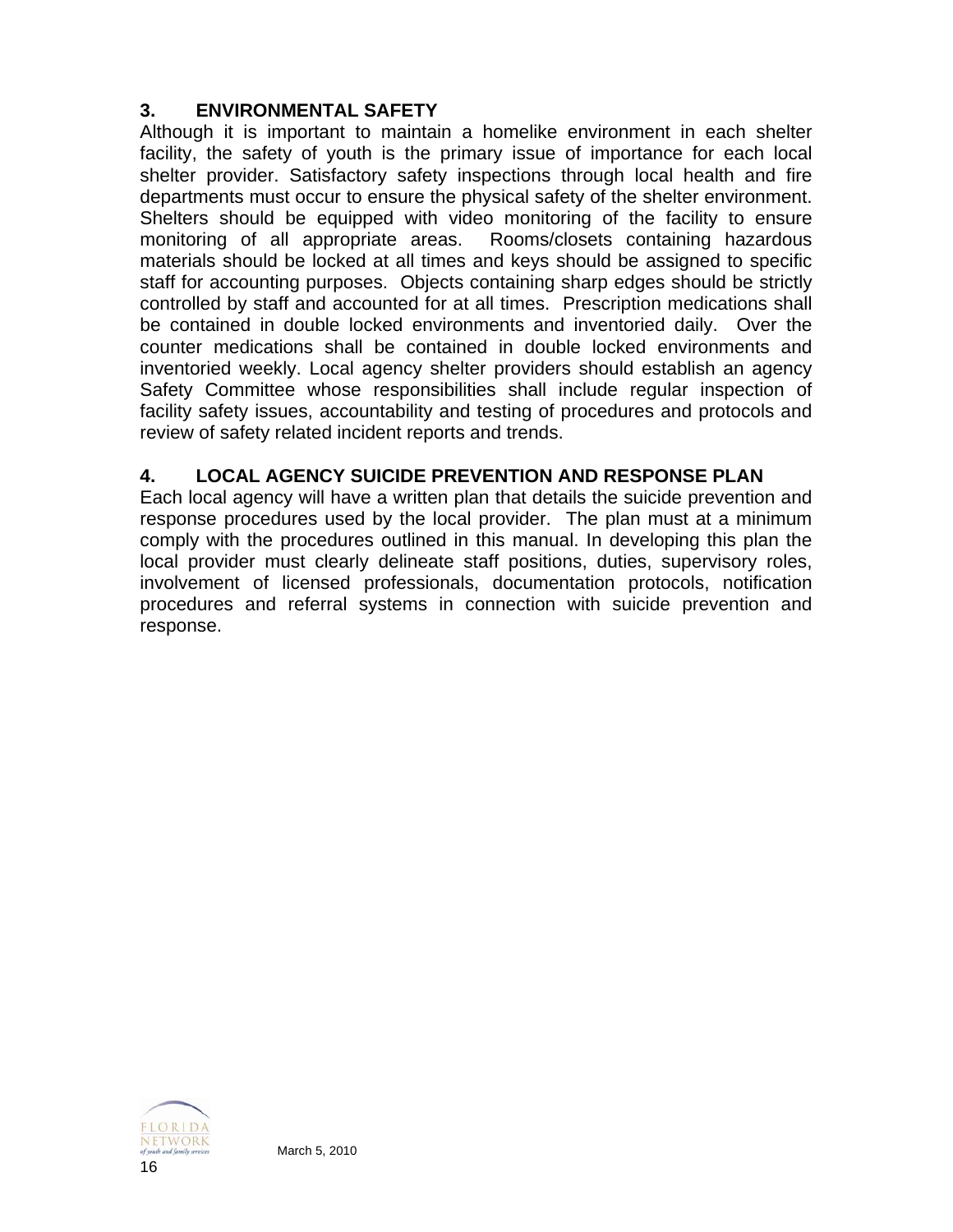### 3. ENVIRONMENTAL SAFETY

Although it is important to maintain a homelike environment in each shelter facility, the safety of youth is the primary issue of importance for each local shelter provider. Satisfactory safety inspections through local health and fire departments must occur to ensure the physical safety of the shelter environment. Shelters should be equipped with video monitoring of the facility to ensure monitoring of all appropriate areas. Rooms/closets containing hazardous materials should be locked at all times and keys should be assigned to specific staff for accounting purposes. Objects containing sharp edges should be strictly controlled by staff and accounted for at all times. Prescription medications shall be contained in double locked environments and inventoried daily. Over the counter medications shall be contained in double locked environments and inventoried weekly. Local agency shelter providers should establish an agency Safety Committee whose responsibilities shall include regular inspection of facility safety issues, accountability and testing of procedures and protocols and review of safety related incident reports and trends.

### 4. LOCAL AGENCY SUICIDE PREVENTION AND RESPONSE PLAN

Each local agency will have a written plan that details the suicide prevention and response procedures used by the local provider. The plan must at a minimum comply with the procedures outlined in this manual. In developing this plan the local provider must clearly delineate staff positions, duties, supervisory roles, involvement of licensed professionals, documentation protocols, notification procedures and referral systems in connection with suicide prevention and response.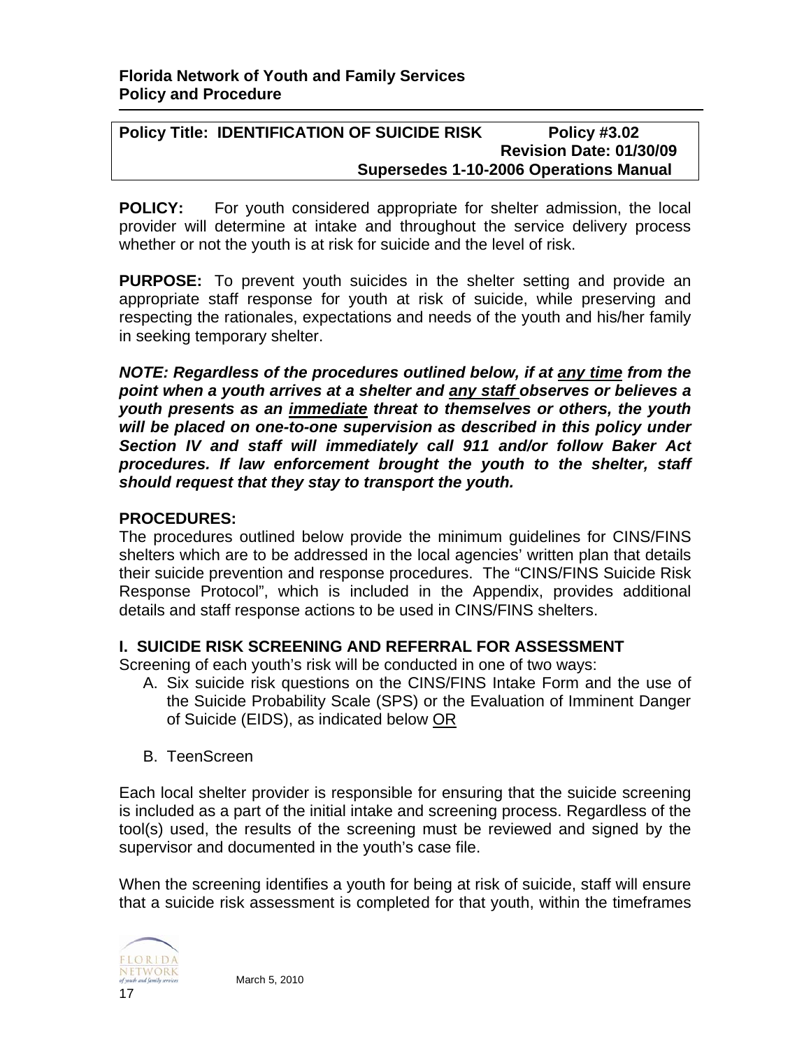**Florida Network of Youth and Family Services**
**Policy and Procedure**

| Policy Title: IDENTIFICATION OF SUICIDE RISK | Policy #3.02<br>Revision Date: 01/30/09<br>Supersedes 1-10-2006 Operations Manual |
|---|---|

**POLICY:** For youth considered appropriate for shelter admission, the local provider will determine at intake and throughout the service delivery process whether or not the youth is at risk for suicide and the level of risk.

**PURPOSE:** To prevent youth suicides in the shelter setting and provide an appropriate staff response for youth at risk of suicide, while preserving and respecting the rationales, expectations and needs of the youth and his/her family in seeking temporary shelter.

***NOTE: Regardless of the procedures outlined below, if at <u>any time</u> from the point when a youth arrives at a shelter and <u>any staff</u> observes or believes a youth presents as an <u>immediate</u> threat to themselves or others, the youth will be placed on one-to-one supervision as described in this policy under Section IV and staff will immediately call 911 and/or follow Baker Act procedures. If law enforcement brought the youth to the shelter, staff should request that they stay to transport the youth.***

**PROCEDURES:**

The procedures outlined below provide the minimum guidelines for CINS/FINS shelters which are to be addressed in the local agencies' written plan that details their suicide prevention and response procedures. The "CINS/FINS Suicide Risk Response Protocol", which is included in the Appendix, provides additional details and staff response actions to be used in CINS/FINS shelters.

## I. SUICIDE RISK SCREENING AND REFERRAL FOR ASSESSMENT

Screening of each youth's risk will be conducted in one of two ways:

A. Six suicide risk questions on the CINS/FINS Intake Form and the use of the Suicide Probability Scale (SPS) or the Evaluation of Imminent Danger of Suicide (EIDS), as indicated below <u>OR</u>

B. TeenScreen

Each local shelter provider is responsible for ensuring that the suicide screening is included as a part of the initial intake and screening process. Regardless of the tool(s) used, the results of the screening must be reviewed and signed by the supervisor and documented in the youth's case file.

When the screening identifies a youth for being at risk of suicide, staff will ensure that a suicide risk assessment is completed for that youth, within the timeframes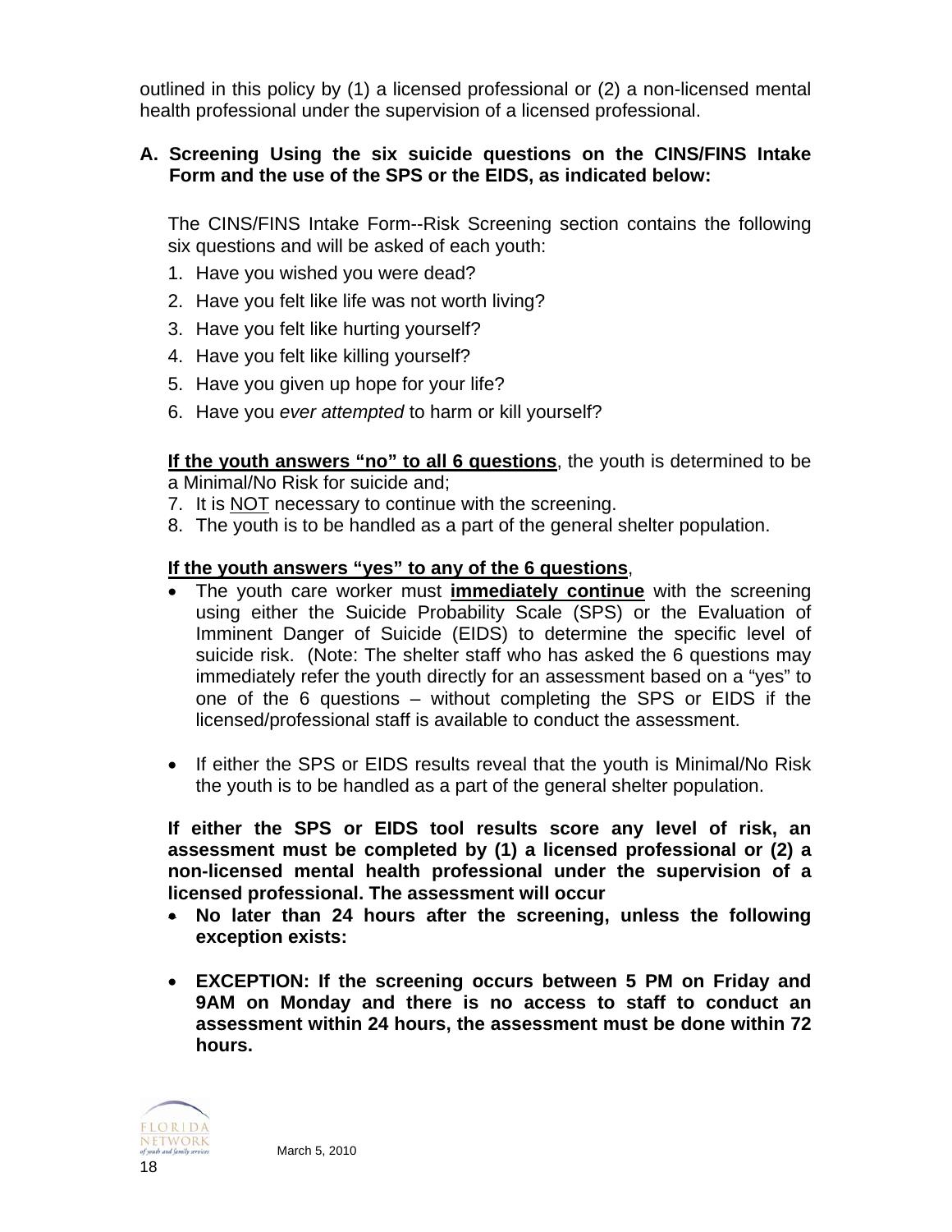outlined in this policy by (1) a licensed professional or (2) a non-licensed mental health professional under the supervision of a licensed professional.

**A. Screening Using the six suicide questions on the CINS/FINS Intake Form and the use of the SPS or the EIDS, as indicated below:**

The CINS/FINS Intake Form--Risk Screening section contains the following six questions and will be asked of each youth:

1. Have you wished you were dead?
2. Have you felt like life was not worth living?
3. Have you felt like hurting yourself?
4. Have you felt like killing yourself?
5. Have you given up hope for your life?
6. Have you *ever attempted* to harm or kill yourself?

**<u>If the youth answers "no" to all 6 questions</u>**, the youth is determined to be a Minimal/No Risk for suicide and;

7. It is <u>NOT</u> necessary to continue with the screening.
8. The youth is to be handled as a part of the general shelter population.

**<u>If the youth answers "yes" to any of the 6 questions</u>**,

- The youth care worker must **<u>immediately continue</u>** with the screening using either the Suicide Probability Scale (SPS) or the Evaluation of Imminent Danger of Suicide (EIDS) to determine the specific level of suicide risk. (Note: The shelter staff who has asked the 6 questions may immediately refer the youth directly for an assessment based on a "yes" to one of the 6 questions – without completing the SPS or EIDS if the licensed/professional staff is available to conduct the assessment.
- If either the SPS or EIDS results reveal that the youth is Minimal/No Risk the youth is to be handled as a part of the general shelter population.

**If either the SPS or EIDS tool results score any level of risk, an assessment must be completed by (1) a licensed professional or (2) a non-licensed mental health professional under the supervision of a licensed professional. The assessment will occur**

- **No later than 24 hours after the screening, unless the following exception exists:**
- **EXCEPTION: If the screening occurs between 5 PM on Friday and 9AM on Monday and there is no access to staff to conduct an assessment within 24 hours, the assessment must be done within 72 hours.**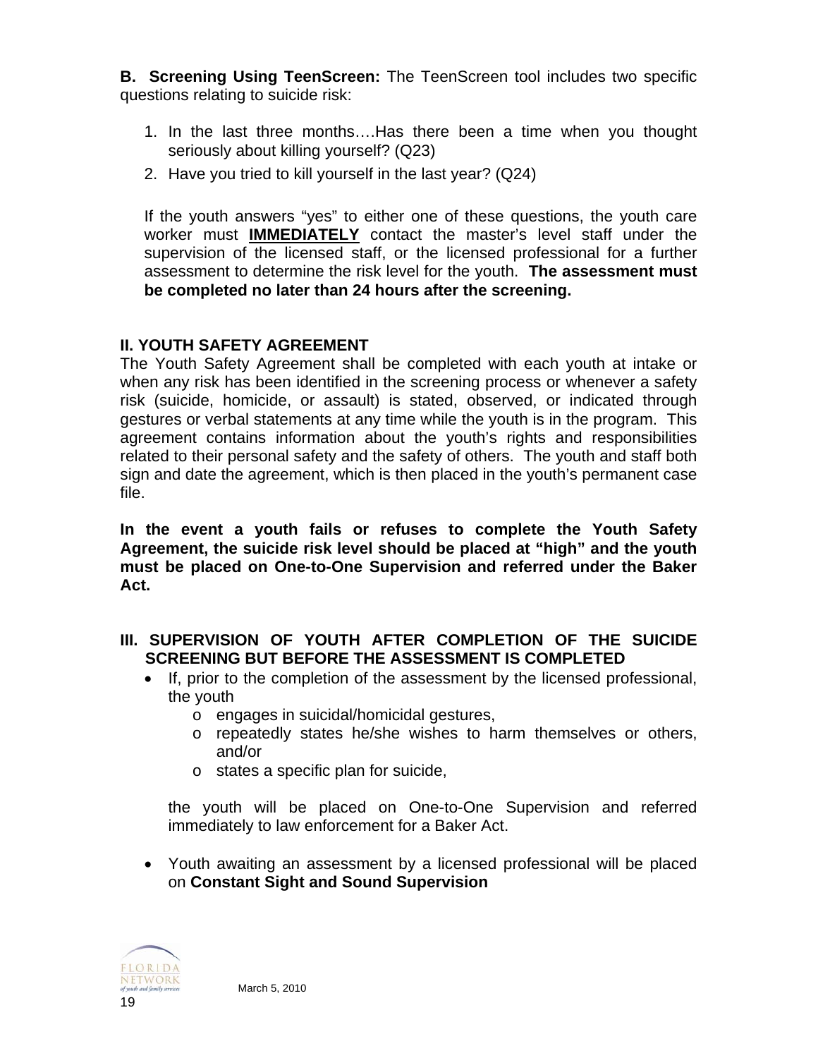**B. Screening Using TeenScreen:** The TeenScreen tool includes two specific questions relating to suicide risk:

1. In the last three months….Has there been a time when you thought seriously about killing yourself? (Q23)
2. Have you tried to kill yourself in the last year? (Q24)

If the youth answers "yes" to either one of these questions, the youth care worker must **IMMEDIATELY** contact the master's level staff under the supervision of the licensed staff, or the licensed professional for a further assessment to determine the risk level for the youth. **The assessment must be completed no later than 24 hours after the screening.**

## II. YOUTH SAFETY AGREEMENT

The Youth Safety Agreement shall be completed with each youth at intake or when any risk has been identified in the screening process or whenever a safety risk (suicide, homicide, or assault) is stated, observed, or indicated through gestures or verbal statements at any time while the youth is in the program. This agreement contains information about the youth's rights and responsibilities related to their personal safety and the safety of others. The youth and staff both sign and date the agreement, which is then placed in the youth's permanent case file.

**In the event a youth fails or refuses to complete the Youth Safety Agreement, the suicide risk level should be placed at "high" and the youth must be placed on One-to-One Supervision and referred under the Baker Act.**

## III. SUPERVISION OF YOUTH AFTER COMPLETION OF THE SUICIDE SCREENING BUT BEFORE THE ASSESSMENT IS COMPLETED

- If, prior to the completion of the assessment by the licensed professional, the youth
  - engages in suicidal/homicidal gestures,
  - repeatedly states he/she wishes to harm themselves or others, and/or
  - states a specific plan for suicide,

  the youth will be placed on One-to-One Supervision and referred immediately to law enforcement for a Baker Act.

- Youth awaiting an assessment by a licensed professional will be placed on **Constant Sight and Sound Supervision**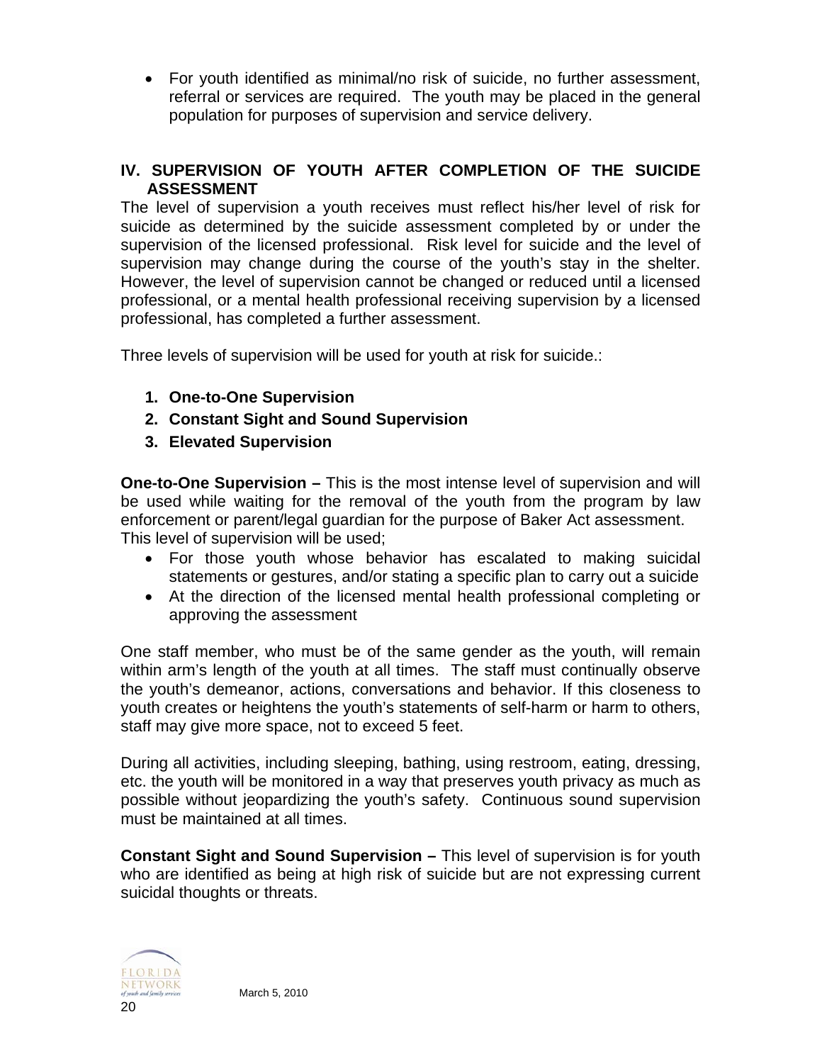- For youth identified as minimal/no risk of suicide, no further assessment, referral or services are required. The youth may be placed in the general population for purposes of supervision and service delivery.

## IV. SUPERVISION OF YOUTH AFTER COMPLETION OF THE SUICIDE ASSESSMENT

The level of supervision a youth receives must reflect his/her level of risk for suicide as determined by the suicide assessment completed by or under the supervision of the licensed professional. Risk level for suicide and the level of supervision may change during the course of the youth's stay in the shelter. However, the level of supervision cannot be changed or reduced until a licensed professional, or a mental health professional receiving supervision by a licensed professional, has completed a further assessment.

Three levels of supervision will be used for youth at risk for suicide.:

1. **One-to-One Supervision**
2. **Constant Sight and Sound Supervision**
3. **Elevated Supervision**

**One-to-One Supervision –** This is the most intense level of supervision and will be used while waiting for the removal of the youth from the program by law enforcement or parent/legal guardian for the purpose of Baker Act assessment. This level of supervision will be used;

- For those youth whose behavior has escalated to making suicidal statements or gestures, and/or stating a specific plan to carry out a suicide
- At the direction of the licensed mental health professional completing or approving the assessment

One staff member, who must be of the same gender as the youth, will remain within arm's length of the youth at all times. The staff must continually observe the youth's demeanor, actions, conversations and behavior. If this closeness to youth creates or heightens the youth's statements of self-harm or harm to others, staff may give more space, not to exceed 5 feet.

During all activities, including sleeping, bathing, using restroom, eating, dressing, etc. the youth will be monitored in a way that preserves youth privacy as much as possible without jeopardizing the youth's safety. Continuous sound supervision must be maintained at all times.

**Constant Sight and Sound Supervision –** This level of supervision is for youth who are identified as being at high risk of suicide but are not expressing current suicidal thoughts or threats.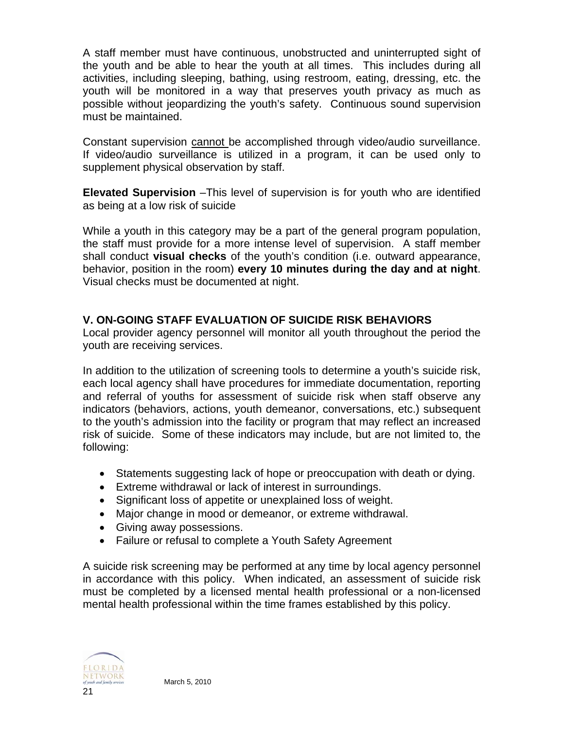A staff member must have continuous, unobstructed and uninterrupted sight of the youth and be able to hear the youth at all times. This includes during all activities, including sleeping, bathing, using restroom, eating, dressing, etc. the youth will be monitored in a way that preserves youth privacy as much as possible without jeopardizing the youth's safety. Continuous sound supervision must be maintained.

Constant supervision <u>cannot</u> be accomplished through video/audio surveillance. If video/audio surveillance is utilized in a program, it can be used only to supplement physical observation by staff.

**Elevated Supervision** –This level of supervision is for youth who are identified as being at a low risk of suicide

While a youth in this category may be a part of the general program population, the staff must provide for a more intense level of supervision. A staff member shall conduct **visual checks** of the youth's condition (i.e. outward appearance, behavior, position in the room) **every 10 minutes during the day and at night**. Visual checks must be documented at night.

## V. ON-GOING STAFF EVALUATION OF SUICIDE RISK BEHAVIORS

Local provider agency personnel will monitor all youth throughout the period the youth are receiving services.

In addition to the utilization of screening tools to determine a youth's suicide risk, each local agency shall have procedures for immediate documentation, reporting and referral of youths for assessment of suicide risk when staff observe any indicators (behaviors, actions, youth demeanor, conversations, etc.) subsequent to the youth's admission into the facility or program that may reflect an increased risk of suicide. Some of these indicators may include, but are not limited to, the following:

- Statements suggesting lack of hope or preoccupation with death or dying.
- Extreme withdrawal or lack of interest in surroundings.
- Significant loss of appetite or unexplained loss of weight.
- Major change in mood or demeanor, or extreme withdrawal.
- Giving away possessions.
- Failure or refusal to complete a Youth Safety Agreement

A suicide risk screening may be performed at any time by local agency personnel in accordance with this policy. When indicated, an assessment of suicide risk must be completed by a licensed mental health professional or a non-licensed mental health professional within the time frames established by this policy.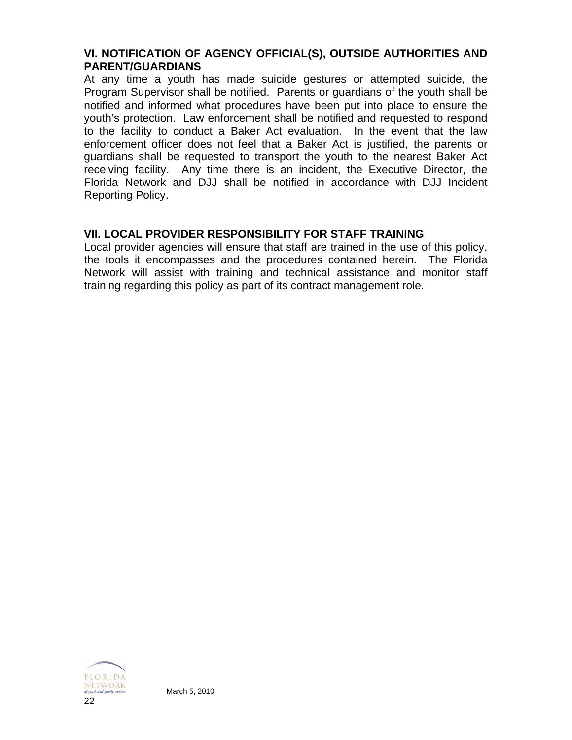## VI. NOTIFICATION OF AGENCY OFFICIAL(S), OUTSIDE AUTHORITIES AND PARENT/GUARDIANS

At any time a youth has made suicide gestures or attempted suicide, the Program Supervisor shall be notified. Parents or guardians of the youth shall be notified and informed what procedures have been put into place to ensure the youth's protection. Law enforcement shall be notified and requested to respond to the facility to conduct a Baker Act evaluation. In the event that the law enforcement officer does not feel that a Baker Act is justified, the parents or guardians shall be requested to transport the youth to the nearest Baker Act receiving facility. Any time there is an incident, the Executive Director, the Florida Network and DJJ shall be notified in accordance with DJJ Incident Reporting Policy.

## VII. LOCAL PROVIDER RESPONSIBILITY FOR STAFF TRAINING

Local provider agencies will ensure that staff are trained in the use of this policy, the tools it encompasses and the procedures contained herein. The Florida Network will assist with training and technical assistance and monitor staff training regarding this policy as part of its contract management role.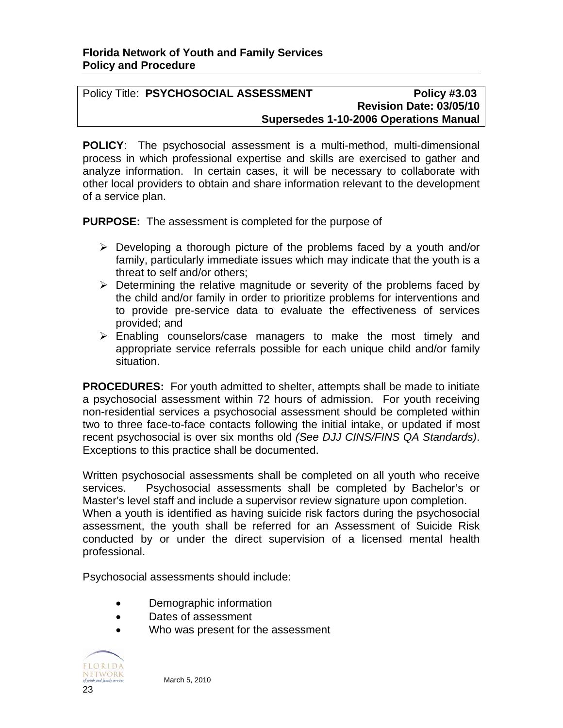**Florida Network of Youth and Family Services**
**Policy and Procedure**

| Policy Title: **PSYCHOSOCIAL ASSESSMENT** | **Policy #3.03** |
|---|---|
| | **Revision Date: 03/05/10** |
| | **Supersedes 1-10-2006 Operations Manual** |

**POLICY**: The psychosocial assessment is a multi-method, multi-dimensional process in which professional expertise and skills are exercised to gather and analyze information. In certain cases, it will be necessary to collaborate with other local providers to obtain and share information relevant to the development of a service plan.

**PURPOSE:** The assessment is completed for the purpose of

- Developing a thorough picture of the problems faced by a youth and/or family, particularly immediate issues which may indicate that the youth is a threat to self and/or others;
- Determining the relative magnitude or severity of the problems faced by the child and/or family in order to prioritize problems for interventions and to provide pre-service data to evaluate the effectiveness of services provided; and
- Enabling counselors/case managers to make the most timely and appropriate service referrals possible for each unique child and/or family situation.

**PROCEDURES:** For youth admitted to shelter, attempts shall be made to initiate a psychosocial assessment within 72 hours of admission. For youth receiving non-residential services a psychosocial assessment should be completed within two to three face-to-face contacts following the initial intake, or updated if most recent psychosocial is over six months old *(See DJJ CINS/FINS QA Standards)*. Exceptions to this practice shall be documented.

Written psychosocial assessments shall be completed on all youth who receive services. Psychosocial assessments shall be completed by Bachelor's or Master's level staff and include a supervisor review signature upon completion.
When a youth is identified as having suicide risk factors during the psychosocial assessment, the youth shall be referred for an Assessment of Suicide Risk conducted by or under the direct supervision of a licensed mental health professional.

Psychosocial assessments should include:

- Demographic information
- Dates of assessment
- Who was present for the assessment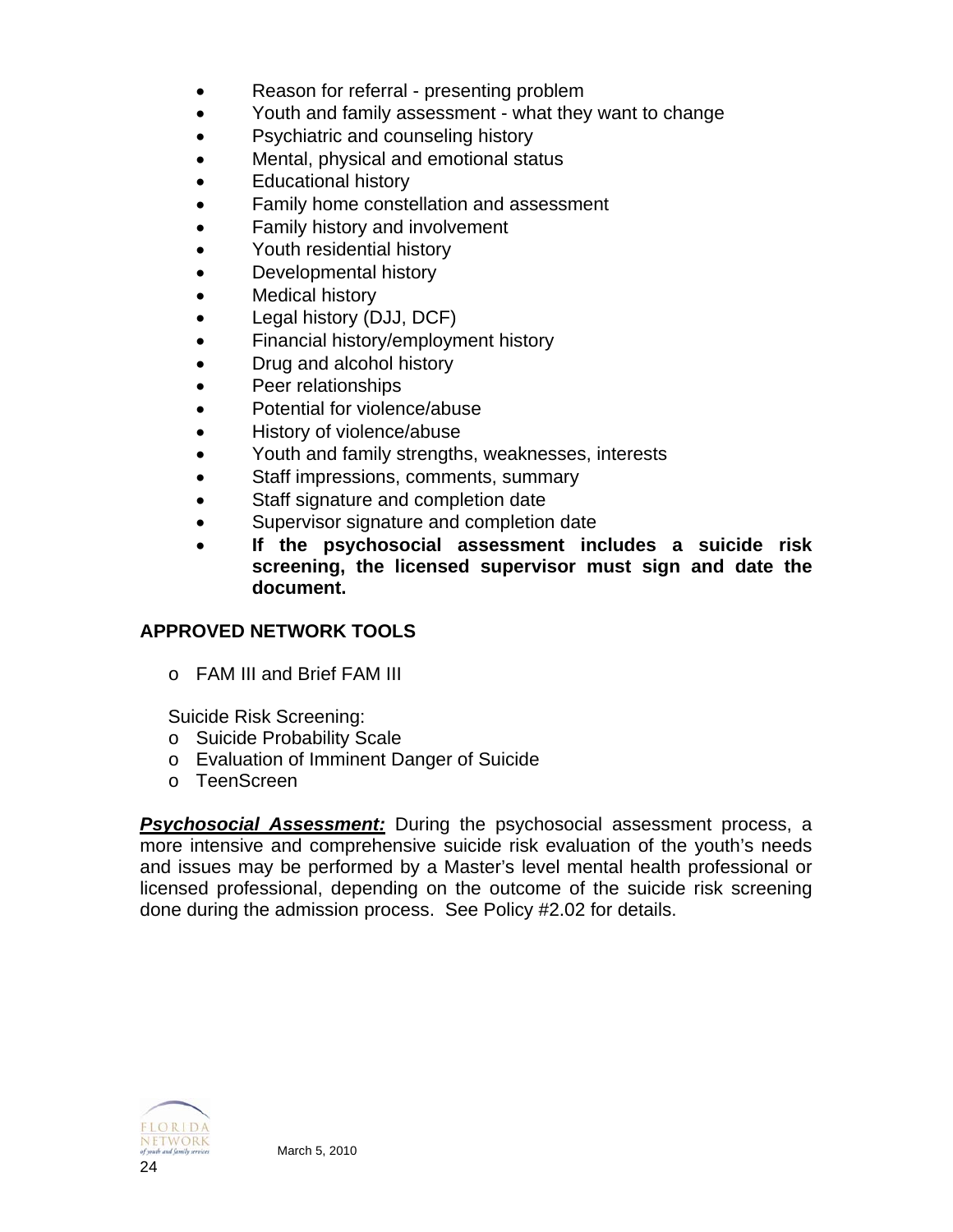- Reason for referral - presenting problem
- Youth and family assessment - what they want to change
- Psychiatric and counseling history
- Mental, physical and emotional status
- Educational history
- Family home constellation and assessment
- Family history and involvement
- Youth residential history
- Developmental history
- Medical history
- Legal history (DJJ, DCF)
- Financial history/employment history
- Drug and alcohol history
- Peer relationships
- Potential for violence/abuse
- History of violence/abuse
- Youth and family strengths, weaknesses, interests
- Staff impressions, comments, summary
- Staff signature and completion date
- Supervisor signature and completion date
- **If the psychosocial assessment includes a suicide risk screening, the licensed supervisor must sign and date the document.**

**APPROVED NETWORK TOOLS**

- FAM III and Brief FAM III

Suicide Risk Screening:

- Suicide Probability Scale
- Evaluation of Imminent Danger of Suicide
- TeenScreen

***Psychosocial Assessment:*** During the psychosocial assessment process, a more intensive and comprehensive suicide risk evaluation of the youth's needs and issues may be performed by a Master's level mental health professional or licensed professional, depending on the outcome of the suicide risk screening done during the admission process. See Policy #2.02 for details.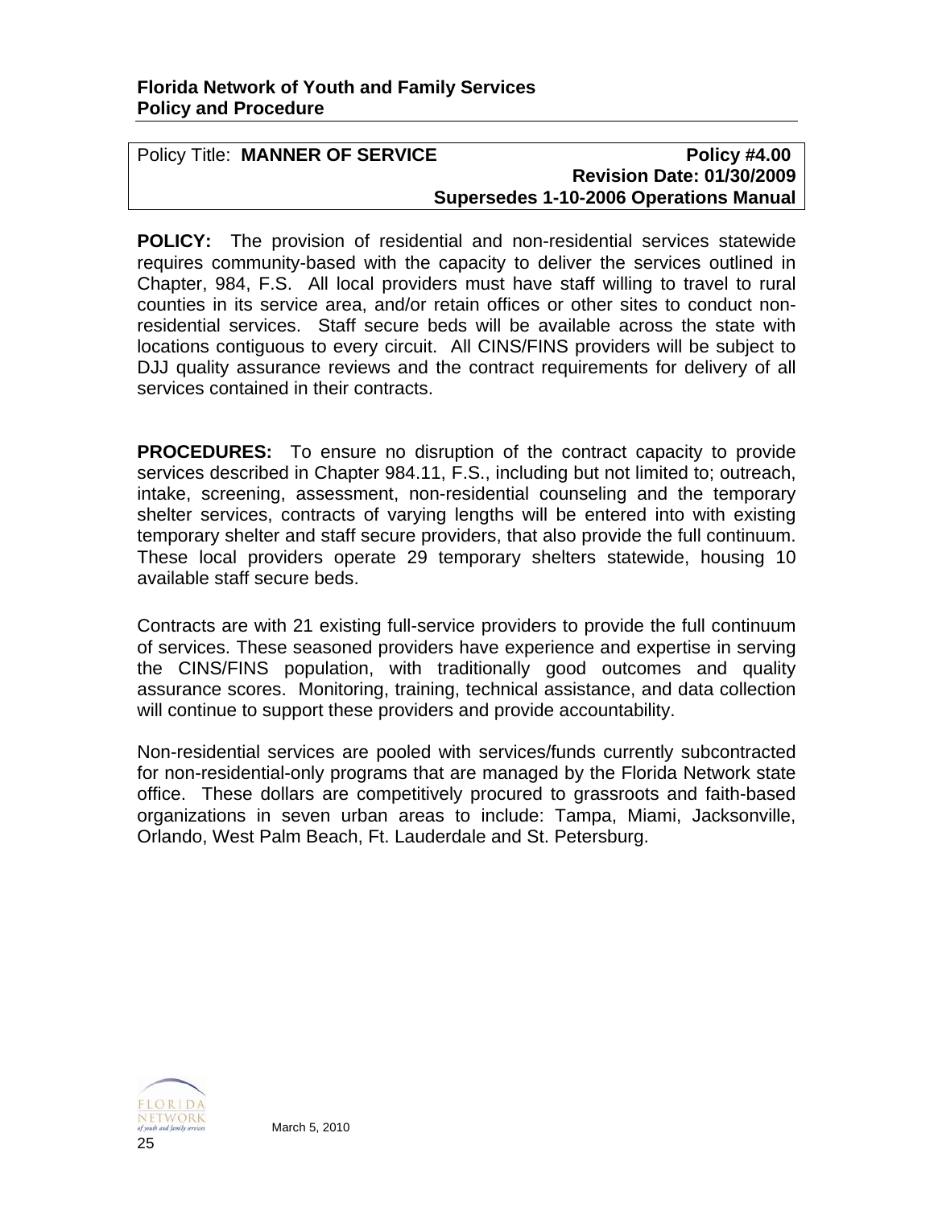**Florida Network of Youth and Family Services**
**Policy and Procedure**

| Policy Title: **MANNER OF SERVICE** | **Policy #4.00** |
|---|---|
| | **Revision Date: 01/30/2009** |
| | **Supersedes 1-10-2006 Operations Manual** |

**POLICY:** The provision of residential and non-residential services statewide requires community-based with the capacity to deliver the services outlined in Chapter, 984, F.S. All local providers must have staff willing to travel to rural counties in its service area, and/or retain offices or other sites to conduct non-residential services. Staff secure beds will be available across the state with locations contiguous to every circuit. All CINS/FINS providers will be subject to DJJ quality assurance reviews and the contract requirements for delivery of all services contained in their contracts.

**PROCEDURES:** To ensure no disruption of the contract capacity to provide services described in Chapter 984.11, F.S., including but not limited to; outreach, intake, screening, assessment, non-residential counseling and the temporary shelter services, contracts of varying lengths will be entered into with existing temporary shelter and staff secure providers, that also provide the full continuum. These local providers operate 29 temporary shelters statewide, housing 10 available staff secure beds.

Contracts are with 21 existing full-service providers to provide the full continuum of services. These seasoned providers have experience and expertise in serving the CINS/FINS population, with traditionally good outcomes and quality assurance scores. Monitoring, training, technical assistance, and data collection will continue to support these providers and provide accountability.

Non-residential services are pooled with services/funds currently subcontracted for non-residential-only programs that are managed by the Florida Network state office. These dollars are competitively procured to grassroots and faith-based organizations in seven urban areas to include: Tampa, Miami, Jacksonville, Orlando, West Palm Beach, Ft. Lauderdale and St. Petersburg.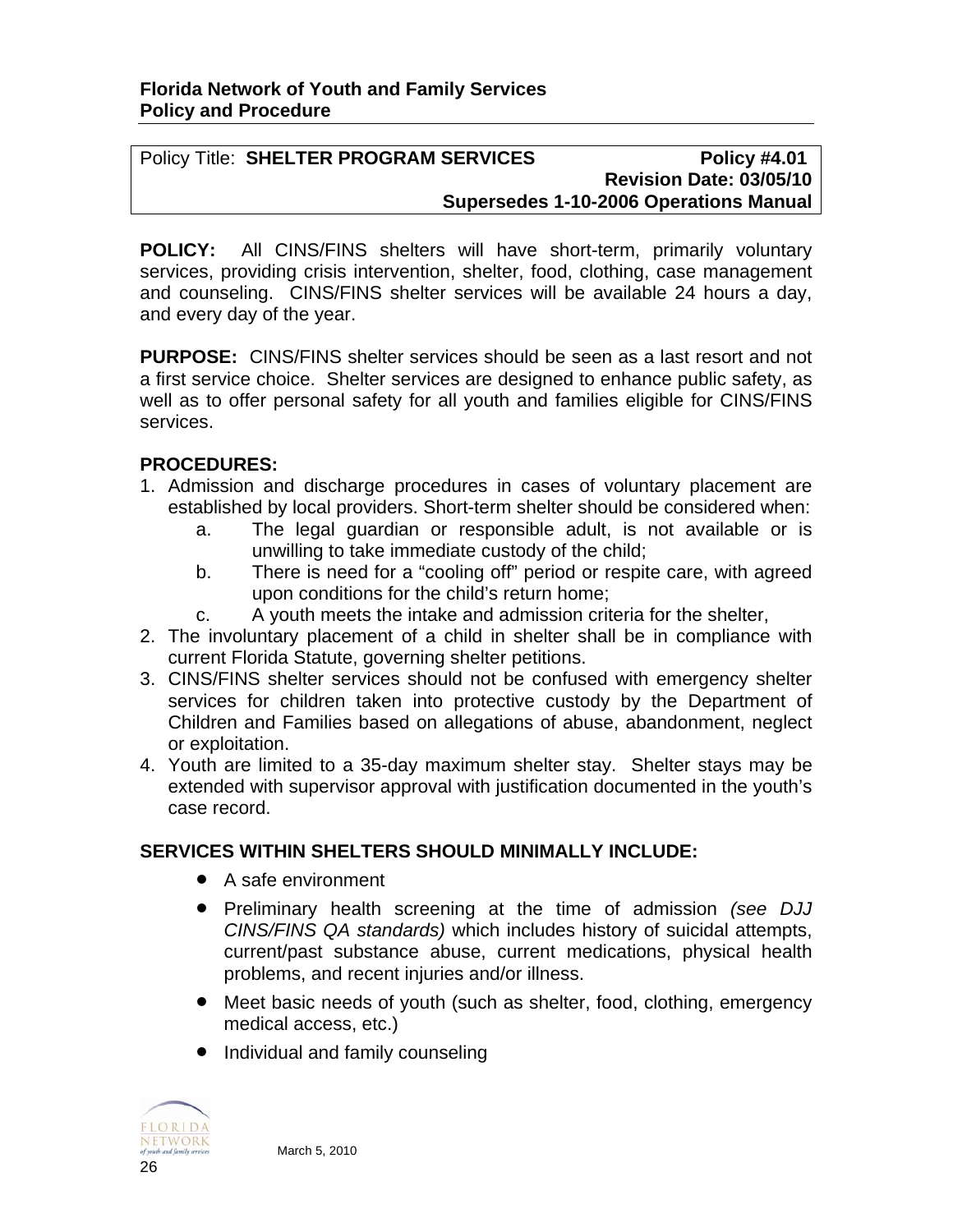**Florida Network of Youth and Family Services**
**Policy and Procedure**

| Policy Title: **SHELTER PROGRAM SERVICES** | **Policy #4.01** **Revision Date: 03/05/10** **Supersedes 1-10-2006 Operations Manual** |
|---|---|

**POLICY:** All CINS/FINS shelters will have short-term, primarily voluntary services, providing crisis intervention, shelter, food, clothing, case management and counseling. CINS/FINS shelter services will be available 24 hours a day, and every day of the year.

**PURPOSE:** CINS/FINS shelter services should be seen as a last resort and not a first service choice. Shelter services are designed to enhance public safety, as well as to offer personal safety for all youth and families eligible for CINS/FINS services.

**PROCEDURES:**

1. Admission and discharge procedures in cases of voluntary placement are established by local providers. Short-term shelter should be considered when:
   a. The legal guardian or responsible adult, is not available or is unwilling to take immediate custody of the child;
   b. There is need for a "cooling off" period or respite care, with agreed upon conditions for the child's return home;
   c. A youth meets the intake and admission criteria for the shelter,
2. The involuntary placement of a child in shelter shall be in compliance with current Florida Statute, governing shelter petitions.
3. CINS/FINS shelter services should not be confused with emergency shelter services for children taken into protective custody by the Department of Children and Families based on allegations of abuse, abandonment, neglect or exploitation.
4. Youth are limited to a 35-day maximum shelter stay. Shelter stays may be extended with supervisor approval with justification documented in the youth's case record.

**SERVICES WITHIN SHELTERS SHOULD MINIMALLY INCLUDE:**

- A safe environment
- Preliminary health screening at the time of admission *(see DJJ CINS/FINS QA standards)* which includes history of suicidal attempts, current/past substance abuse, current medications, physical health problems, and recent injuries and/or illness.
- Meet basic needs of youth (such as shelter, food, clothing, emergency medical access, etc.)
- Individual and family counseling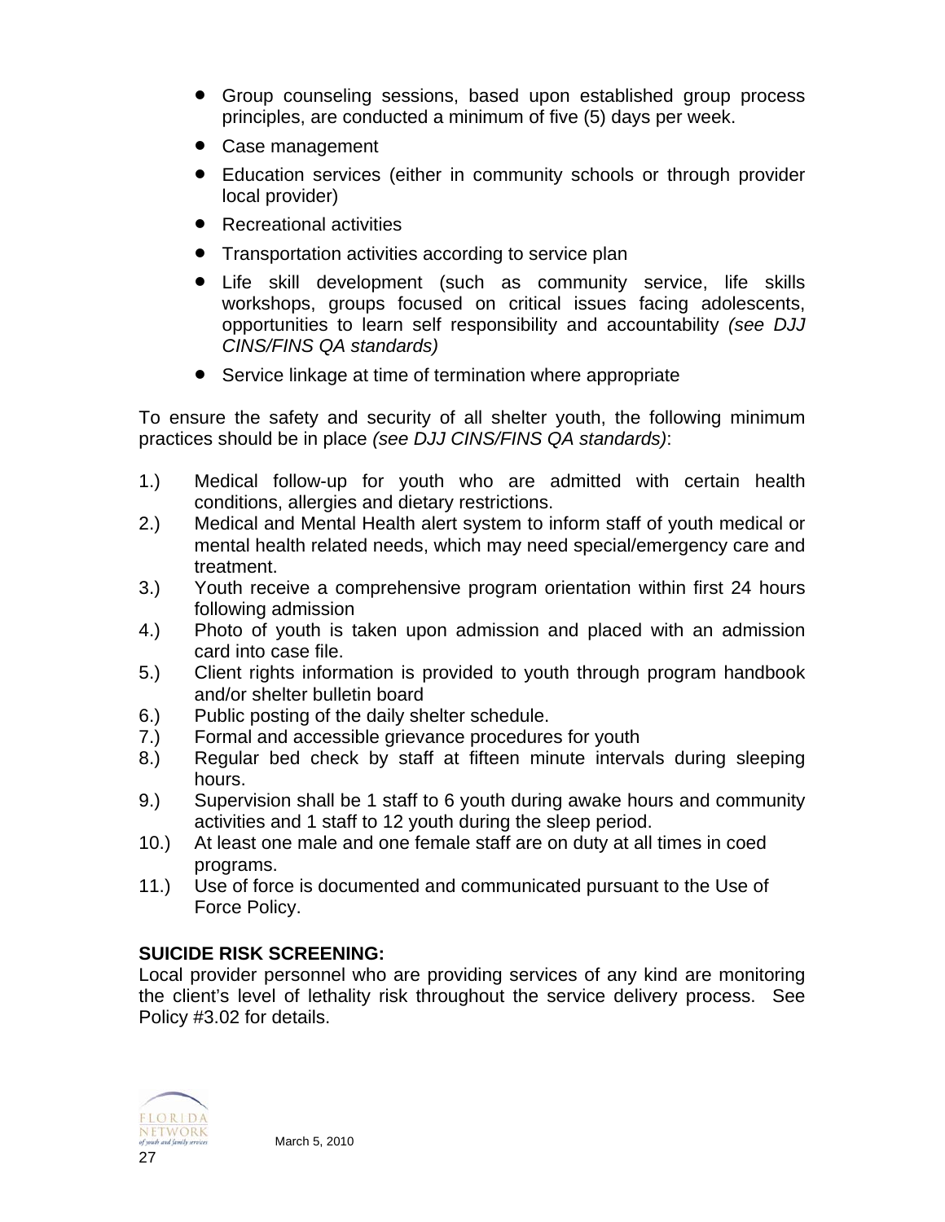- Group counseling sessions, based upon established group process principles, are conducted a minimum of five (5) days per week.
- Case management
- Education services (either in community schools or through provider local provider)
- Recreational activities
- Transportation activities according to service plan
- Life skill development (such as community service, life skills workshops, groups focused on critical issues facing adolescents, opportunities to learn self responsibility and accountability *(see DJJ CINS/FINS QA standards)*
- Service linkage at time of termination where appropriate

To ensure the safety and security of all shelter youth, the following minimum practices should be in place *(see DJJ CINS/FINS QA standards)*:

1.) Medical follow-up for youth who are admitted with certain health conditions, allergies and dietary restrictions.
2.) Medical and Mental Health alert system to inform staff of youth medical or mental health related needs, which may need special/emergency care and treatment.
3.) Youth receive a comprehensive program orientation within first 24 hours following admission
4.) Photo of youth is taken upon admission and placed with an admission card into case file.
5.) Client rights information is provided to youth through program handbook and/or shelter bulletin board
6.) Public posting of the daily shelter schedule.
7.) Formal and accessible grievance procedures for youth
8.) Regular bed check by staff at fifteen minute intervals during sleeping hours.
9.) Supervision shall be 1 staff to 6 youth during awake hours and community activities and 1 staff to 12 youth during the sleep period.
10.) At least one male and one female staff are on duty at all times in coed programs.
11.) Use of force is documented and communicated pursuant to the Use of Force Policy.

**SUICIDE RISK SCREENING:**
Local provider personnel who are providing services of any kind are monitoring the client's level of lethality risk throughout the service delivery process. See Policy #3.02 for details.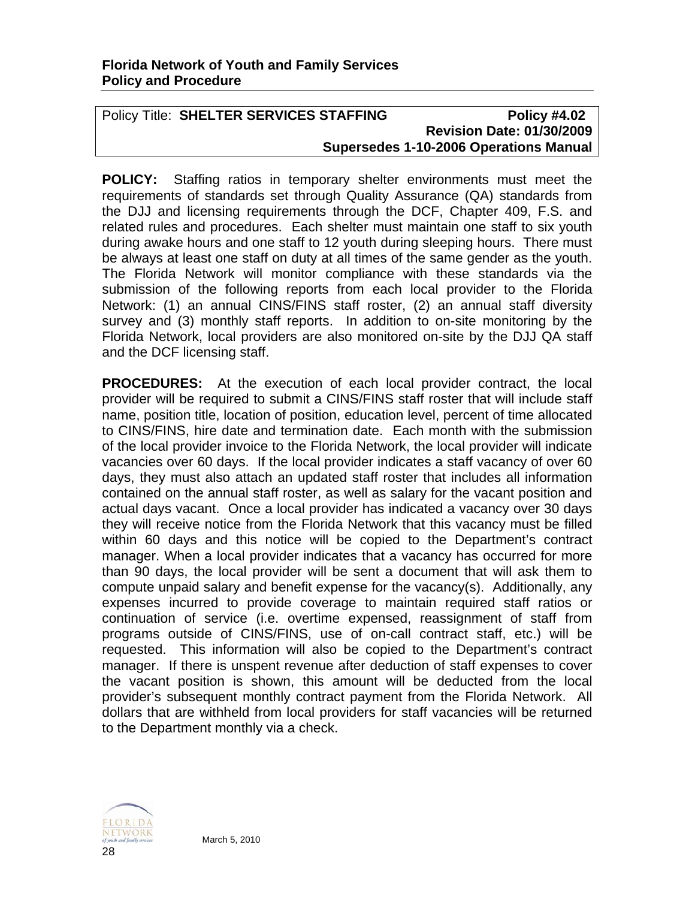**Florida Network of Youth and Family Services**
**Policy and Procedure**

Policy Title: **SHELTER SERVICES STAFFING** **Policy #4.02**
**Revision Date: 01/30/2009**
**Supersedes 1-10-2006 Operations Manual**

**POLICY:** Staffing ratios in temporary shelter environments must meet the requirements of standards set through Quality Assurance (QA) standards from the DJJ and licensing requirements through the DCF, Chapter 409, F.S. and related rules and procedures. Each shelter must maintain one staff to six youth during awake hours and one staff to 12 youth during sleeping hours. There must be always at least one staff on duty at all times of the same gender as the youth. The Florida Network will monitor compliance with these standards via the submission of the following reports from each local provider to the Florida Network: (1) an annual CINS/FINS staff roster, (2) an annual staff diversity survey and (3) monthly staff reports. In addition to on-site monitoring by the Florida Network, local providers are also monitored on-site by the DJJ QA staff and the DCF licensing staff.

**PROCEDURES:** At the execution of each local provider contract, the local provider will be required to submit a CINS/FINS staff roster that will include staff name, position title, location of position, education level, percent of time allocated to CINS/FINS, hire date and termination date. Each month with the submission of the local provider invoice to the Florida Network, the local provider will indicate vacancies over 60 days. If the local provider indicates a staff vacancy of over 60 days, they must also attach an updated staff roster that includes all information contained on the annual staff roster, as well as salary for the vacant position and actual days vacant. Once a local provider has indicated a vacancy over 30 days they will receive notice from the Florida Network that this vacancy must be filled within 60 days and this notice will be copied to the Department's contract manager. When a local provider indicates that a vacancy has occurred for more than 90 days, the local provider will be sent a document that will ask them to compute unpaid salary and benefit expense for the vacancy(s). Additionally, any expenses incurred to provide coverage to maintain required staff ratios or continuation of service (i.e. overtime expensed, reassignment of staff from programs outside of CINS/FINS, use of on-call contract staff, etc.) will be requested. This information will also be copied to the Department's contract manager. If there is unspent revenue after deduction of staff expenses to cover the vacant position is shown, this amount will be deducted from the local provider's subsequent monthly contract payment from the Florida Network. All dollars that are withheld from local providers for staff vacancies will be returned to the Department monthly via a check.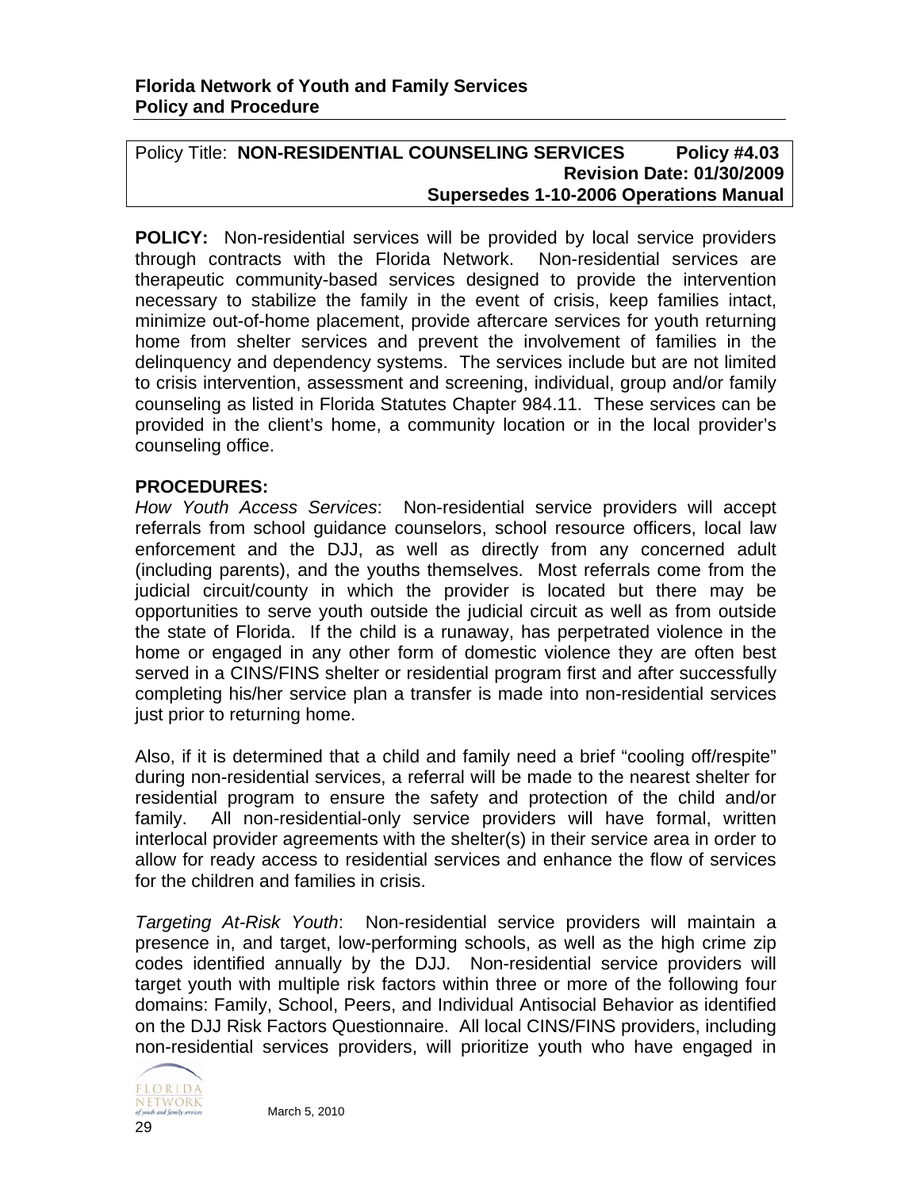**Florida Network of Youth and Family Services**
**Policy and Procedure**

| Policy Title: **NON-RESIDENTIAL COUNSELING SERVICES** **Policy #4.03** **Revision Date: 01/30/2009** **Supersedes 1-10-2006 Operations Manual** |
|---|

**POLICY:** Non-residential services will be provided by local service providers through contracts with the Florida Network. Non-residential services are therapeutic community-based services designed to provide the intervention necessary to stabilize the family in the event of crisis, keep families intact, minimize out-of-home placement, provide aftercare services for youth returning home from shelter services and prevent the involvement of families in the delinquency and dependency systems. The services include but are not limited to crisis intervention, assessment and screening, individual, group and/or family counseling as listed in Florida Statutes Chapter 984.11. These services can be provided in the client's home, a community location or in the local provider's counseling office.

**PROCEDURES:**

*How Youth Access Services*: Non-residential service providers will accept referrals from school guidance counselors, school resource officers, local law enforcement and the DJJ, as well as directly from any concerned adult (including parents), and the youths themselves. Most referrals come from the judicial circuit/county in which the provider is located but there may be opportunities to serve youth outside the judicial circuit as well as from outside the state of Florida. If the child is a runaway, has perpetrated violence in the home or engaged in any other form of domestic violence they are often best served in a CINS/FINS shelter or residential program first and after successfully completing his/her service plan a transfer is made into non-residential services just prior to returning home.

Also, if it is determined that a child and family need a brief "cooling off/respite" during non-residential services, a referral will be made to the nearest shelter for residential program to ensure the safety and protection of the child and/or family. All non-residential-only service providers will have formal, written interlocal provider agreements with the shelter(s) in their service area in order to allow for ready access to residential services and enhance the flow of services for the children and families in crisis.

*Targeting At-Risk Youth*: Non-residential service providers will maintain a presence in, and target, low-performing schools, as well as the high crime zip codes identified annually by the DJJ. Non-residential service providers will target youth with multiple risk factors within three or more of the following four domains: Family, School, Peers, and Individual Antisocial Behavior as identified on the DJJ Risk Factors Questionnaire. All local CINS/FINS providers, including non-residential services providers, will prioritize youth who have engaged in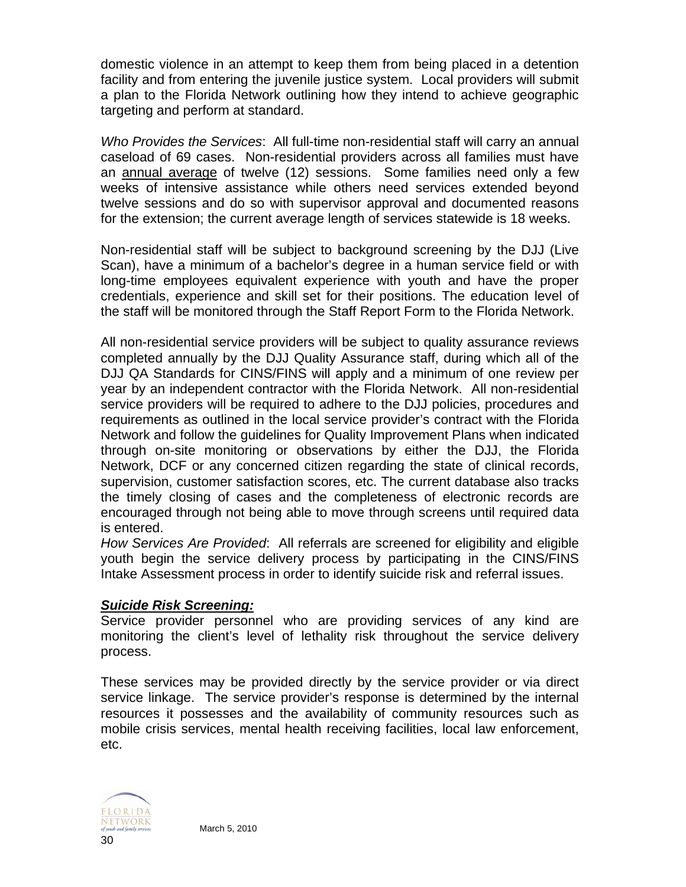domestic violence in an attempt to keep them from being placed in a detention facility and from entering the juvenile justice system. Local providers will submit a plan to the Florida Network outlining how they intend to achieve geographic targeting and perform at standard.

*Who Provides the Services*: All full-time non-residential staff will carry an annual caseload of 69 cases. Non-residential providers across all families must have an <u>annual average</u> of twelve (12) sessions. Some families need only a few weeks of intensive assistance while others need services extended beyond twelve sessions and do so with supervisor approval and documented reasons for the extension; the current average length of services statewide is 18 weeks.

Non-residential staff will be subject to background screening by the DJJ (Live Scan), have a minimum of a bachelor's degree in a human service field or with long-time employees equivalent experience with youth and have the proper credentials, experience and skill set for their positions. The education level of the staff will be monitored through the Staff Report Form to the Florida Network.

All non-residential service providers will be subject to quality assurance reviews completed annually by the DJJ Quality Assurance staff, during which all of the DJJ QA Standards for CINS/FINS will apply and a minimum of one review per year by an independent contractor with the Florida Network. All non-residential service providers will be required to adhere to the DJJ policies, procedures and requirements as outlined in the local service provider's contract with the Florida Network and follow the guidelines for Quality Improvement Plans when indicated through on-site monitoring or observations by either the DJJ, the Florida Network, DCF or any concerned citizen regarding the state of clinical records, supervision, customer satisfaction scores, etc. The current database also tracks the timely closing of cases and the completeness of electronic records are encouraged through not being able to move through screens until required data is entered.

*How Services Are Provided*: All referrals are screened for eligibility and eligible youth begin the service delivery process by participating in the CINS/FINS Intake Assessment process in order to identify suicide risk and referral issues.

***<u>Suicide Risk Screening:</u>***

Service provider personnel who are providing services of any kind are monitoring the client's level of lethality risk throughout the service delivery process.

These services may be provided directly by the service provider or via direct service linkage. The service provider's response is determined by the internal resources it possesses and the availability of community resources such as mobile crisis services, mental health receiving facilities, local law enforcement, etc.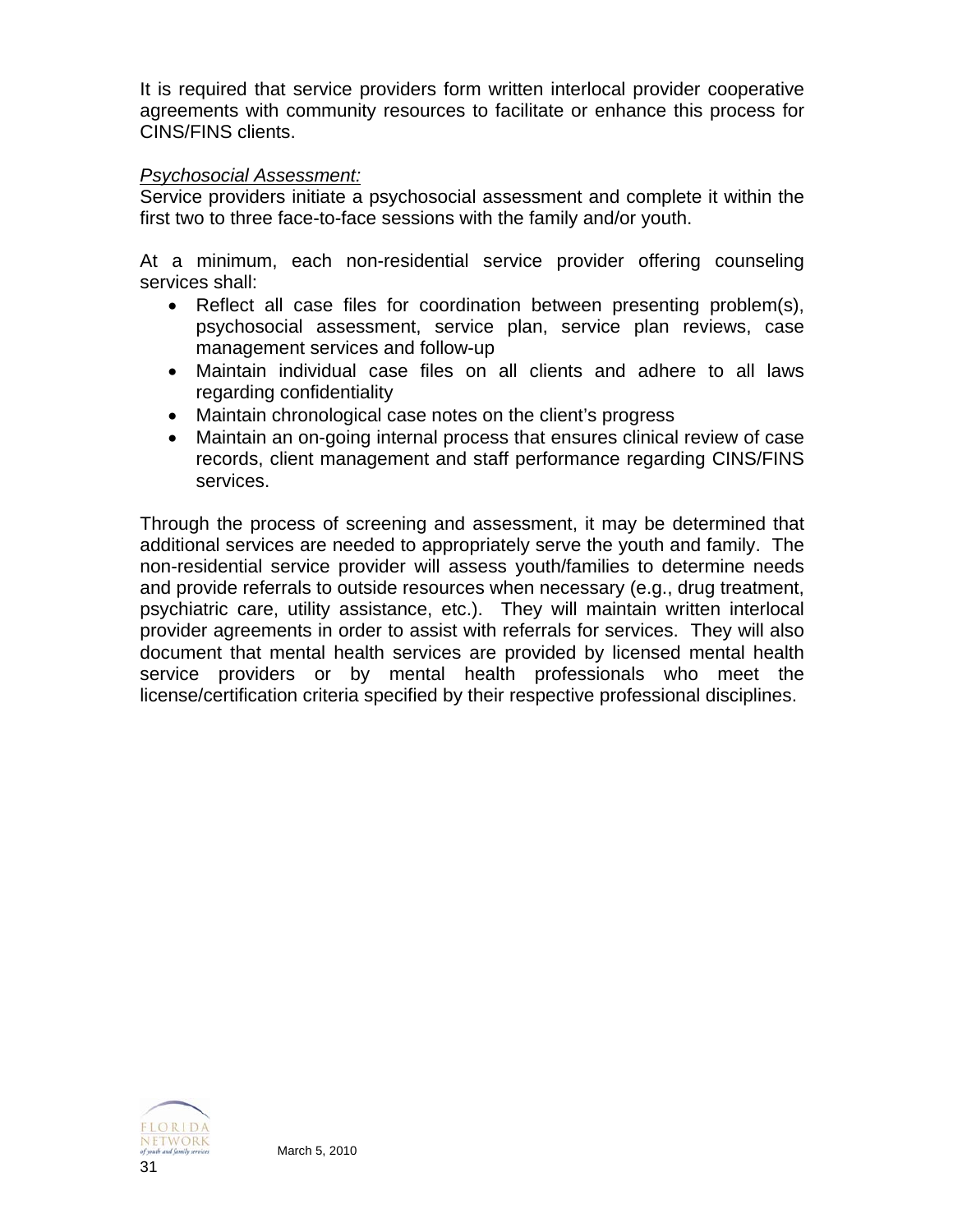It is required that service providers form written interlocal provider cooperative agreements with community resources to facilitate or enhance this process for CINS/FINS clients.

*Psychosocial Assessment:*

Service providers initiate a psychosocial assessment and complete it within the first two to three face-to-face sessions with the family and/or youth.

At a minimum, each non-residential service provider offering counseling services shall:

- Reflect all case files for coordination between presenting problem(s), psychosocial assessment, service plan, service plan reviews, case management services and follow-up
- Maintain individual case files on all clients and adhere to all laws regarding confidentiality
- Maintain chronological case notes on the client's progress
- Maintain an on-going internal process that ensures clinical review of case records, client management and staff performance regarding CINS/FINS services.

Through the process of screening and assessment, it may be determined that additional services are needed to appropriately serve the youth and family. The non-residential service provider will assess youth/families to determine needs and provide referrals to outside resources when necessary (e.g., drug treatment, psychiatric care, utility assistance, etc.). They will maintain written interlocal provider agreements in order to assist with referrals for services. They will also document that mental health services are provided by licensed mental health service providers or by mental health professionals who meet the license/certification criteria specified by their respective professional disciplines.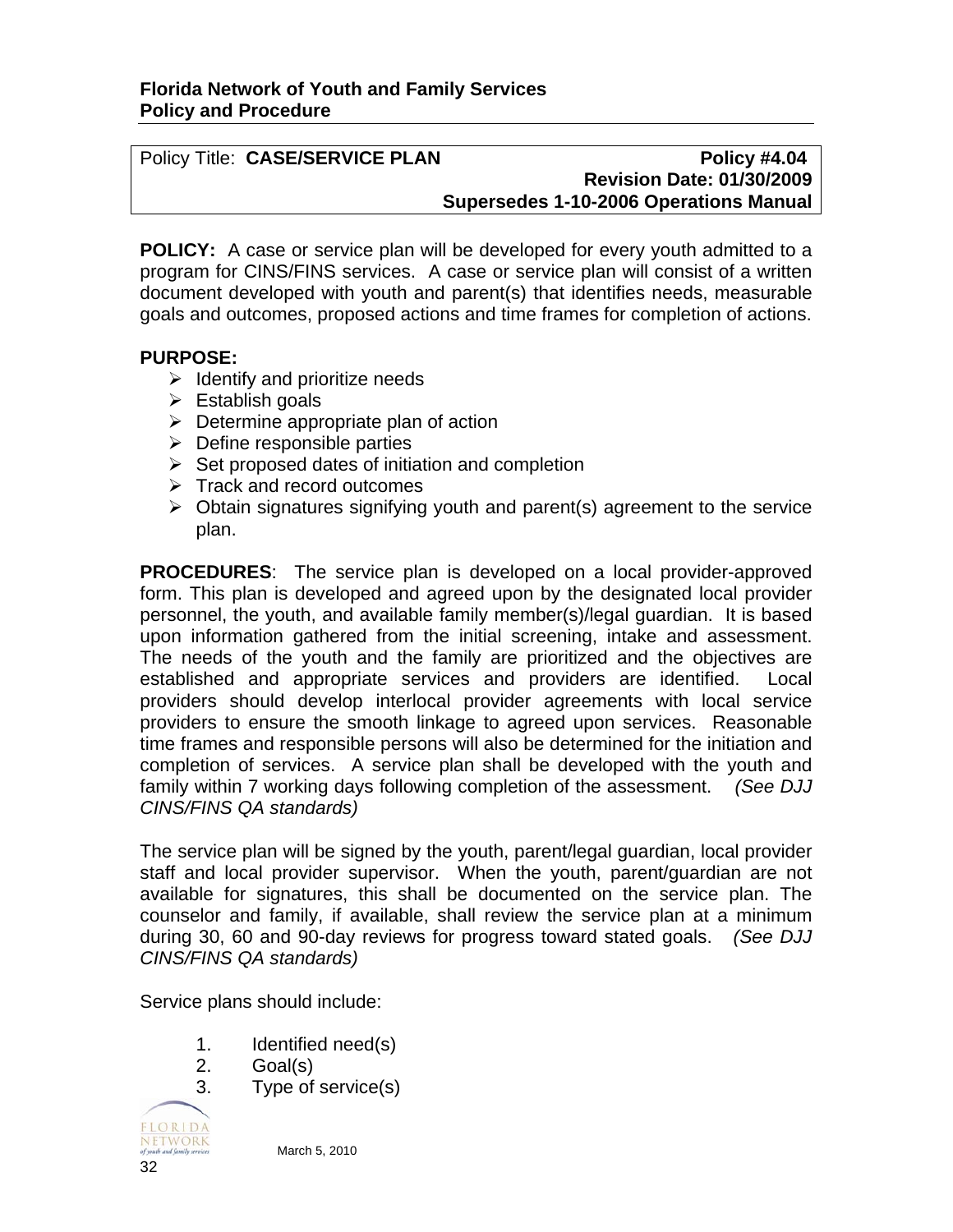**Florida Network of Youth and Family Services**
**Policy and Procedure**

| Policy Title: **CASE/SERVICE PLAN** | **Policy #4.04** |
|---|---|
| | **Revision Date: 01/30/2009** |
| | **Supersedes 1-10-2006 Operations Manual** |

**POLICY:** A case or service plan will be developed for every youth admitted to a program for CINS/FINS services. A case or service plan will consist of a written document developed with youth and parent(s) that identifies needs, measurable goals and outcomes, proposed actions and time frames for completion of actions.

**PURPOSE:**

- Identify and prioritize needs
- Establish goals
- Determine appropriate plan of action
- Define responsible parties
- Set proposed dates of initiation and completion
- Track and record outcomes
- Obtain signatures signifying youth and parent(s) agreement to the service plan.

**PROCEDURES**: The service plan is developed on a local provider-approved form. This plan is developed and agreed upon by the designated local provider personnel, the youth, and available family member(s)/legal guardian. It is based upon information gathered from the initial screening, intake and assessment. The needs of the youth and the family are prioritized and the objectives are established and appropriate services and providers are identified. Local providers should develop interlocal provider agreements with local service providers to ensure the smooth linkage to agreed upon services. Reasonable time frames and responsible persons will also be determined for the initiation and completion of services. A service plan shall be developed with the youth and family within 7 working days following completion of the assessment. *(See DJJ CINS/FINS QA standards)*

The service plan will be signed by the youth, parent/legal guardian, local provider staff and local provider supervisor. When the youth, parent/guardian are not available for signatures, this shall be documented on the service plan. The counselor and family, if available, shall review the service plan at a minimum during 30, 60 and 90-day reviews for progress toward stated goals. *(See DJJ CINS/FINS QA standards)*

Service plans should include:

1. Identified need(s)
2. Goal(s)
3. Type of service(s)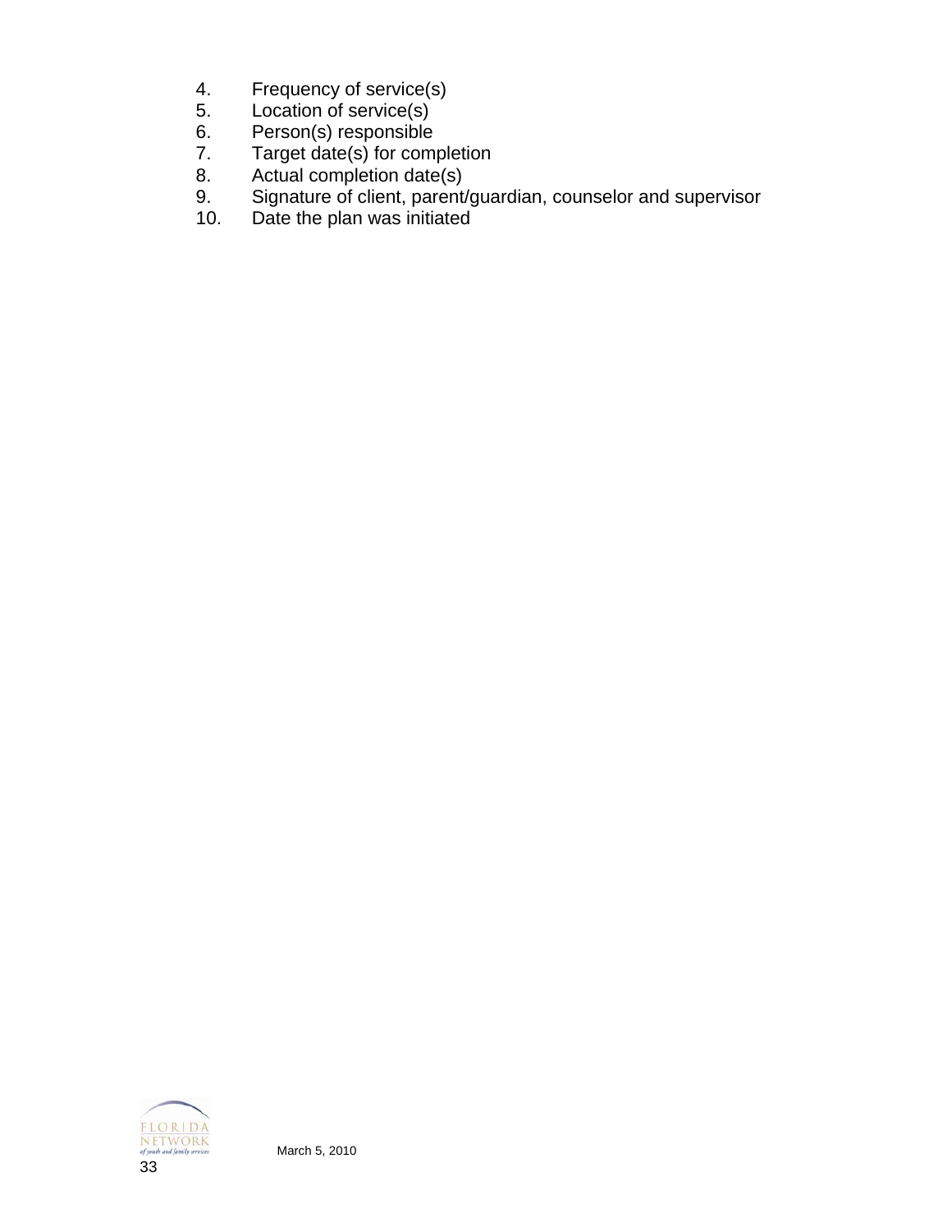4. Frequency of service(s)
5. Location of service(s)
6. Person(s) responsible
7. Target date(s) for completion
8. Actual completion date(s)
9. Signature of client, parent/guardian, counselor and supervisor
10. Date the plan was initiated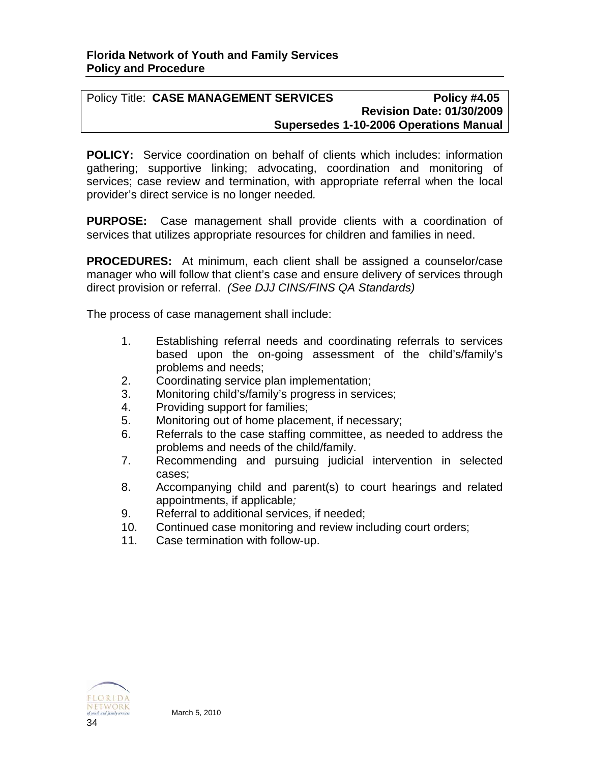**Florida Network of Youth and Family Services**
**Policy and Procedure**

Policy Title: **CASE MANAGEMENT SERVICES** **Policy #4.05**
**Revision Date: 01/30/2009**
**Supersedes 1-10-2006 Operations Manual**

**POLICY:** Service coordination on behalf of clients which includes: information gathering; supportive linking; advocating, coordination and monitoring of services; case review and termination, with appropriate referral when the local provider's direct service is no longer needed*.*

**PURPOSE:** Case management shall provide clients with a coordination of services that utilizes appropriate resources for children and families in need.

**PROCEDURES:** At minimum, each client shall be assigned a counselor/case manager who will follow that client's case and ensure delivery of services through direct provision or referral. *(See DJJ CINS/FINS QA Standards)*

The process of case management shall include:

1. Establishing referral needs and coordinating referrals to services based upon the on-going assessment of the child's/family's problems and needs;
2. Coordinating service plan implementation;
3. Monitoring child's/family's progress in services;
4. Providing support for families;
5. Monitoring out of home placement, if necessary;
6. Referrals to the case staffing committee, as needed to address the problems and needs of the child/family.
7. Recommending and pursuing judicial intervention in selected cases;
8. Accompanying child and parent(s) to court hearings and related appointments, if applicable*;*
9. Referral to additional services, if needed;
10. Continued case monitoring and review including court orders;
11. Case termination with follow-up.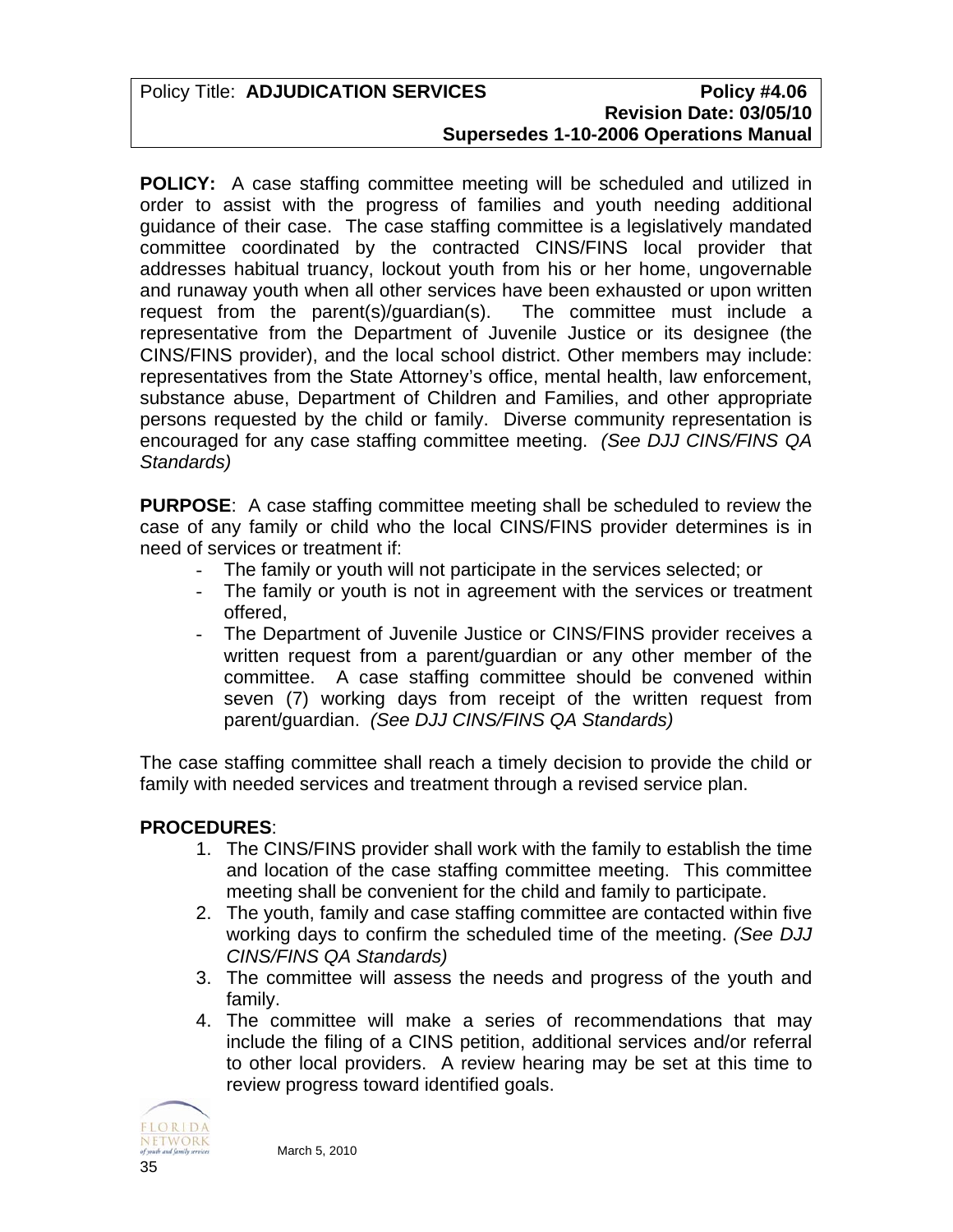| Policy Title: **ADJUDICATION SERVICES** | **Policy #4.06** <br> **Revision Date: 03/05/10** <br> **Supersedes 1-10-2006 Operations Manual** |
| --- | --- |

**POLICY:** A case staffing committee meeting will be scheduled and utilized in order to assist with the progress of families and youth needing additional guidance of their case. The case staffing committee is a legislatively mandated committee coordinated by the contracted CINS/FINS local provider that addresses habitual truancy, lockout youth from his or her home, ungovernable and runaway youth when all other services have been exhausted or upon written request from the parent(s)/guardian(s). The committee must include a representative from the Department of Juvenile Justice or its designee (the CINS/FINS provider), and the local school district. Other members may include: representatives from the State Attorney's office, mental health, law enforcement, substance abuse, Department of Children and Families, and other appropriate persons requested by the child or family. Diverse community representation is encouraged for any case staffing committee meeting. *(See DJJ CINS/FINS QA Standards)*

**PURPOSE**: A case staffing committee meeting shall be scheduled to review the case of any family or child who the local CINS/FINS provider determines is in need of services or treatment if:

- The family or youth will not participate in the services selected; or
- The family or youth is not in agreement with the services or treatment offered,
- The Department of Juvenile Justice or CINS/FINS provider receives a written request from a parent/guardian or any other member of the committee. A case staffing committee should be convened within seven (7) working days from receipt of the written request from parent/guardian. *(See DJJ CINS/FINS QA Standards)*

The case staffing committee shall reach a timely decision to provide the child or family with needed services and treatment through a revised service plan.

**PROCEDURES**:

1. The CINS/FINS provider shall work with the family to establish the time and location of the case staffing committee meeting. This committee meeting shall be convenient for the child and family to participate.
2. The youth, family and case staffing committee are contacted within five working days to confirm the scheduled time of the meeting. *(See DJJ CINS/FINS QA Standards)*
3. The committee will assess the needs and progress of the youth and family.
4. The committee will make a series of recommendations that may include the filing of a CINS petition, additional services and/or referral to other local providers. A review hearing may be set at this time to review progress toward identified goals.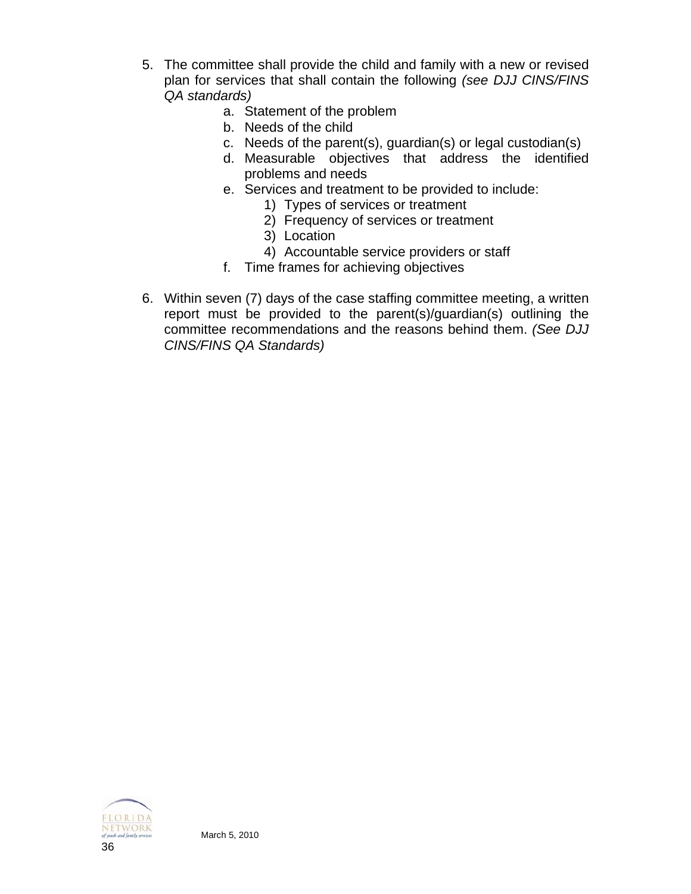5. The committee shall provide the child and family with a new or revised plan for services that shall contain the following *(see DJJ CINS/FINS QA standards)*
   a. Statement of the problem
   b. Needs of the child
   c. Needs of the parent(s), guardian(s) or legal custodian(s)
   d. Measurable objectives that address the identified problems and needs
   e. Services and treatment to be provided to include:
      1) Types of services or treatment
      2) Frequency of services or treatment
      3) Location
      4) Accountable service providers or staff
   f. Time frames for achieving objectives

6. Within seven (7) days of the case staffing committee meeting, a written report must be provided to the parent(s)/guardian(s) outlining the committee recommendations and the reasons behind them. *(See DJJ CINS/FINS QA Standards)*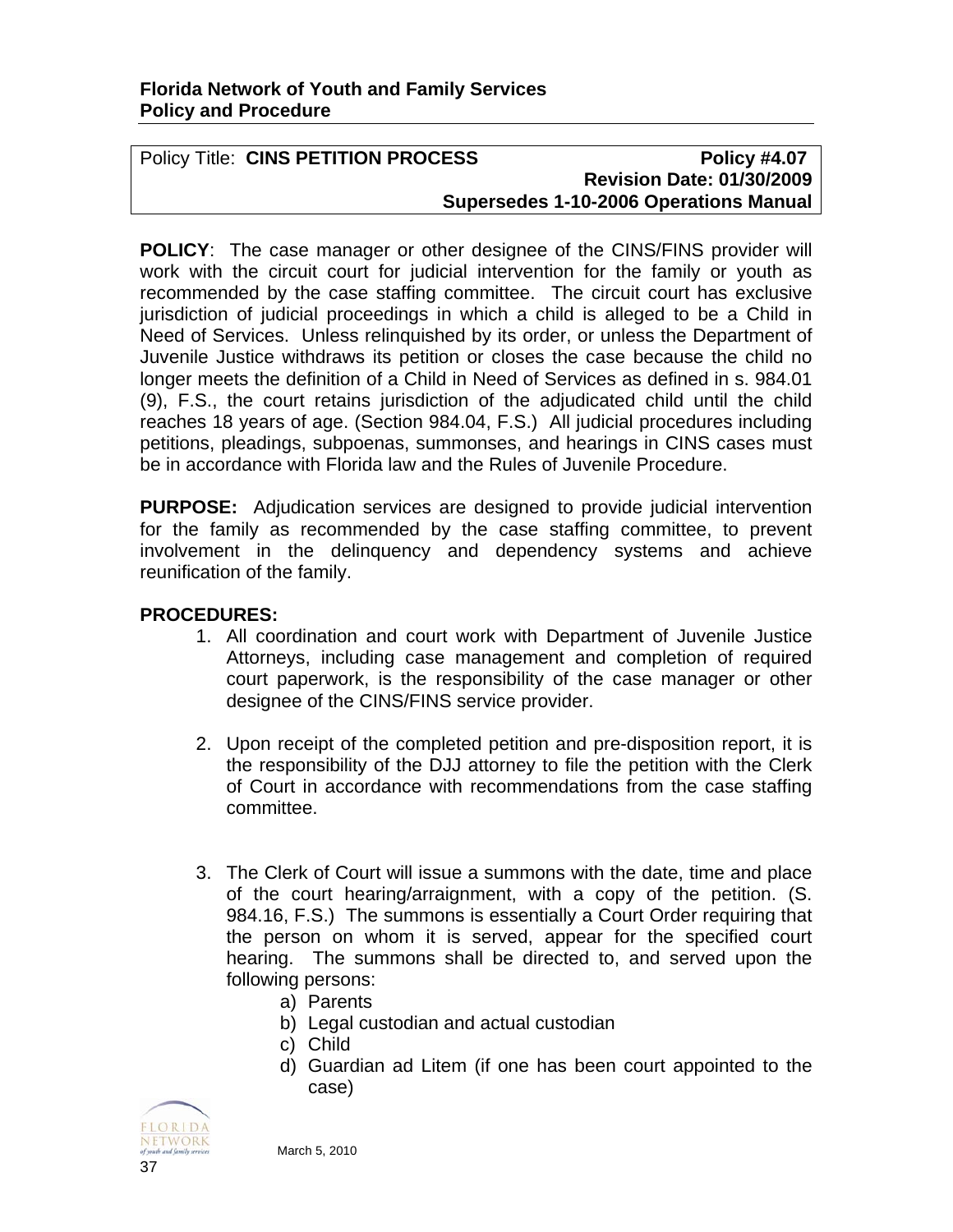**Florida Network of Youth and Family Services**
**Policy and Procedure**

| Policy Title: **CINS PETITION PROCESS** | **Policy #4.07** |
|---|---|
| | **Revision Date: 01/30/2009** |
| | **Supersedes 1-10-2006 Operations Manual** |

**POLICY**: The case manager or other designee of the CINS/FINS provider will work with the circuit court for judicial intervention for the family or youth as recommended by the case staffing committee. The circuit court has exclusive jurisdiction of judicial proceedings in which a child is alleged to be a Child in Need of Services. Unless relinquished by its order, or unless the Department of Juvenile Justice withdraws its petition or closes the case because the child no longer meets the definition of a Child in Need of Services as defined in s. 984.01 (9), F.S., the court retains jurisdiction of the adjudicated child until the child reaches 18 years of age. (Section 984.04, F.S.) All judicial procedures including petitions, pleadings, subpoenas, summonses, and hearings in CINS cases must be in accordance with Florida law and the Rules of Juvenile Procedure.

**PURPOSE:** Adjudication services are designed to provide judicial intervention for the family as recommended by the case staffing committee, to prevent involvement in the delinquency and dependency systems and achieve reunification of the family.

**PROCEDURES:**

1. All coordination and court work with Department of Juvenile Justice Attorneys, including case management and completion of required court paperwork, is the responsibility of the case manager or other designee of the CINS/FINS service provider.

2. Upon receipt of the completed petition and pre-disposition report, it is the responsibility of the DJJ attorney to file the petition with the Clerk of Court in accordance with recommendations from the case staffing committee.

3. The Clerk of Court will issue a summons with the date, time and place of the court hearing/arraignment, with a copy of the petition. (S. 984.16, F.S.) The summons is essentially a Court Order requiring that the person on whom it is served, appear for the specified court hearing. The summons shall be directed to, and served upon the following persons:
   a) Parents
   b) Legal custodian and actual custodian
   c) Child
   d) Guardian ad Litem (if one has been court appointed to the case)

March 5, 2010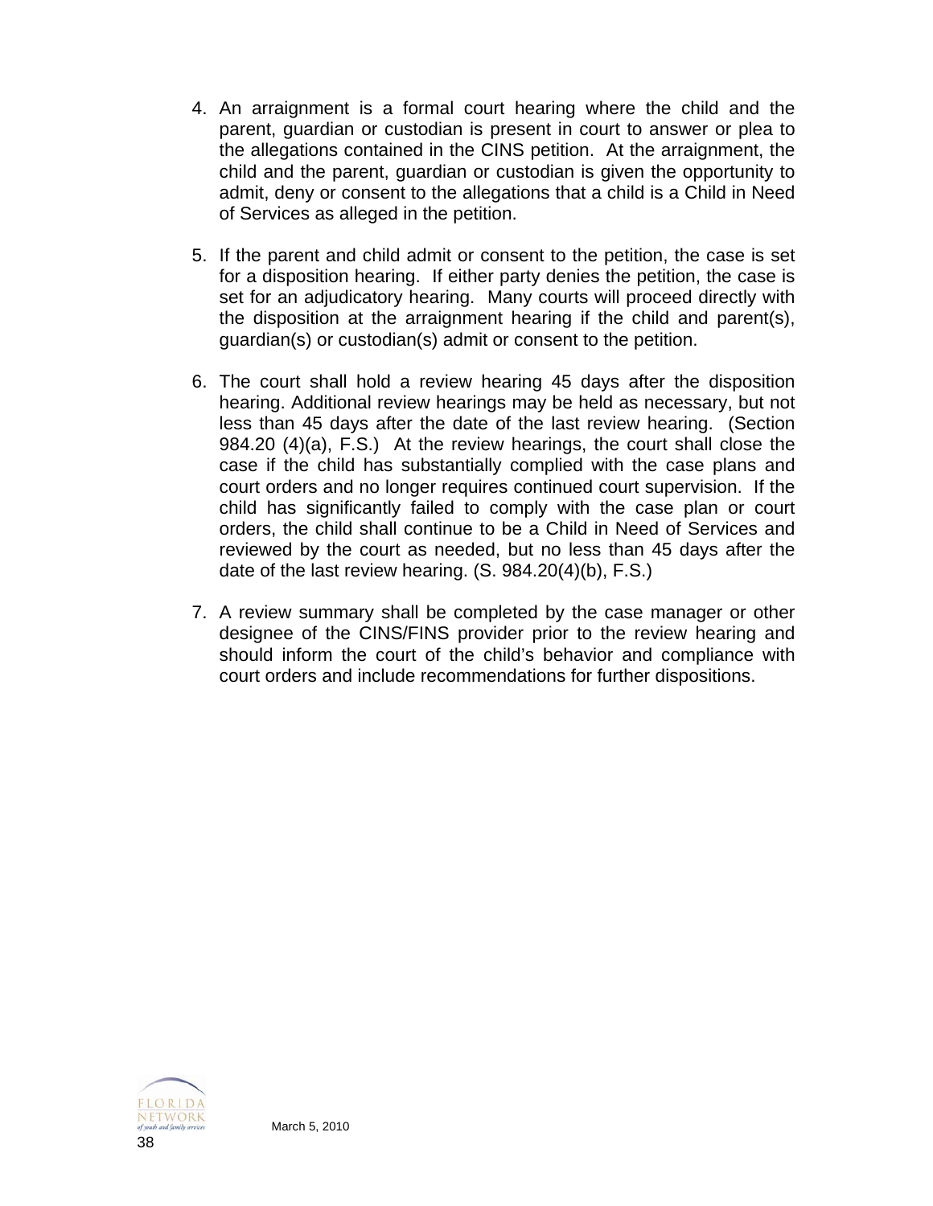4. An arraignment is a formal court hearing where the child and the parent, guardian or custodian is present in court to answer or plea to the allegations contained in the CINS petition. At the arraignment, the child and the parent, guardian or custodian is given the opportunity to admit, deny or consent to the allegations that a child is a Child in Need of Services as alleged in the petition.

5. If the parent and child admit or consent to the petition, the case is set for a disposition hearing. If either party denies the petition, the case is set for an adjudicatory hearing. Many courts will proceed directly with the disposition at the arraignment hearing if the child and parent(s), guardian(s) or custodian(s) admit or consent to the petition.

6. The court shall hold a review hearing 45 days after the disposition hearing. Additional review hearings may be held as necessary, but not less than 45 days after the date of the last review hearing. (Section 984.20 (4)(a), F.S.) At the review hearings, the court shall close the case if the child has substantially complied with the case plans and court orders and no longer requires continued court supervision. If the child has significantly failed to comply with the case plan or court orders, the child shall continue to be a Child in Need of Services and reviewed by the court as needed, but no less than 45 days after the date of the last review hearing. (S. 984.20(4)(b), F.S.)

7. A review summary shall be completed by the case manager or other designee of the CINS/FINS provider prior to the review hearing and should inform the court of the child's behavior and compliance with court orders and include recommendations for further dispositions.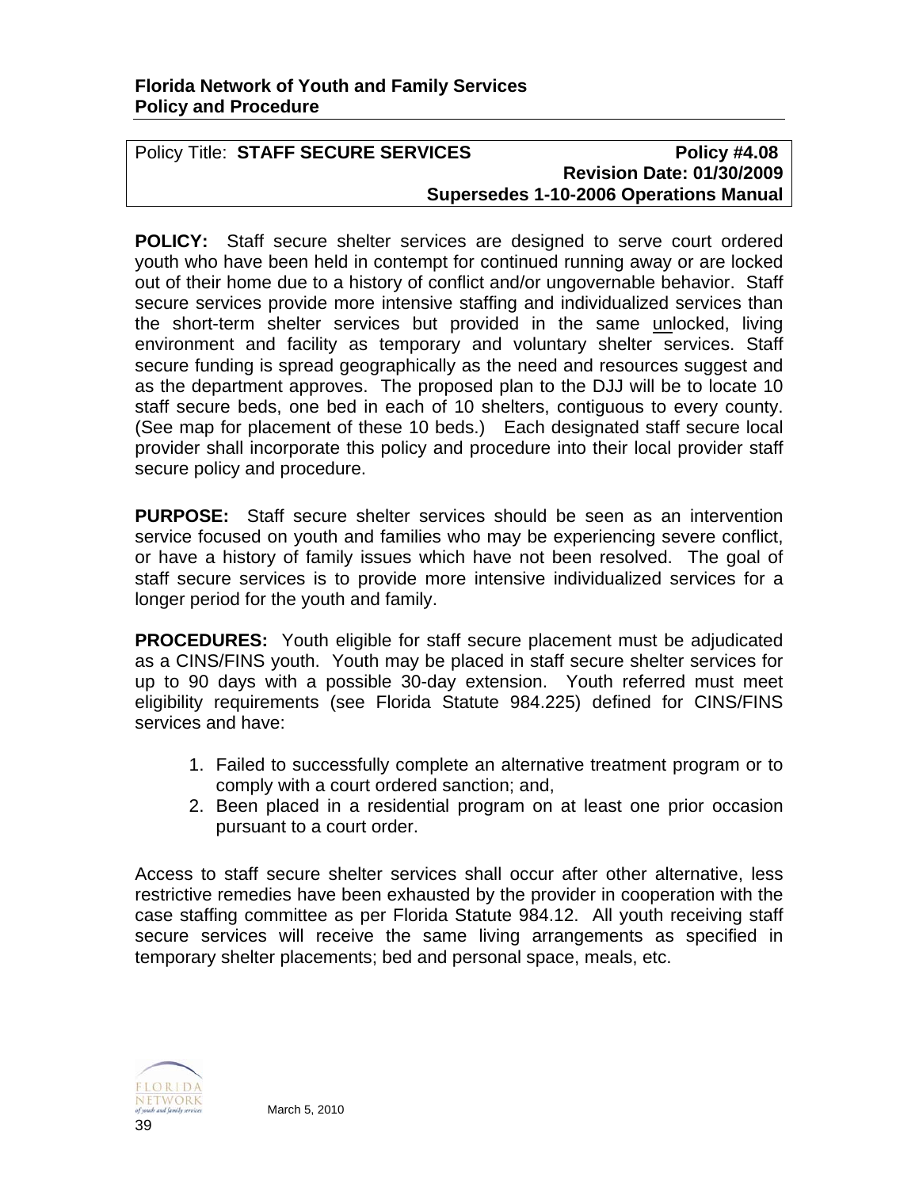**Florida Network of Youth and Family Services**
**Policy and Procedure**

| Policy Title: **STAFF SECURE SERVICES** | **Policy #4.08** |
|---|---|
| | **Revision Date: 01/30/2009** |
| | **Supersedes 1-10-2006 Operations Manual** |

**POLICY:** Staff secure shelter services are designed to serve court ordered youth who have been held in contempt for continued running away or are locked out of their home due to a history of conflict and/or ungovernable behavior. Staff secure services provide more intensive staffing and individualized services than the short-term shelter services but provided in the same unlocked, living environment and facility as temporary and voluntary shelter services. Staff secure funding is spread geographically as the need and resources suggest and as the department approves. The proposed plan to the DJJ will be to locate 10 staff secure beds, one bed in each of 10 shelters, contiguous to every county. (See map for placement of these 10 beds.) Each designated staff secure local provider shall incorporate this policy and procedure into their local provider staff secure policy and procedure.

**PURPOSE:** Staff secure shelter services should be seen as an intervention service focused on youth and families who may be experiencing severe conflict, or have a history of family issues which have not been resolved. The goal of staff secure services is to provide more intensive individualized services for a longer period for the youth and family.

**PROCEDURES:** Youth eligible for staff secure placement must be adjudicated as a CINS/FINS youth. Youth may be placed in staff secure shelter services for up to 90 days with a possible 30-day extension. Youth referred must meet eligibility requirements (see Florida Statute 984.225) defined for CINS/FINS services and have:

1. Failed to successfully complete an alternative treatment program or to comply with a court ordered sanction; and,
2. Been placed in a residential program on at least one prior occasion pursuant to a court order.

Access to staff secure shelter services shall occur after other alternative, less restrictive remedies have been exhausted by the provider in cooperation with the case staffing committee as per Florida Statute 984.12. All youth receiving staff secure services will receive the same living arrangements as specified in temporary shelter placements; bed and personal space, meals, etc.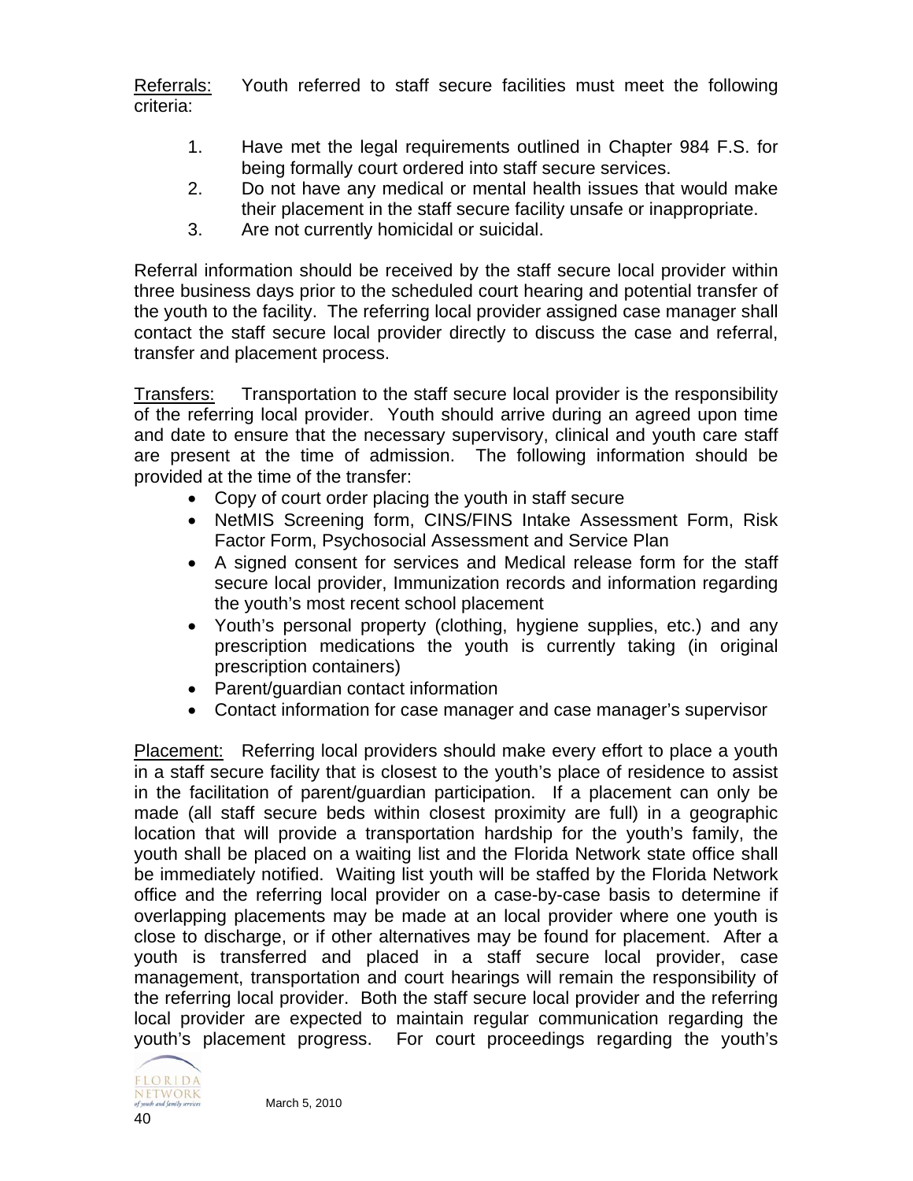Referrals: Youth referred to staff secure facilities must meet the following criteria:

1. Have met the legal requirements outlined in Chapter 984 F.S. for being formally court ordered into staff secure services.
2. Do not have any medical or mental health issues that would make their placement in the staff secure facility unsafe or inappropriate.
3. Are not currently homicidal or suicidal.

Referral information should be received by the staff secure local provider within three business days prior to the scheduled court hearing and potential transfer of the youth to the facility. The referring local provider assigned case manager shall contact the staff secure local provider directly to discuss the case and referral, transfer and placement process.

Transfers: Transportation to the staff secure local provider is the responsibility of the referring local provider. Youth should arrive during an agreed upon time and date to ensure that the necessary supervisory, clinical and youth care staff are present at the time of admission. The following information should be provided at the time of the transfer:

- Copy of court order placing the youth in staff secure
- NetMIS Screening form, CINS/FINS Intake Assessment Form, Risk Factor Form, Psychosocial Assessment and Service Plan
- A signed consent for services and Medical release form for the staff secure local provider, Immunization records and information regarding the youth's most recent school placement
- Youth's personal property (clothing, hygiene supplies, etc.) and any prescription medications the youth is currently taking (in original prescription containers)
- Parent/guardian contact information
- Contact information for case manager and case manager's supervisor

Placement: Referring local providers should make every effort to place a youth in a staff secure facility that is closest to the youth's place of residence to assist in the facilitation of parent/guardian participation. If a placement can only be made (all staff secure beds within closest proximity are full) in a geographic location that will provide a transportation hardship for the youth's family, the youth shall be placed on a waiting list and the Florida Network state office shall be immediately notified. Waiting list youth will be staffed by the Florida Network office and the referring local provider on a case-by-case basis to determine if overlapping placements may be made at an local provider where one youth is close to discharge, or if other alternatives may be found for placement. After a youth is transferred and placed in a staff secure local provider, case management, transportation and court hearings will remain the responsibility of the referring local provider. Both the staff secure local provider and the referring local provider are expected to maintain regular communication regarding the youth's placement progress. For court proceedings regarding the youth's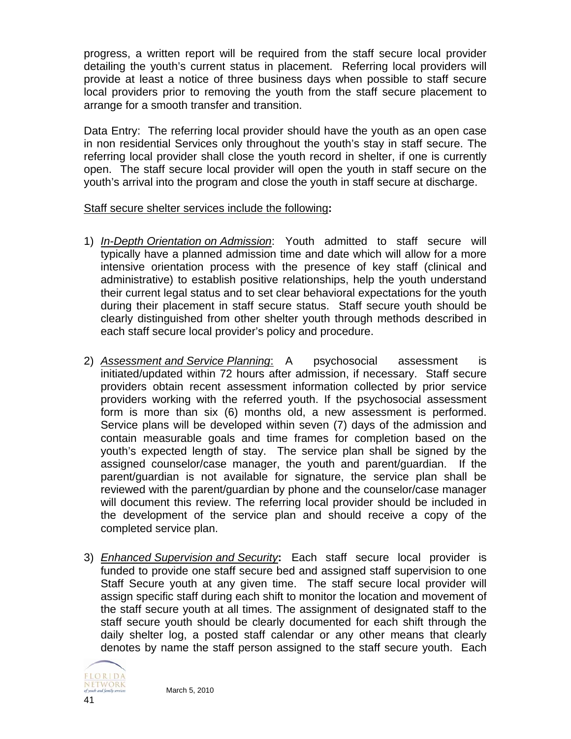progress, a written report will be required from the staff secure local provider detailing the youth's current status in placement. Referring local providers will provide at least a notice of three business days when possible to staff secure local providers prior to removing the youth from the staff secure placement to arrange for a smooth transfer and transition.

Data Entry: The referring local provider should have the youth as an open case in non residential Services only throughout the youth's stay in staff secure. The referring local provider shall close the youth record in shelter, if one is currently open. The staff secure local provider will open the youth in staff secure on the youth's arrival into the program and close the youth in staff secure at discharge.

<u>Staff secure shelter services include the following</u>**:**

1) *<u>In-Depth Orientation on Admission</u>*: Youth admitted to staff secure will typically have a planned admission time and date which will allow for a more intensive orientation process with the presence of key staff (clinical and administrative) to establish positive relationships, help the youth understand their current legal status and to set clear behavioral expectations for the youth during their placement in staff secure status. Staff secure youth should be clearly distinguished from other shelter youth through methods described in each staff secure local provider's policy and procedure.

2) *<u>Assessment and Service Planning</u>*: A psychosocial assessment is initiated/updated within 72 hours after admission, if necessary. Staff secure providers obtain recent assessment information collected by prior service providers working with the referred youth. If the psychosocial assessment form is more than six (6) months old, a new assessment is performed. Service plans will be developed within seven (7) days of the admission and contain measurable goals and time frames for completion based on the youth's expected length of stay. The service plan shall be signed by the assigned counselor/case manager, the youth and parent/guardian. If the parent/guardian is not available for signature, the service plan shall be reviewed with the parent/guardian by phone and the counselor/case manager will document this review. The referring local provider should be included in the development of the service plan and should receive a copy of the completed service plan.

3) *<u>Enhanced Supervision and Security</u>***:** Each staff secure local provider is funded to provide one staff secure bed and assigned staff supervision to one Staff Secure youth at any given time. The staff secure local provider will assign specific staff during each shift to monitor the location and movement of the staff secure youth at all times. The assignment of designated staff to the staff secure youth should be clearly documented for each shift through the daily shelter log, a posted staff calendar or any other means that clearly denotes by name the staff person assigned to the staff secure youth. Each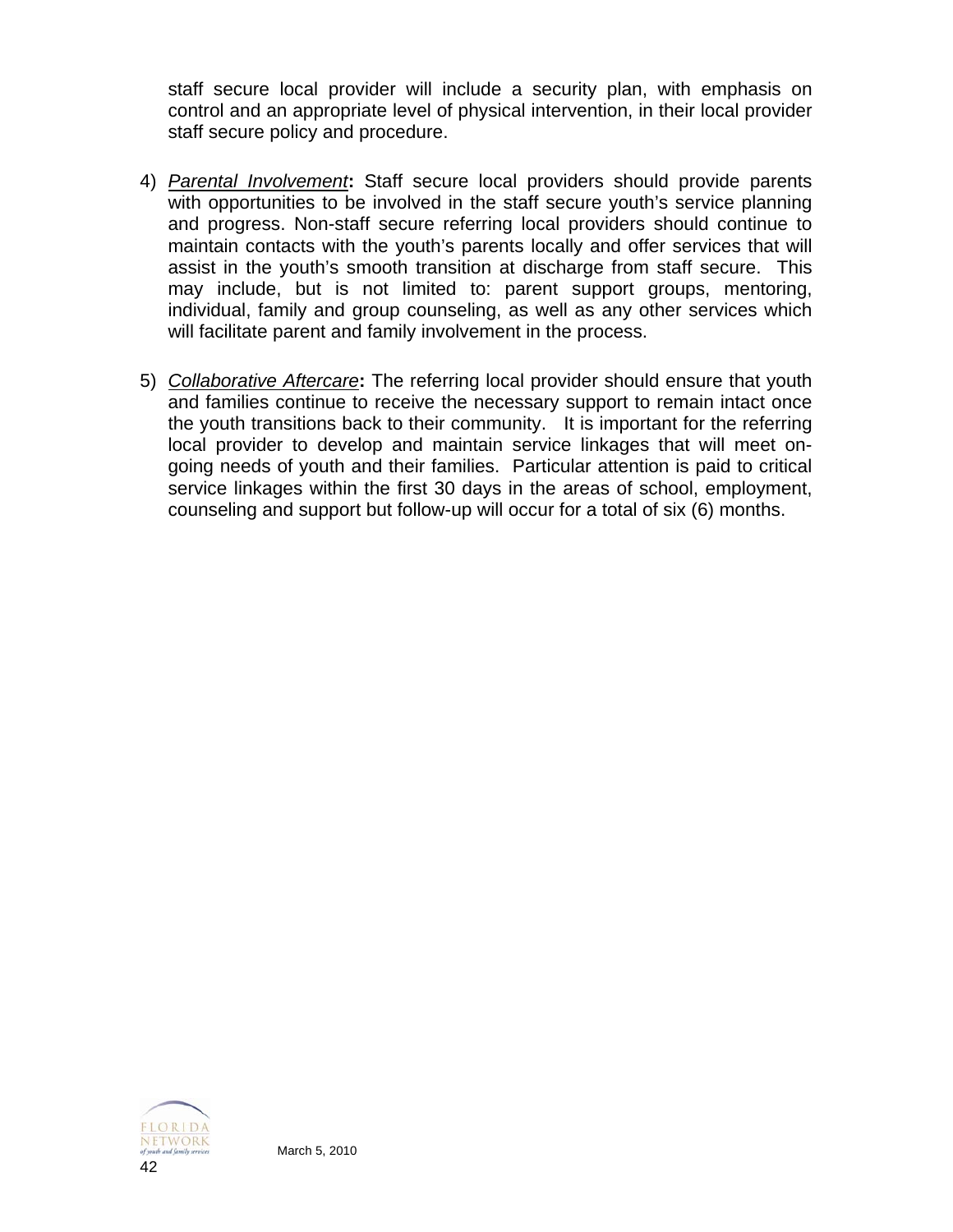staff secure local provider will include a security plan, with emphasis on control and an appropriate level of physical intervention, in their local provider staff secure policy and procedure.

4) *Parental Involvement***:** Staff secure local providers should provide parents with opportunities to be involved in the staff secure youth's service planning and progress. Non-staff secure referring local providers should continue to maintain contacts with the youth's parents locally and offer services that will assist in the youth's smooth transition at discharge from staff secure. This may include, but is not limited to: parent support groups, mentoring, individual, family and group counseling, as well as any other services which will facilitate parent and family involvement in the process.

5) *Collaborative Aftercare***:** The referring local provider should ensure that youth and families continue to receive the necessary support to remain intact once the youth transitions back to their community. It is important for the referring local provider to develop and maintain service linkages that will meet on-going needs of youth and their families. Particular attention is paid to critical service linkages within the first 30 days in the areas of school, employment, counseling and support but follow-up will occur for a total of six (6) months.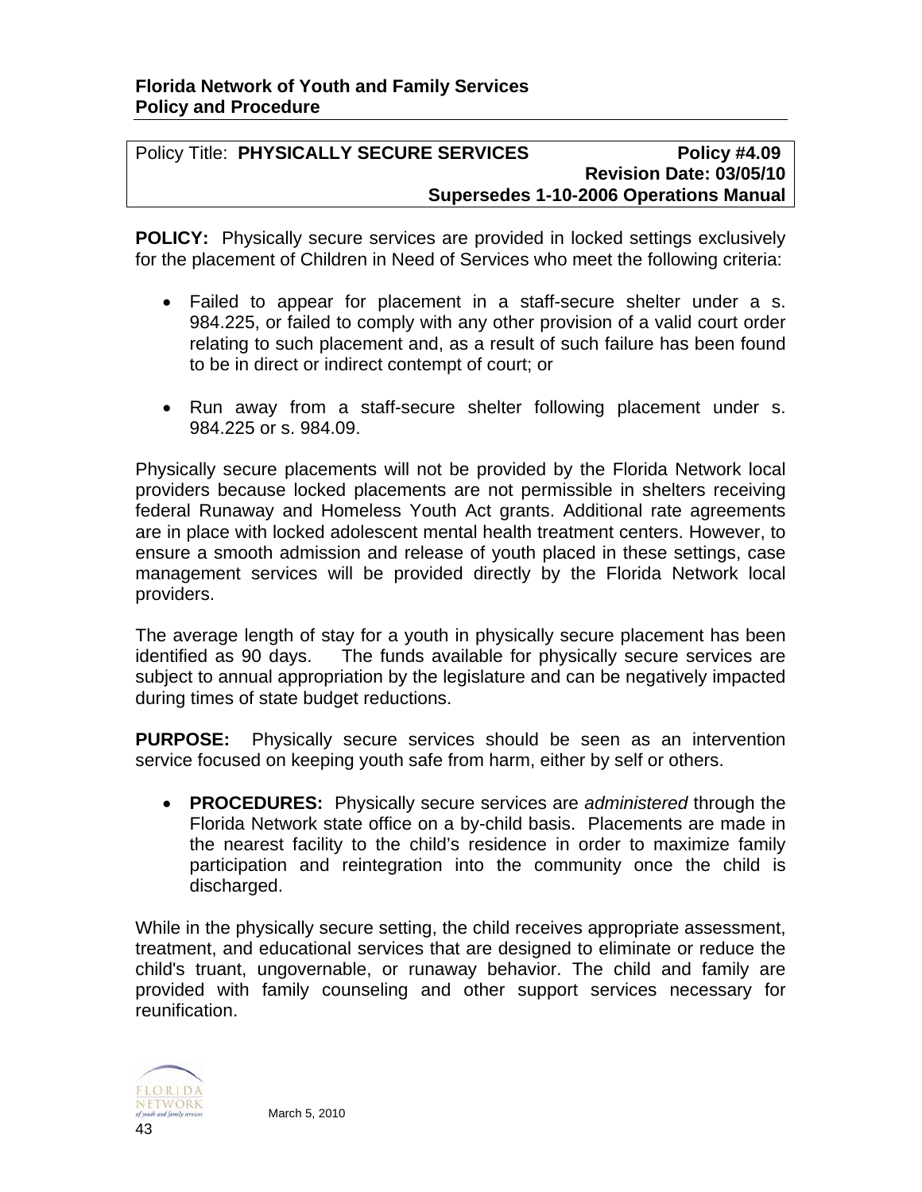**Florida Network of Youth and Family Services**
**Policy and Procedure**

| Policy Title: **PHYSICALLY SECURE SERVICES** | **Policy #4.09** |
| --- | --- |
| | **Revision Date: 03/05/10** |
| | **Supersedes 1-10-2006 Operations Manual** |

**POLICY:** Physically secure services are provided in locked settings exclusively for the placement of Children in Need of Services who meet the following criteria:

- Failed to appear for placement in a staff-secure shelter under a s. 984.225, or failed to comply with any other provision of a valid court order relating to such placement and, as a result of such failure has been found to be in direct or indirect contempt of court; or

- Run away from a staff-secure shelter following placement under s. 984.225 or s. 984.09.

Physically secure placements will not be provided by the Florida Network local providers because locked placements are not permissible in shelters receiving federal Runaway and Homeless Youth Act grants. Additional rate agreements are in place with locked adolescent mental health treatment centers. However, to ensure a smooth admission and release of youth placed in these settings, case management services will be provided directly by the Florida Network local providers.

The average length of stay for a youth in physically secure placement has been identified as 90 days. The funds available for physically secure services are subject to annual appropriation by the legislature and can be negatively impacted during times of state budget reductions.

**PURPOSE:** Physically secure services should be seen as an intervention service focused on keeping youth safe from harm, either by self or others.

- **PROCEDURES:** Physically secure services are *administered* through the Florida Network state office on a by-child basis. Placements are made in the nearest facility to the child's residence in order to maximize family participation and reintegration into the community once the child is discharged.

While in the physically secure setting, the child receives appropriate assessment, treatment, and educational services that are designed to eliminate or reduce the child's truant, ungovernable, or runaway behavior. The child and family are provided with family counseling and other support services necessary for reunification.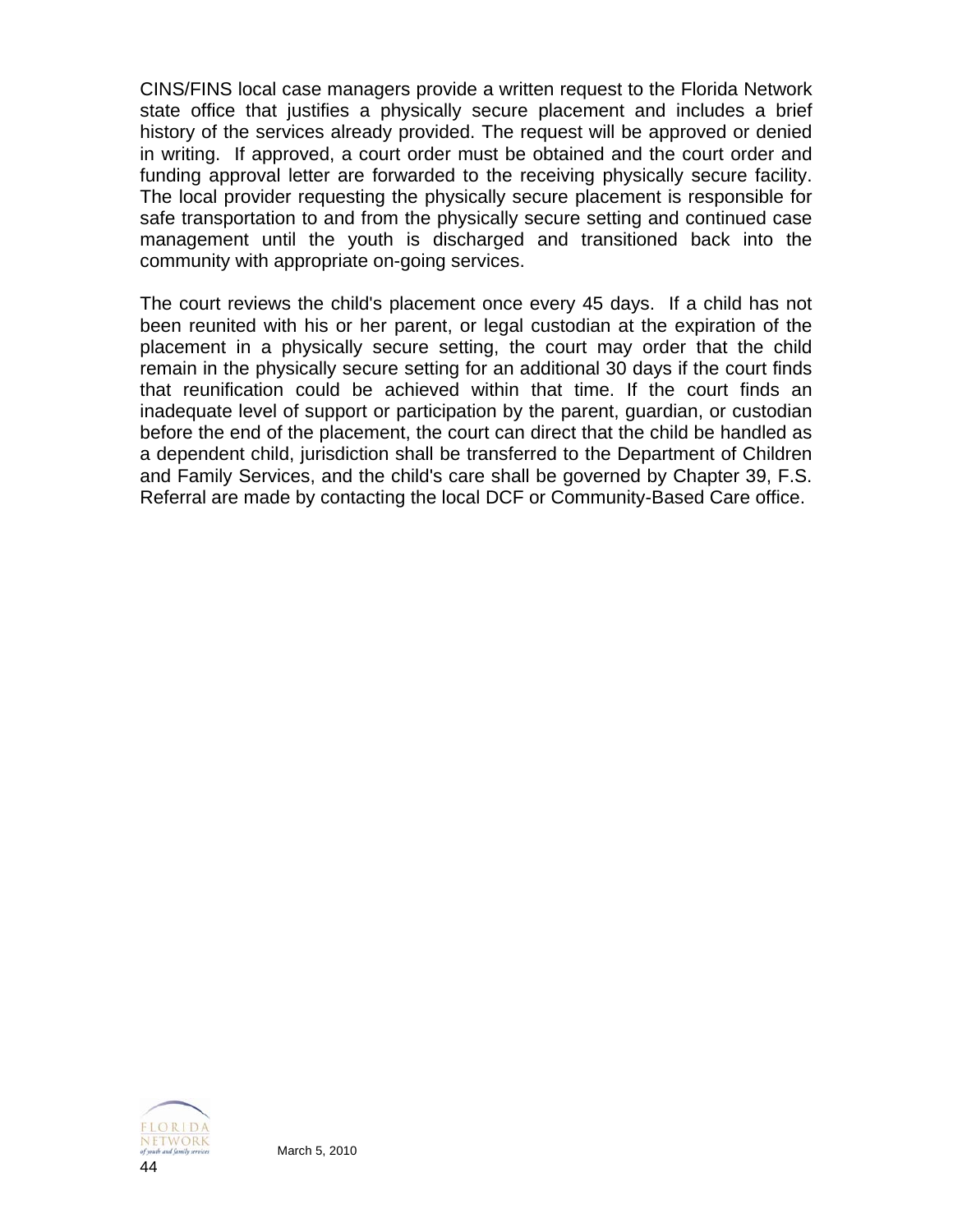CINS/FINS local case managers provide a written request to the Florida Network state office that justifies a physically secure placement and includes a brief history of the services already provided. The request will be approved or denied in writing. If approved, a court order must be obtained and the court order and funding approval letter are forwarded to the receiving physically secure facility. The local provider requesting the physically secure placement is responsible for safe transportation to and from the physically secure setting and continued case management until the youth is discharged and transitioned back into the community with appropriate on-going services.

The court reviews the child's placement once every 45 days. If a child has not been reunited with his or her parent, or legal custodian at the expiration of the placement in a physically secure setting, the court may order that the child remain in the physically secure setting for an additional 30 days if the court finds that reunification could be achieved within that time. If the court finds an inadequate level of support or participation by the parent, guardian, or custodian before the end of the placement, the court can direct that the child be handled as a dependent child, jurisdiction shall be transferred to the Department of Children and Family Services, and the child's care shall be governed by Chapter 39, F.S. Referral are made by contacting the local DCF or Community-Based Care office.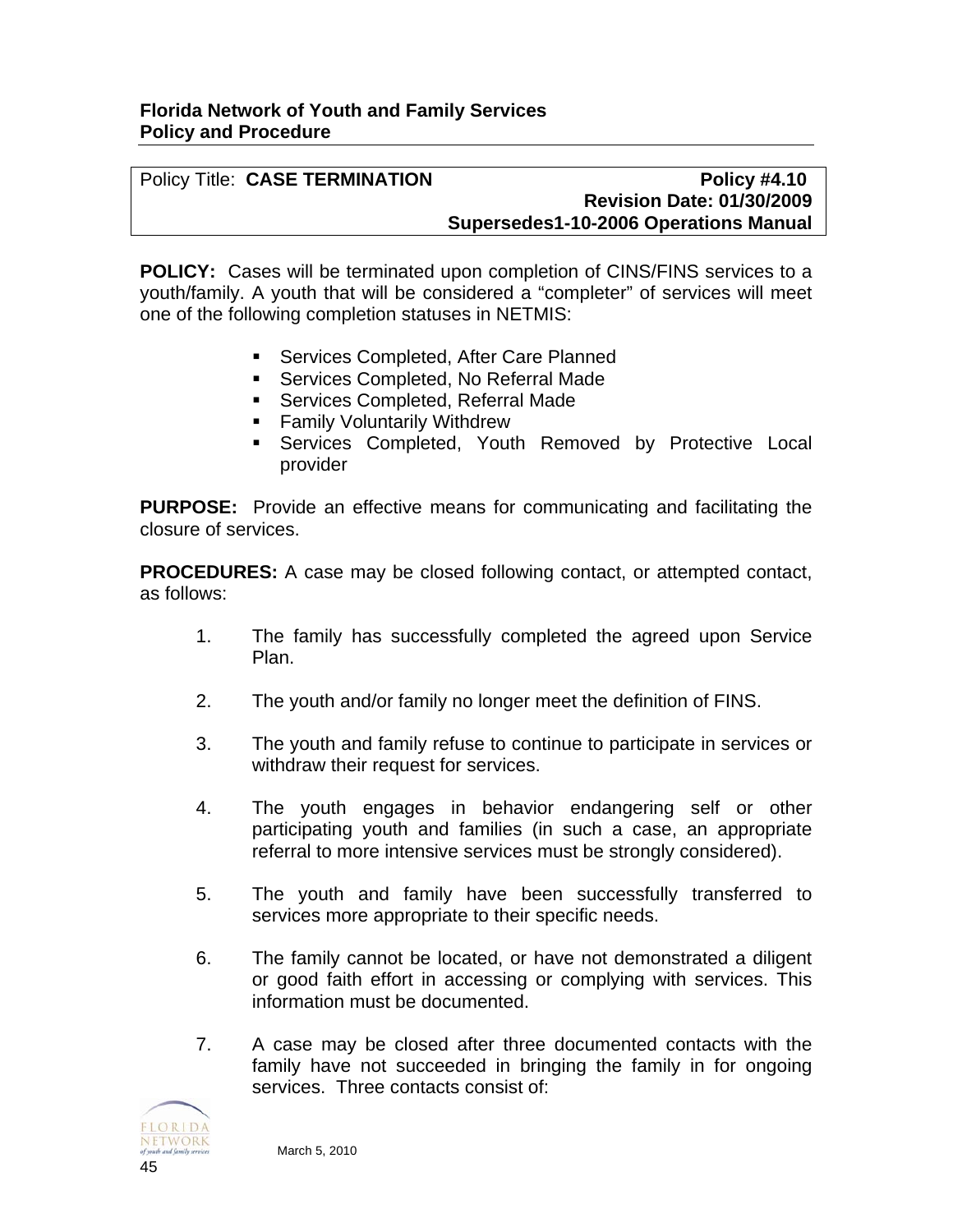**Florida Network of Youth and Family Services**
**Policy and Procedure**

| Policy Title: **CASE TERMINATION** | **Policy #4.10** |
|---|---|
| | **Revision Date: 01/30/2009** |
| | **Supersedes1-10-2006 Operations Manual** |

**POLICY:** Cases will be terminated upon completion of CINS/FINS services to a youth/family. A youth that will be considered a "completer" of services will meet one of the following completion statuses in NETMIS:

- Services Completed, After Care Planned
- Services Completed, No Referral Made
- Services Completed, Referral Made
- Family Voluntarily Withdrew
- Services Completed, Youth Removed by Protective Local provider

**PURPOSE:** Provide an effective means for communicating and facilitating the closure of services.

**PROCEDURES:** A case may be closed following contact, or attempted contact, as follows:

1. The family has successfully completed the agreed upon Service Plan.

2. The youth and/or family no longer meet the definition of FINS.

3. The youth and family refuse to continue to participate in services or withdraw their request for services.

4. The youth engages in behavior endangering self or other participating youth and families (in such a case, an appropriate referral to more intensive services must be strongly considered).

5. The youth and family have been successfully transferred to services more appropriate to their specific needs.

6. The family cannot be located, or have not demonstrated a diligent or good faith effort in accessing or complying with services. This information must be documented.

7. A case may be closed after three documented contacts with the family have not succeeded in bringing the family in for ongoing services. Three contacts consist of: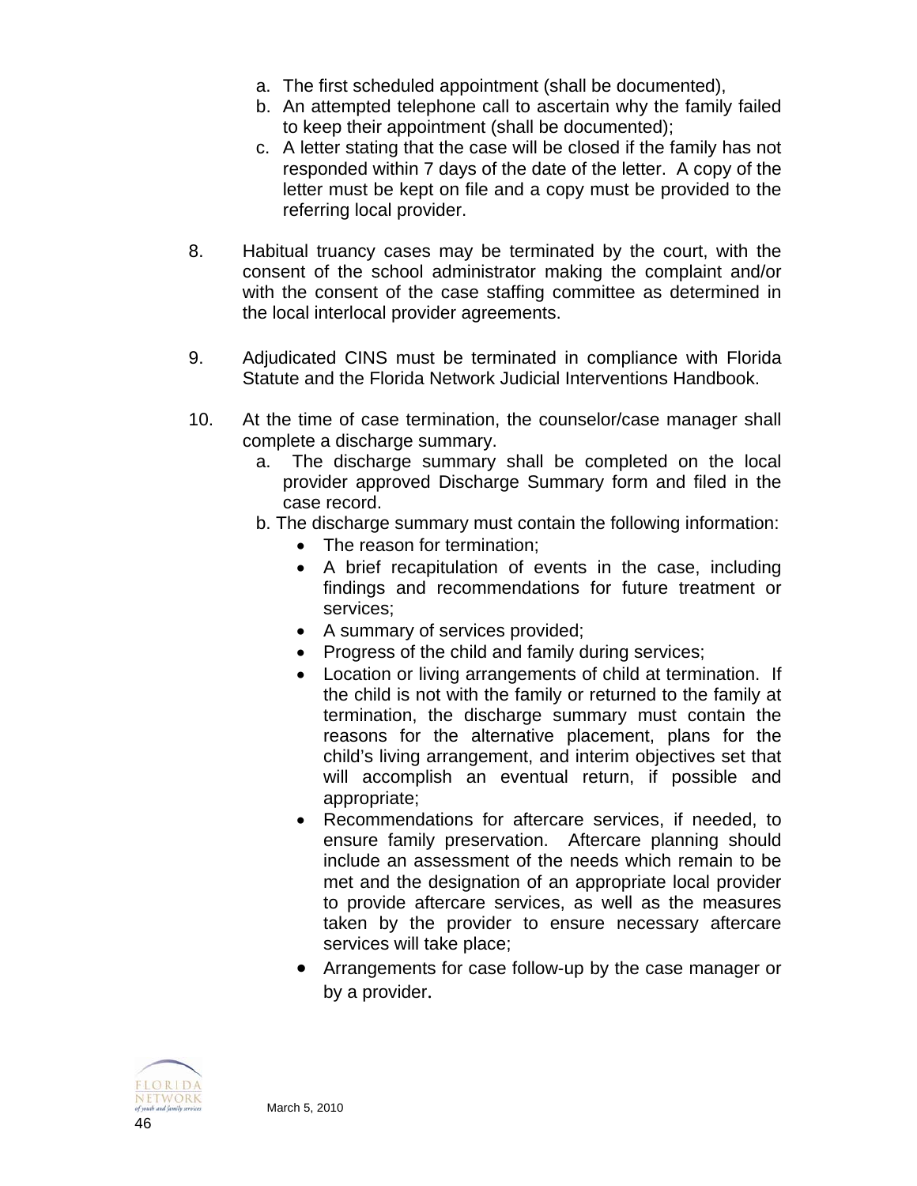a. The first scheduled appointment (shall be documented),
   b. An attempted telephone call to ascertain why the family failed to keep their appointment (shall be documented);
   c. A letter stating that the case will be closed if the family has not responded within 7 days of the date of the letter. A copy of the letter must be kept on file and a copy must be provided to the referring local provider.

8. Habitual truancy cases may be terminated by the court, with the consent of the school administrator making the complaint and/or with the consent of the case staffing committee as determined in the local interlocal provider agreements.

9. Adjudicated CINS must be terminated in compliance with Florida Statute and the Florida Network Judicial Interventions Handbook.

10. At the time of case termination, the counselor/case manager shall complete a discharge summary.
    a. The discharge summary shall be completed on the local provider approved Discharge Summary form and filed in the case record.
    b. The discharge summary must contain the following information:
       - The reason for termination;
       - A brief recapitulation of events in the case, including findings and recommendations for future treatment or services;
       - A summary of services provided;
       - Progress of the child and family during services;
       - Location or living arrangements of child at termination. If the child is not with the family or returned to the family at termination, the discharge summary must contain the reasons for the alternative placement, plans for the child's living arrangement, and interim objectives set that will accomplish an eventual return, if possible and appropriate;
       - Recommendations for aftercare services, if needed, to ensure family preservation. Aftercare planning should include an assessment of the needs which remain to be met and the designation of an appropriate local provider to provide aftercare services, as well as the measures taken by the provider to ensure necessary aftercare services will take place;
       - Arrangements for case follow-up by the case manager or by a provider.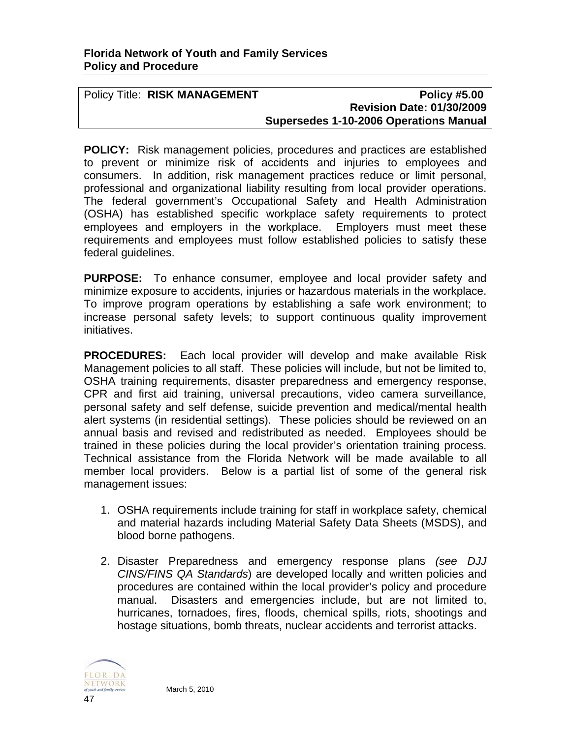**Florida Network of Youth and Family Services**
**Policy and Procedure**

| Policy Title: **RISK MANAGEMENT** | **Policy #5.00** |
|---|---|
| | **Revision Date: 01/30/2009** |
| | **Supersedes 1-10-2006 Operations Manual** |

**POLICY:** Risk management policies, procedures and practices are established to prevent or minimize risk of accidents and injuries to employees and consumers. In addition, risk management practices reduce or limit personal, professional and organizational liability resulting from local provider operations. The federal government's Occupational Safety and Health Administration (OSHA) has established specific workplace safety requirements to protect employees and employers in the workplace. Employers must meet these requirements and employees must follow established policies to satisfy these federal guidelines.

**PURPOSE:** To enhance consumer, employee and local provider safety and minimize exposure to accidents, injuries or hazardous materials in the workplace. To improve program operations by establishing a safe work environment; to increase personal safety levels; to support continuous quality improvement initiatives.

**PROCEDURES:** Each local provider will develop and make available Risk Management policies to all staff. These policies will include, but not be limited to, OSHA training requirements, disaster preparedness and emergency response, CPR and first aid training, universal precautions, video camera surveillance, personal safety and self defense, suicide prevention and medical/mental health alert systems (in residential settings). These policies should be reviewed on an annual basis and revised and redistributed as needed. Employees should be trained in these policies during the local provider's orientation training process. Technical assistance from the Florida Network will be made available to all member local providers. Below is a partial list of some of the general risk management issues:

1. OSHA requirements include training for staff in workplace safety, chemical and material hazards including Material Safety Data Sheets (MSDS), and blood borne pathogens.

2. Disaster Preparedness and emergency response plans *(see DJJ CINS/FINS QA Standards*) are developed locally and written policies and procedures are contained within the local provider's policy and procedure manual. Disasters and emergencies include, but are not limited to, hurricanes, tornadoes, fires, floods, chemical spills, riots, shootings and hostage situations, bomb threats, nuclear accidents and terrorist attacks.

March 5, 2010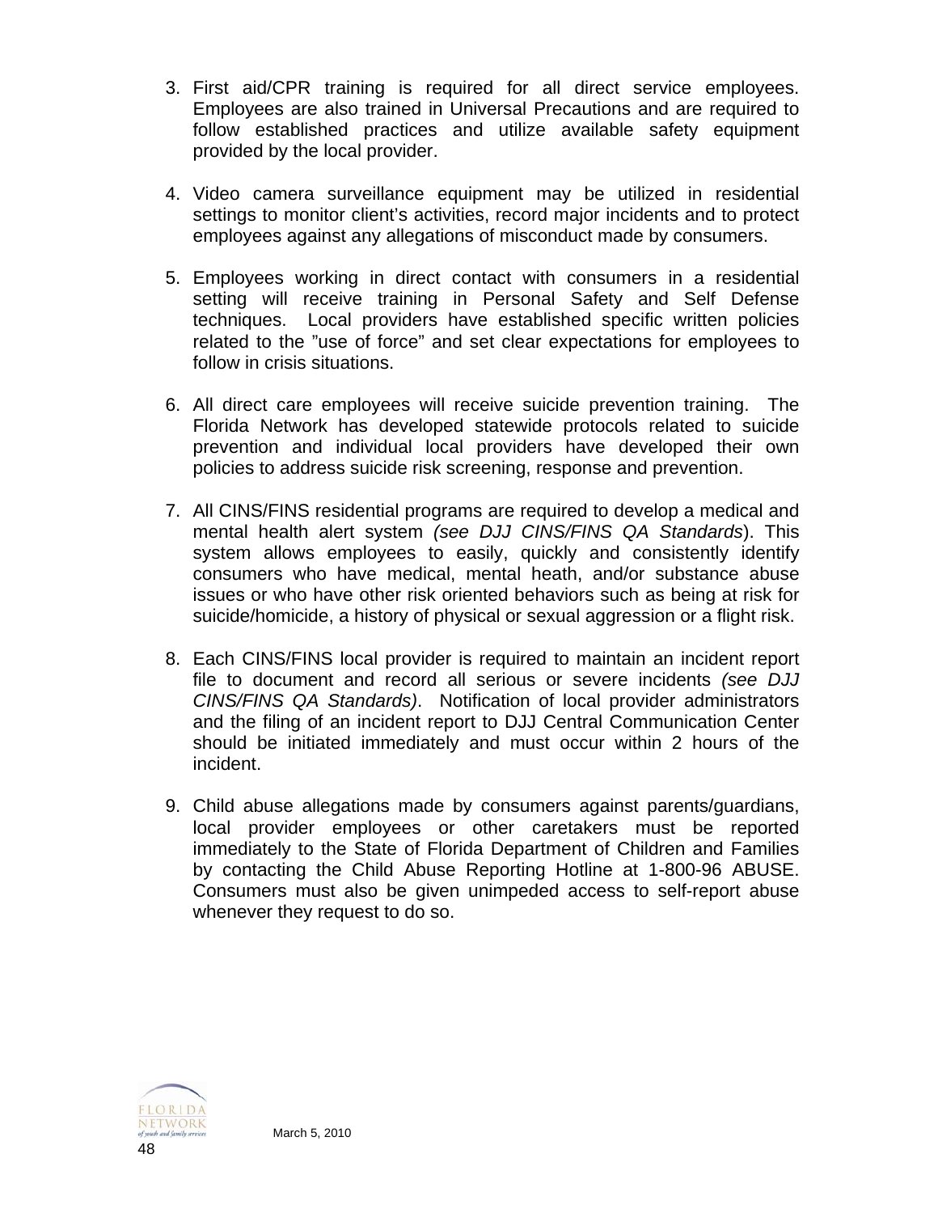3. First aid/CPR training is required for all direct service employees. Employees are also trained in Universal Precautions and are required to follow established practices and utilize available safety equipment provided by the local provider.

4. Video camera surveillance equipment may be utilized in residential settings to monitor client's activities, record major incidents and to protect employees against any allegations of misconduct made by consumers.

5. Employees working in direct contact with consumers in a residential setting will receive training in Personal Safety and Self Defense techniques. Local providers have established specific written policies related to the "use of force" and set clear expectations for employees to follow in crisis situations.

6. All direct care employees will receive suicide prevention training. The Florida Network has developed statewide protocols related to suicide prevention and individual local providers have developed their own policies to address suicide risk screening, response and prevention.

7. All CINS/FINS residential programs are required to develop a medical and mental health alert system *(see DJJ CINS/FINS QA Standards*). This system allows employees to easily, quickly and consistently identify consumers who have medical, mental heath, and/or substance abuse issues or who have other risk oriented behaviors such as being at risk for suicide/homicide, a history of physical or sexual aggression or a flight risk.

8. Each CINS/FINS local provider is required to maintain an incident report file to document and record all serious or severe incidents *(see DJJ CINS/FINS QA Standards)*. Notification of local provider administrators and the filing of an incident report to DJJ Central Communication Center should be initiated immediately and must occur within 2 hours of the incident.

9. Child abuse allegations made by consumers against parents/guardians, local provider employees or other caretakers must be reported immediately to the State of Florida Department of Children and Families by contacting the Child Abuse Reporting Hotline at 1-800-96 ABUSE. Consumers must also be given unimpeded access to self-report abuse whenever they request to do so.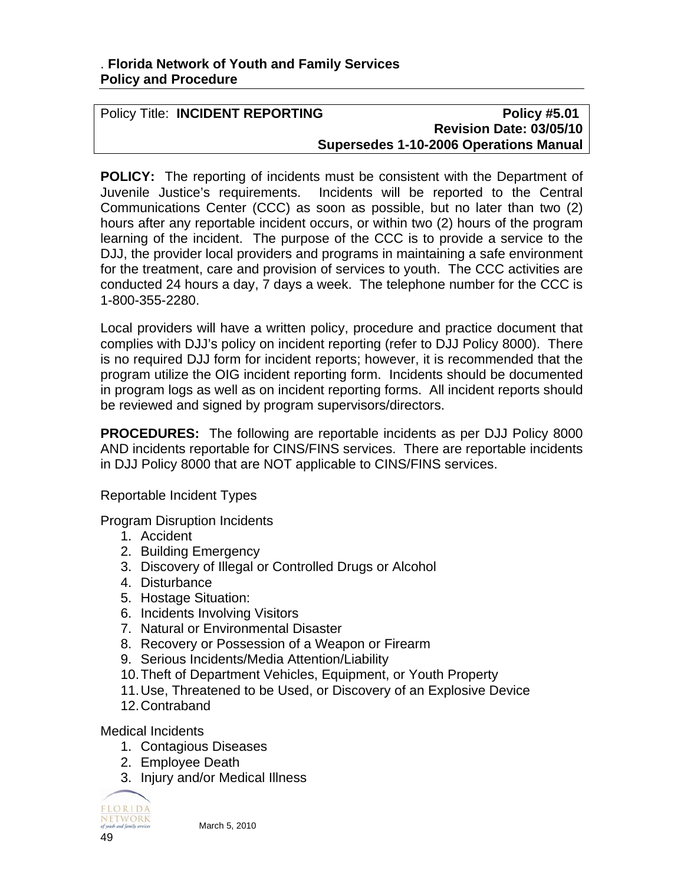. **Florida Network of Youth and Family Services**
**Policy and Procedure**

| Policy Title: **INCIDENT REPORTING** | **Policy #5.01** |
|---|---|
| | **Revision Date: 03/05/10** |
| | **Supersedes 1-10-2006 Operations Manual** |

**POLICY:** The reporting of incidents must be consistent with the Department of Juvenile Justice's requirements. Incidents will be reported to the Central Communications Center (CCC) as soon as possible, but no later than two (2) hours after any reportable incident occurs, or within two (2) hours of the program learning of the incident. The purpose of the CCC is to provide a service to the DJJ, the provider local providers and programs in maintaining a safe environment for the treatment, care and provision of services to youth. The CCC activities are conducted 24 hours a day, 7 days a week. The telephone number for the CCC is 1-800-355-2280.

Local providers will have a written policy, procedure and practice document that complies with DJJ's policy on incident reporting (refer to DJJ Policy 8000). There is no required DJJ form for incident reports; however, it is recommended that the program utilize the OIG incident reporting form. Incidents should be documented in program logs as well as on incident reporting forms. All incident reports should be reviewed and signed by program supervisors/directors.

**PROCEDURES:** The following are reportable incidents as per DJJ Policy 8000 AND incidents reportable for CINS/FINS services. There are reportable incidents in DJJ Policy 8000 that are NOT applicable to CINS/FINS services.

Reportable Incident Types

Program Disruption Incidents

1. Accident
2. Building Emergency
3. Discovery of Illegal or Controlled Drugs or Alcohol
4. Disturbance
5. Hostage Situation:
6. Incidents Involving Visitors
7. Natural or Environmental Disaster
8. Recovery or Possession of a Weapon or Firearm
9. Serious Incidents/Media Attention/Liability
10. Theft of Department Vehicles, Equipment, or Youth Property
11. Use, Threatened to be Used, or Discovery of an Explosive Device
12. Contraband

Medical Incidents

1. Contagious Diseases
2. Employee Death
3. Injury and/or Medical Illness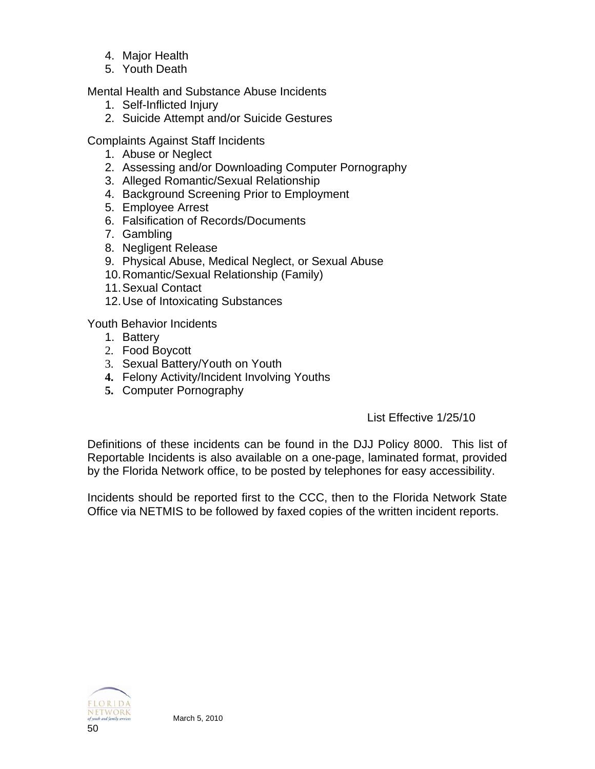4. Major Health
5. Youth Death

Mental Health and Substance Abuse Incidents

1. Self-Inflicted Injury
2. Suicide Attempt and/or Suicide Gestures

Complaints Against Staff Incidents

1. Abuse or Neglect
2. Assessing and/or Downloading Computer Pornography
3. Alleged Romantic/Sexual Relationship
4. Background Screening Prior to Employment
5. Employee Arrest
6. Falsification of Records/Documents
7. Gambling
8. Negligent Release
9. Physical Abuse, Medical Neglect, or Sexual Abuse
10. Romantic/Sexual Relationship (Family)
11. Sexual Contact
12. Use of Intoxicating Substances

Youth Behavior Incidents

1. Battery
2. Food Boycott
3. Sexual Battery/Youth on Youth
4. Felony Activity/Incident Involving Youths
5. Computer Pornography

List Effective 1/25/10

Definitions of these incidents can be found in the DJJ Policy 8000. This list of Reportable Incidents is also available on a one-page, laminated format, provided by the Florida Network office, to be posted by telephones for easy accessibility.

Incidents should be reported first to the CCC, then to the Florida Network State Office via NETMIS to be followed by faxed copies of the written incident reports.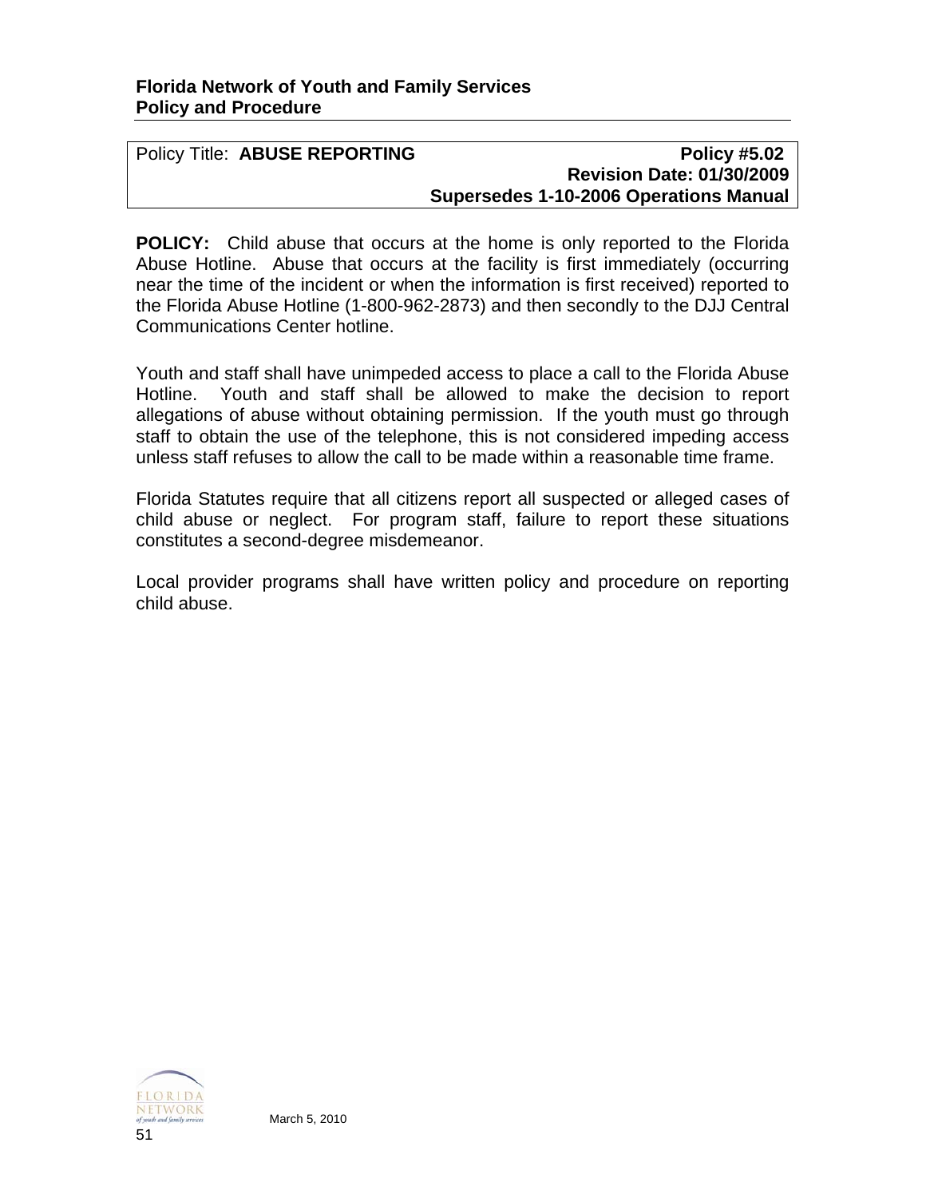**Florida Network of Youth and Family Services**
**Policy and Procedure**

| Policy Title: **ABUSE REPORTING** | **Policy #5.02** |
|---|---|
| | **Revision Date: 01/30/2009** |
| | **Supersedes 1-10-2006 Operations Manual** |

**POLICY:** Child abuse that occurs at the home is only reported to the Florida Abuse Hotline. Abuse that occurs at the facility is first immediately (occurring near the time of the incident or when the information is first received) reported to the Florida Abuse Hotline (1-800-962-2873) and then secondly to the DJJ Central Communications Center hotline.

Youth and staff shall have unimpeded access to place a call to the Florida Abuse Hotline. Youth and staff shall be allowed to make the decision to report allegations of abuse without obtaining permission. If the youth must go through staff to obtain the use of the telephone, this is not considered impeding access unless staff refuses to allow the call to be made within a reasonable time frame.

Florida Statutes require that all citizens report all suspected or alleged cases of child abuse or neglect. For program staff, failure to report these situations constitutes a second-degree misdemeanor.

Local provider programs shall have written policy and procedure on reporting child abuse.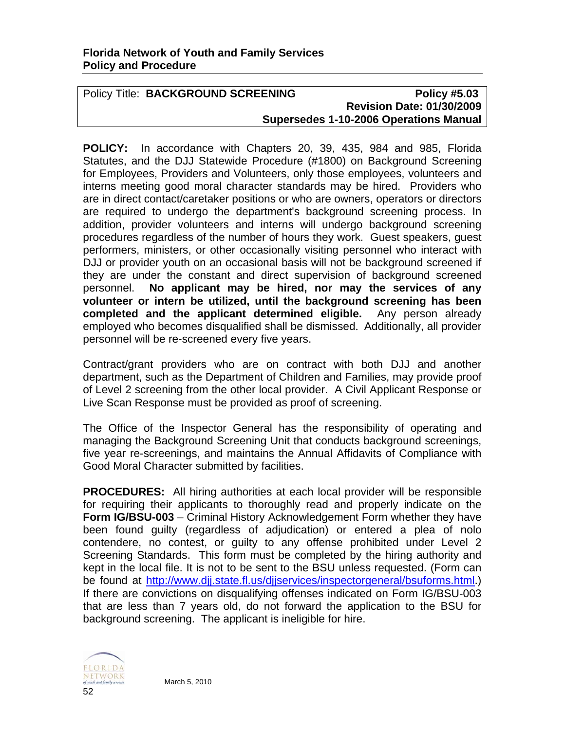**Florida Network of Youth and Family Services**
**Policy and Procedure**

| Policy Title: **BACKGROUND SCREENING** | **Policy #5.03** **Revision Date: 01/30/2009** **Supersedes 1-10-2006 Operations Manual** |
| --- | --- |

**POLICY:** In accordance with Chapters 20, 39, 435, 984 and 985, Florida Statutes, and the DJJ Statewide Procedure (#1800) on Background Screening for Employees, Providers and Volunteers, only those employees, volunteers and interns meeting good moral character standards may be hired. Providers who are in direct contact/caretaker positions or who are owners, operators or directors are required to undergo the department's background screening process. In addition, provider volunteers and interns will undergo background screening procedures regardless of the number of hours they work. Guest speakers, guest performers, ministers, or other occasionally visiting personnel who interact with DJJ or provider youth on an occasional basis will not be background screened if they are under the constant and direct supervision of background screened personnel. **No applicant may be hired, nor may the services of any volunteer or intern be utilized, until the background screening has been completed and the applicant determined eligible.** Any person already employed who becomes disqualified shall be dismissed. Additionally, all provider personnel will be re-screened every five years.

Contract/grant providers who are on contract with both DJJ and another department, such as the Department of Children and Families, may provide proof of Level 2 screening from the other local provider. A Civil Applicant Response or Live Scan Response must be provided as proof of screening.

The Office of the Inspector General has the responsibility of operating and managing the Background Screening Unit that conducts background screenings, five year re-screenings, and maintains the Annual Affidavits of Compliance with Good Moral Character submitted by facilities.

**PROCEDURES:** All hiring authorities at each local provider will be responsible for requiring their applicants to thoroughly read and properly indicate on the **Form IG/BSU-003** – Criminal History Acknowledgement Form whether they have been found guilty (regardless of adjudication) or entered a plea of nolo contendere, no contest, or guilty to any offense prohibited under Level 2 Screening Standards. This form must be completed by the hiring authority and kept in the local file. It is not to be sent to the BSU unless requested. (Form can be found at http://www.djj.state.fl.us/djjservices/inspectorgeneral/bsuforms.html.) If there are convictions on disqualifying offenses indicated on Form IG/BSU-003 that are less than 7 years old, do not forward the application to the BSU for background screening. The applicant is ineligible for hire.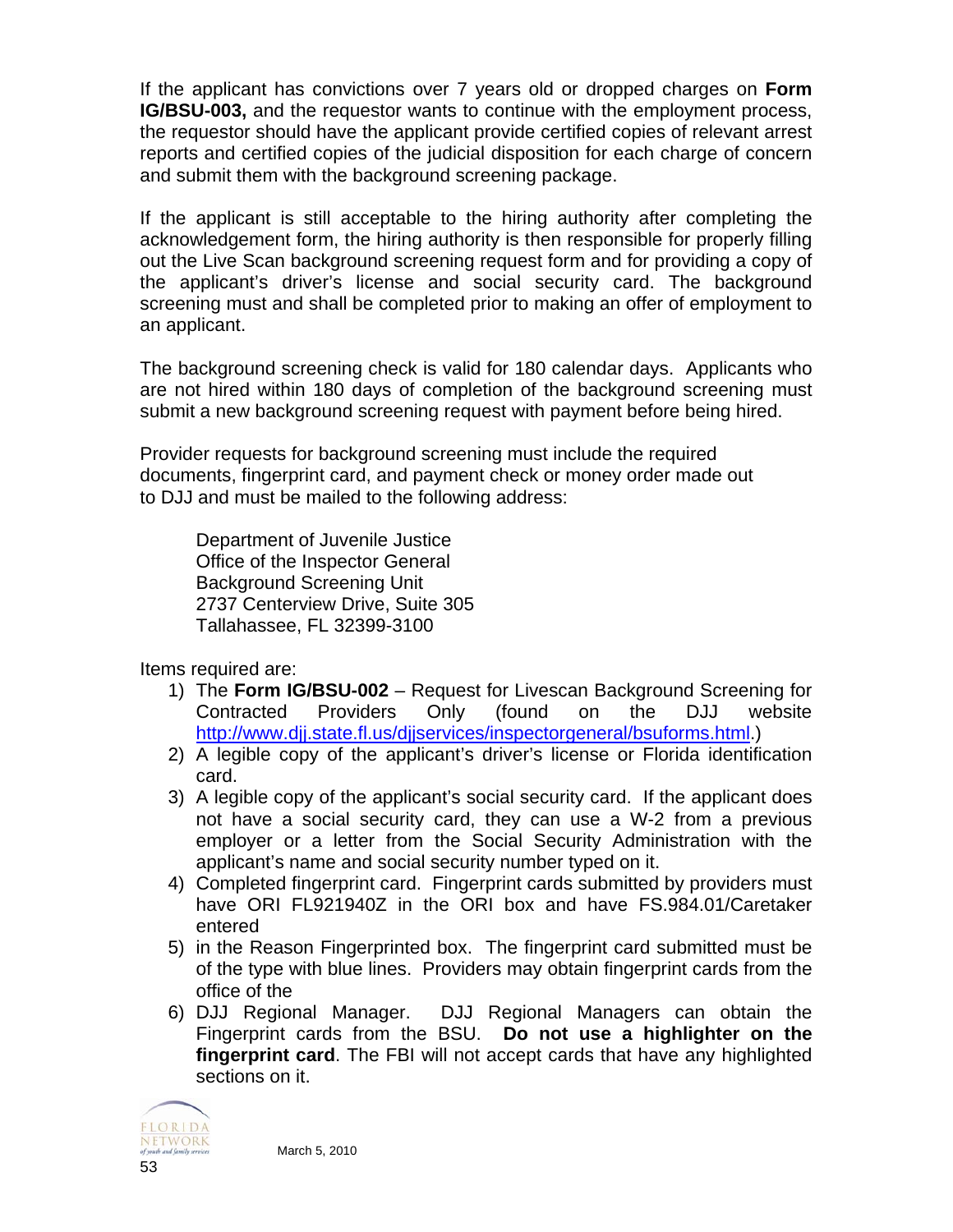If the applicant has convictions over 7 years old or dropped charges on **Form IG/BSU-003,** and the requestor wants to continue with the employment process, the requestor should have the applicant provide certified copies of relevant arrest reports and certified copies of the judicial disposition for each charge of concern and submit them with the background screening package.

If the applicant is still acceptable to the hiring authority after completing the acknowledgement form, the hiring authority is then responsible for properly filling out the Live Scan background screening request form and for providing a copy of the applicant's driver's license and social security card. The background screening must and shall be completed prior to making an offer of employment to an applicant.

The background screening check is valid for 180 calendar days. Applicants who are not hired within 180 days of completion of the background screening must submit a new background screening request with payment before being hired.

Provider requests for background screening must include the required documents, fingerprint card, and payment check or money order made out to DJJ and must be mailed to the following address:

Department of Juvenile Justice
Office of the Inspector General
Background Screening Unit
2737 Centerview Drive, Suite 305
Tallahassee, FL 32399-3100

Items required are:

1) The **Form IG/BSU-002** – Request for Livescan Background Screening for Contracted Providers Only (found on the DJJ website http://www.djj.state.fl.us/djjservices/inspectorgeneral/bsuforms.html.)
2) A legible copy of the applicant's driver's license or Florida identification card.
3) A legible copy of the applicant's social security card. If the applicant does not have a social security card, they can use a W-2 from a previous employer or a letter from the Social Security Administration with the applicant's name and social security number typed on it.
4) Completed fingerprint card. Fingerprint cards submitted by providers must have ORI FL921940Z in the ORI box and have FS.984.01/Caretaker entered
5) in the Reason Fingerprinted box. The fingerprint card submitted must be of the type with blue lines. Providers may obtain fingerprint cards from the office of the
6) DJJ Regional Manager. DJJ Regional Managers can obtain the Fingerprint cards from the BSU. **Do not use a highlighter on the fingerprint card**. The FBI will not accept cards that have any highlighted sections on it.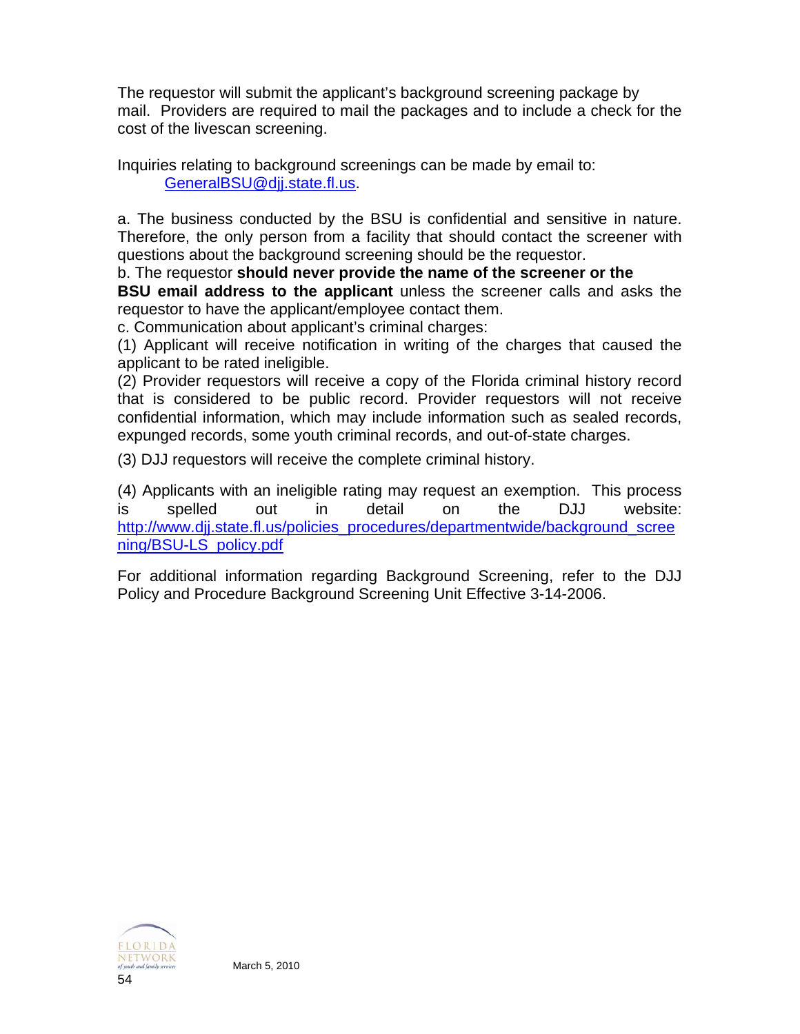The requestor will submit the applicant's background screening package by mail. Providers are required to mail the packages and to include a check for the cost of the livescan screening.

Inquiries relating to background screenings can be made by email to:
GeneralBSU@djj.state.fl.us.

a. The business conducted by the BSU is confidential and sensitive in nature. Therefore, the only person from a facility that should contact the screener with questions about the background screening should be the requestor.
b. The requestor **should never provide the name of the screener or the BSU email address to the applicant** unless the screener calls and asks the requestor to have the applicant/employee contact them.
c. Communication about applicant's criminal charges:
(1) Applicant will receive notification in writing of the charges that caused the applicant to be rated ineligible.
(2) Provider requestors will receive a copy of the Florida criminal history record that is considered to be public record. Provider requestors will not receive confidential information, which may include information such as sealed records, expunged records, some youth criminal records, and out-of-state charges.

(3) DJJ requestors will receive the complete criminal history.

(4) Applicants with an ineligible rating may request an exemption. This process is spelled out in detail on the DJJ website: http://www.djj.state.fl.us/policies_procedures/departmentwide/background_screening/BSU-LS_policy.pdf

For additional information regarding Background Screening, refer to the DJJ Policy and Procedure Background Screening Unit Effective 3-14-2006.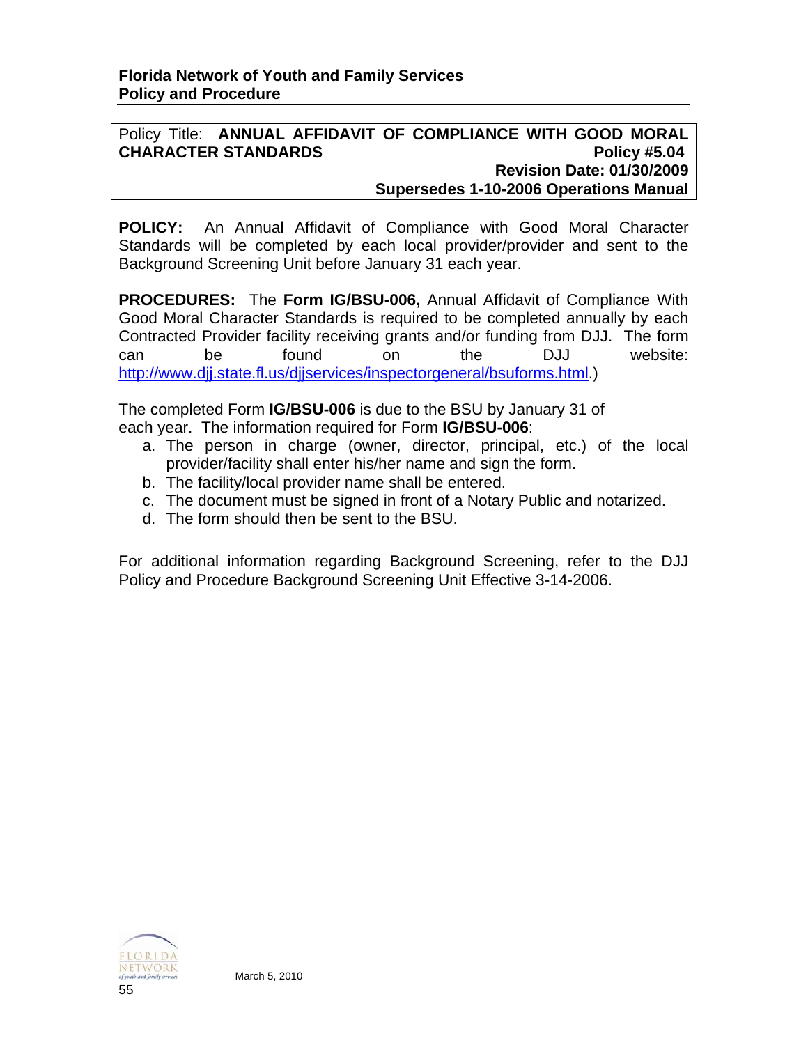**Florida Network of Youth and Family Services**
**Policy and Procedure**

Policy Title: **ANNUAL AFFIDAVIT OF COMPLIANCE WITH GOOD MORAL CHARACTER STANDARDS**
**Policy #5.04**
**Revision Date: 01/30/2009**
**Supersedes 1-10-2006 Operations Manual**

**POLICY:** An Annual Affidavit of Compliance with Good Moral Character Standards will be completed by each local provider/provider and sent to the Background Screening Unit before January 31 each year.

**PROCEDURES:** The **Form IG/BSU-006,** Annual Affidavit of Compliance With Good Moral Character Standards is required to be completed annually by each Contracted Provider facility receiving grants and/or funding from DJJ. The form can be found on the DJJ website: http://www.djj.state.fl.us/djjservices/inspectorgeneral/bsuforms.html.)

The completed Form **IG/BSU-006** is due to the BSU by January 31 of each year. The information required for Form **IG/BSU-006**:

a. The person in charge (owner, director, principal, etc.) of the local provider/facility shall enter his/her name and sign the form.
b. The facility/local provider name shall be entered.
c. The document must be signed in front of a Notary Public and notarized.
d. The form should then be sent to the BSU.

For additional information regarding Background Screening, refer to the DJJ Policy and Procedure Background Screening Unit Effective 3-14-2006.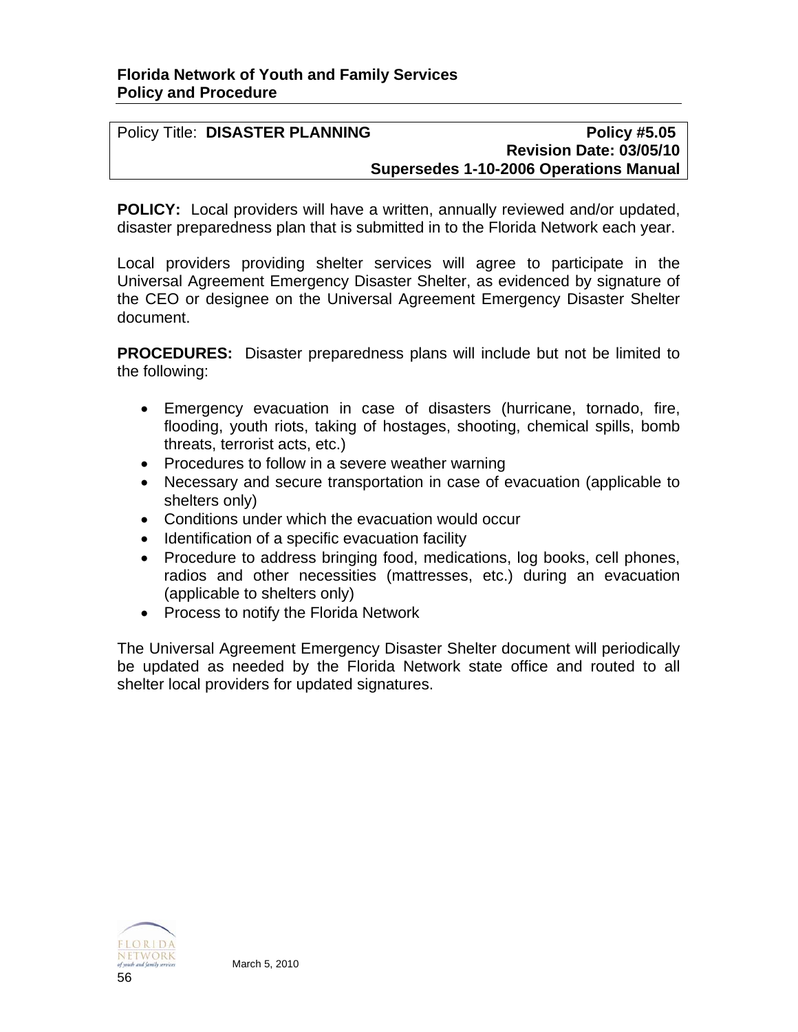**Florida Network of Youth and Family Services**
**Policy and Procedure**

| Policy Title: **DISASTER PLANNING** | **Policy #5.05** |
|---|---|
| | **Revision Date: 03/05/10** |
| | **Supersedes 1-10-2006 Operations Manual** |

**POLICY:** Local providers will have a written, annually reviewed and/or updated, disaster preparedness plan that is submitted in to the Florida Network each year.

Local providers providing shelter services will agree to participate in the Universal Agreement Emergency Disaster Shelter, as evidenced by signature of the CEO or designee on the Universal Agreement Emergency Disaster Shelter document.

**PROCEDURES:** Disaster preparedness plans will include but not be limited to the following:

- Emergency evacuation in case of disasters (hurricane, tornado, fire, flooding, youth riots, taking of hostages, shooting, chemical spills, bomb threats, terrorist acts, etc.)
- Procedures to follow in a severe weather warning
- Necessary and secure transportation in case of evacuation (applicable to shelters only)
- Conditions under which the evacuation would occur
- Identification of a specific evacuation facility
- Procedure to address bringing food, medications, log books, cell phones, radios and other necessities (mattresses, etc.) during an evacuation (applicable to shelters only)
- Process to notify the Florida Network

The Universal Agreement Emergency Disaster Shelter document will periodically be updated as needed by the Florida Network state office and routed to all shelter local providers for updated signatures.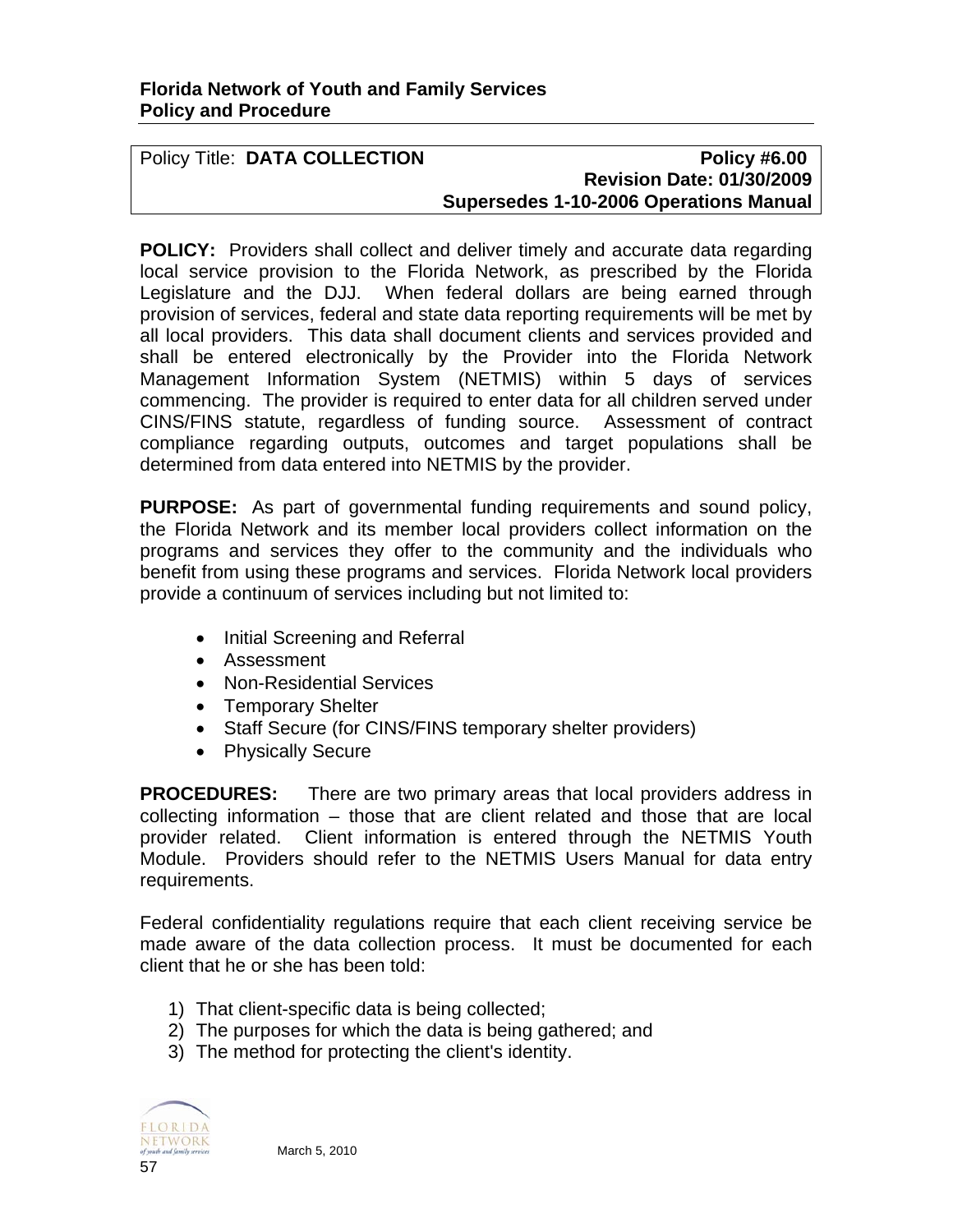**Florida Network of Youth and Family Services**
**Policy and Procedure**

| Policy Title: **DATA COLLECTION** | **Policy #6.00** |
|---|---|
| | **Revision Date: 01/30/2009** |
| | **Supersedes 1-10-2006 Operations Manual** |

**POLICY:** Providers shall collect and deliver timely and accurate data regarding local service provision to the Florida Network, as prescribed by the Florida Legislature and the DJJ. When federal dollars are being earned through provision of services, federal and state data reporting requirements will be met by all local providers. This data shall document clients and services provided and shall be entered electronically by the Provider into the Florida Network Management Information System (NETMIS) within 5 days of services commencing. The provider is required to enter data for all children served under CINS/FINS statute, regardless of funding source. Assessment of contract compliance regarding outputs, outcomes and target populations shall be determined from data entered into NETMIS by the provider.

**PURPOSE:** As part of governmental funding requirements and sound policy, the Florida Network and its member local providers collect information on the programs and services they offer to the community and the individuals who benefit from using these programs and services. Florida Network local providers provide a continuum of services including but not limited to:

- Initial Screening and Referral
- Assessment
- Non-Residential Services
- Temporary Shelter
- Staff Secure (for CINS/FINS temporary shelter providers)
- Physically Secure

**PROCEDURES:** There are two primary areas that local providers address in collecting information – those that are client related and those that are local provider related. Client information is entered through the NETMIS Youth Module. Providers should refer to the NETMIS Users Manual for data entry requirements.

Federal confidentiality regulations require that each client receiving service be made aware of the data collection process. It must be documented for each client that he or she has been told:

1) That client-specific data is being collected;
2) The purposes for which the data is being gathered; and
3) The method for protecting the client's identity.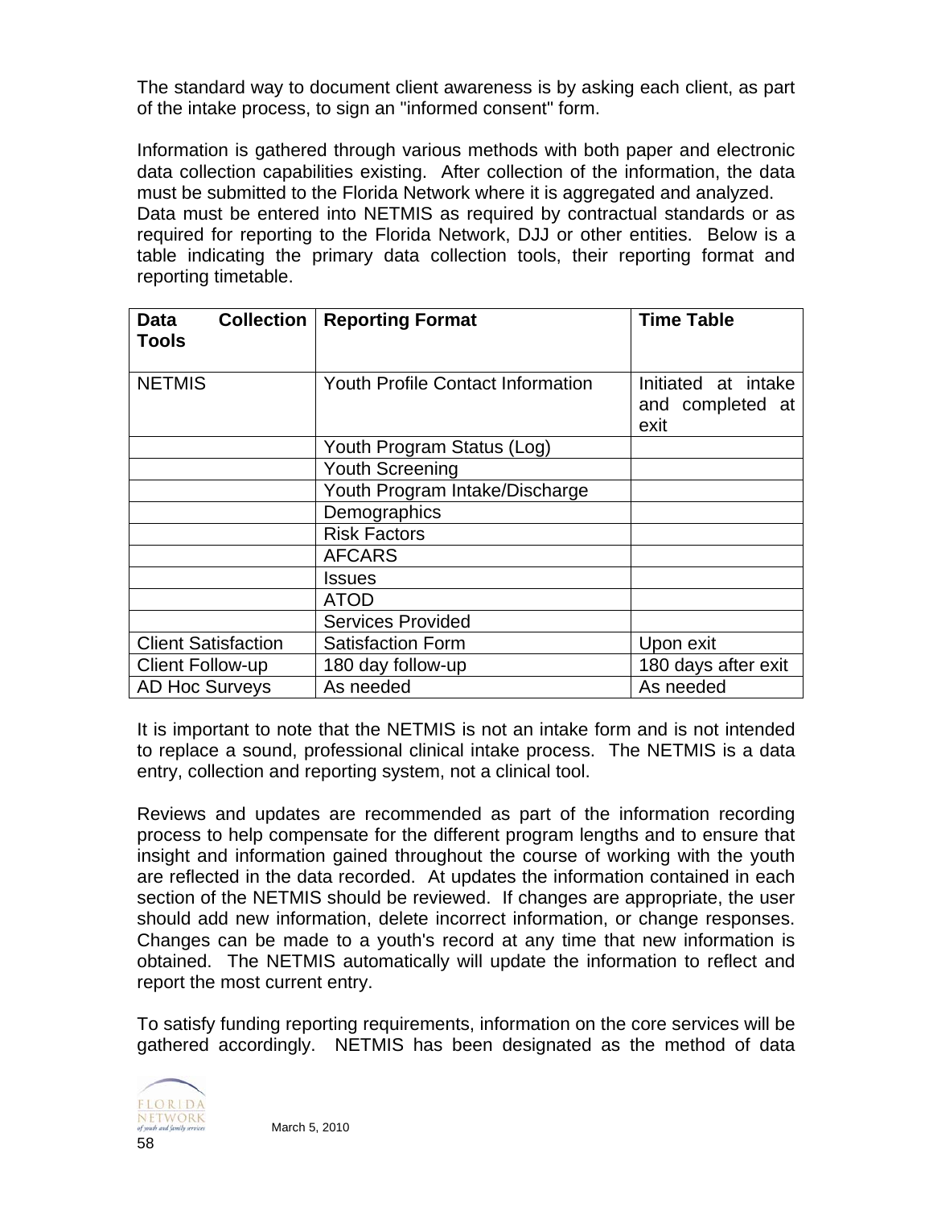The standard way to document client awareness is by asking each client, as part of the intake process, to sign an "informed consent" form.

Information is gathered through various methods with both paper and electronic data collection capabilities existing. After collection of the information, the data must be submitted to the Florida Network where it is aggregated and analyzed. Data must be entered into NETMIS as required by contractual standards or as required for reporting to the Florida Network, DJJ or other entities. Below is a table indicating the primary data collection tools, their reporting format and reporting timetable.

| **Data Collection Tools** | **Reporting Format** | **Time Table** |
|---|---|---|
| NETMIS | Youth Profile Contact Information | Initiated at intake and completed at exit |
| | Youth Program Status (Log) | |
| | Youth Screening | |
| | Youth Program Intake/Discharge | |
| | Demographics | |
| | Risk Factors | |
| | AFCARS | |
| | Issues | |
| | ATOD | |
| | Services Provided | |
| Client Satisfaction | Satisfaction Form | Upon exit |
| Client Follow-up | 180 day follow-up | 180 days after exit |
| AD Hoc Surveys | As needed | As needed |

It is important to note that the NETMIS is not an intake form and is not intended to replace a sound, professional clinical intake process. The NETMIS is a data entry, collection and reporting system, not a clinical tool.

Reviews and updates are recommended as part of the information recording process to help compensate for the different program lengths and to ensure that insight and information gained throughout the course of working with the youth are reflected in the data recorded. At updates the information contained in each section of the NETMIS should be reviewed. If changes are appropriate, the user should add new information, delete incorrect information, or change responses. Changes can be made to a youth's record at any time that new information is obtained. The NETMIS automatically will update the information to reflect and report the most current entry.

To satisfy funding reporting requirements, information on the core services will be gathered accordingly. NETMIS has been designated as the method of data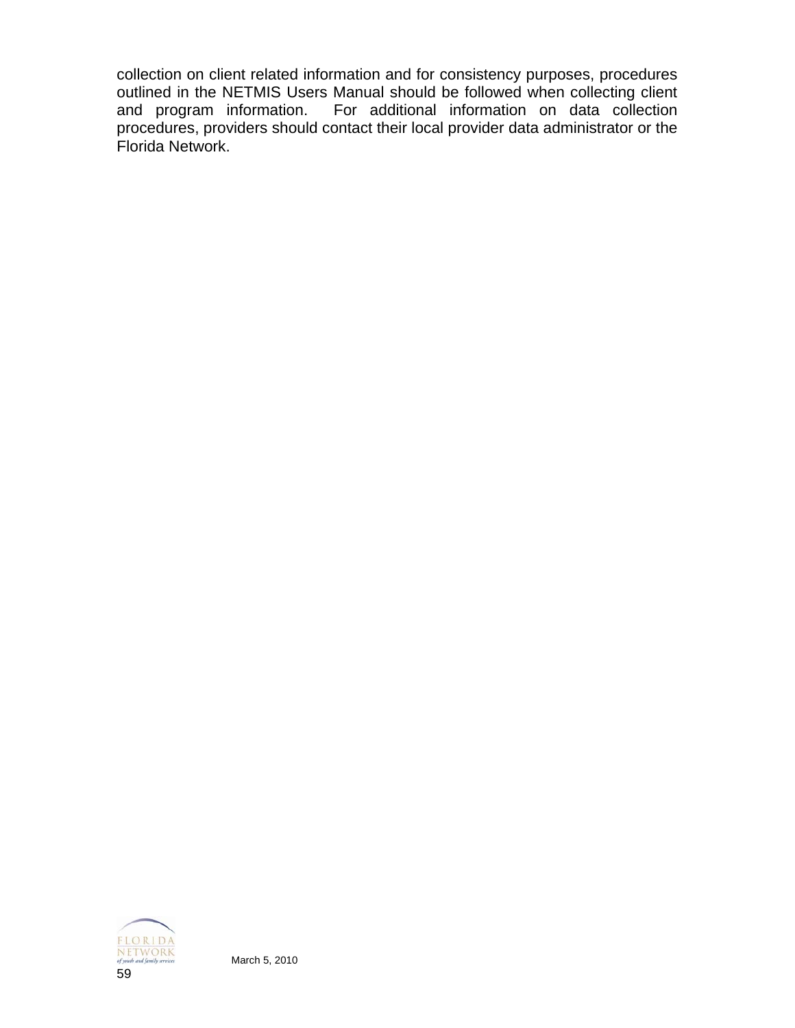collection on client related information and for consistency purposes, procedures outlined in the NETMIS Users Manual should be followed when collecting client and program information. For additional information on data collection procedures, providers should contact their local provider data administrator or the Florida Network.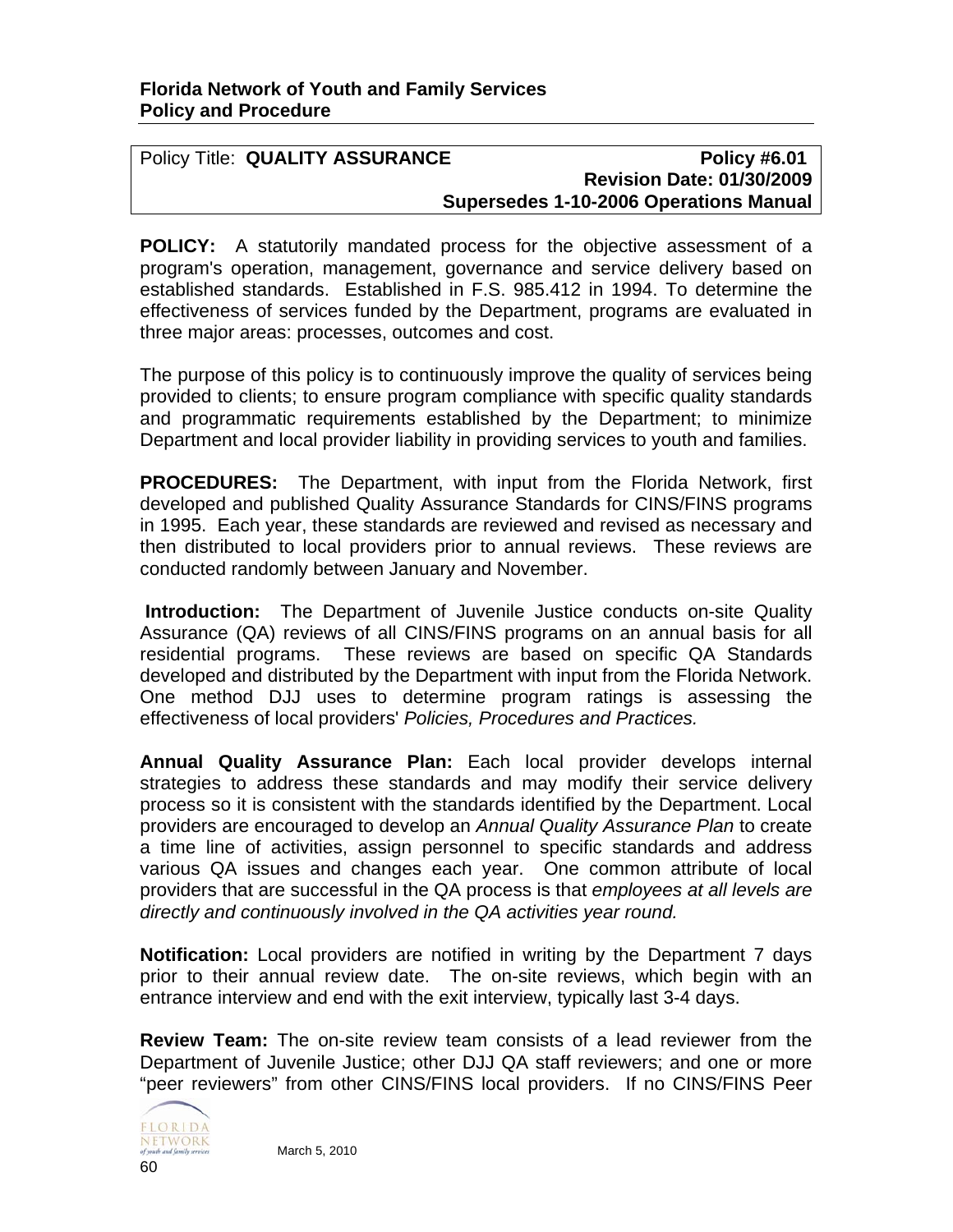**Florida Network of Youth and Family Services**
**Policy and Procedure**

| Policy Title: **QUALITY ASSURANCE** | **Policy #6.01** **Revision Date: 01/30/2009** **Supersedes 1-10-2006 Operations Manual** |
|---|---|

**POLICY:** A statutorily mandated process for the objective assessment of a program's operation, management, governance and service delivery based on established standards. Established in F.S. 985.412 in 1994. To determine the effectiveness of services funded by the Department, programs are evaluated in three major areas: processes, outcomes and cost.

The purpose of this policy is to continuously improve the quality of services being provided to clients; to ensure program compliance with specific quality standards and programmatic requirements established by the Department; to minimize Department and local provider liability in providing services to youth and families.

**PROCEDURES:** The Department, with input from the Florida Network, first developed and published Quality Assurance Standards for CINS/FINS programs in 1995. Each year, these standards are reviewed and revised as necessary and then distributed to local providers prior to annual reviews. These reviews are conducted randomly between January and November.

**Introduction:** The Department of Juvenile Justice conducts on-site Quality Assurance (QA) reviews of all CINS/FINS programs on an annual basis for all residential programs. These reviews are based on specific QA Standards developed and distributed by the Department with input from the Florida Network. One method DJJ uses to determine program ratings is assessing the effectiveness of local providers' *Policies, Procedures and Practices.*

**Annual Quality Assurance Plan:** Each local provider develops internal strategies to address these standards and may modify their service delivery process so it is consistent with the standards identified by the Department. Local providers are encouraged to develop an *Annual Quality Assurance Plan* to create a time line of activities, assign personnel to specific standards and address various QA issues and changes each year. One common attribute of local providers that are successful in the QA process is that *employees at all levels are directly and continuously involved in the QA activities year round.*

**Notification:** Local providers are notified in writing by the Department 7 days prior to their annual review date. The on-site reviews, which begin with an entrance interview and end with the exit interview, typically last 3-4 days.

**Review Team:** The on-site review team consists of a lead reviewer from the Department of Juvenile Justice; other DJJ QA staff reviewers; and one or more "peer reviewers" from other CINS/FINS local providers. If no CINS/FINS Peer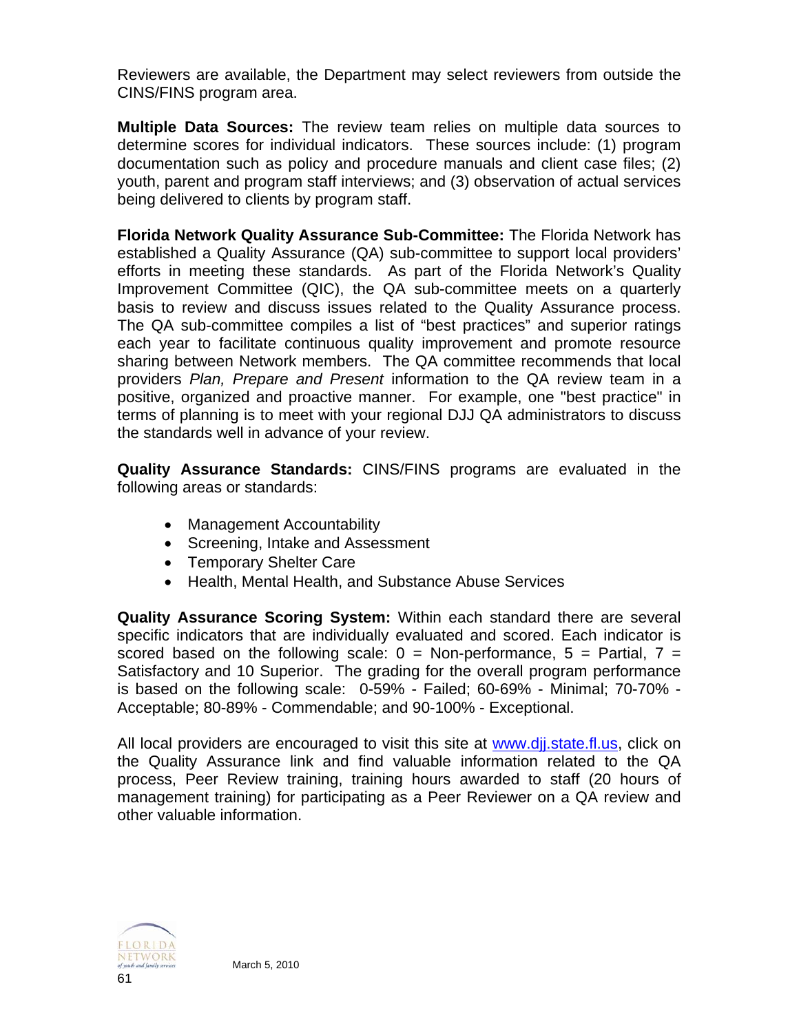Reviewers are available, the Department may select reviewers from outside the CINS/FINS program area.

**Multiple Data Sources:** The review team relies on multiple data sources to determine scores for individual indicators. These sources include: (1) program documentation such as policy and procedure manuals and client case files; (2) youth, parent and program staff interviews; and (3) observation of actual services being delivered to clients by program staff.

**Florida Network Quality Assurance Sub-Committee:** The Florida Network has established a Quality Assurance (QA) sub-committee to support local providers' efforts in meeting these standards. As part of the Florida Network's Quality Improvement Committee (QIC), the QA sub-committee meets on a quarterly basis to review and discuss issues related to the Quality Assurance process. The QA sub-committee compiles a list of "best practices" and superior ratings each year to facilitate continuous quality improvement and promote resource sharing between Network members. The QA committee recommends that local providers *Plan, Prepare and Present* information to the QA review team in a positive, organized and proactive manner. For example, one "best practice" in terms of planning is to meet with your regional DJJ QA administrators to discuss the standards well in advance of your review.

**Quality Assurance Standards:** CINS/FINS programs are evaluated in the following areas or standards:

- Management Accountability
- Screening, Intake and Assessment
- Temporary Shelter Care
- Health, Mental Health, and Substance Abuse Services

**Quality Assurance Scoring System:** Within each standard there are several specific indicators that are individually evaluated and scored. Each indicator is scored based on the following scale: 0 = Non-performance, 5 = Partial, 7 = Satisfactory and 10 Superior. The grading for the overall program performance is based on the following scale: 0-59% - Failed; 60-69% - Minimal; 70-70% - Acceptable; 80-89% - Commendable; and 90-100% - Exceptional.

All local providers are encouraged to visit this site at www.djj.state.fl.us, click on the Quality Assurance link and find valuable information related to the QA process, Peer Review training, training hours awarded to staff (20 hours of management training) for participating as a Peer Reviewer on a QA review and other valuable information.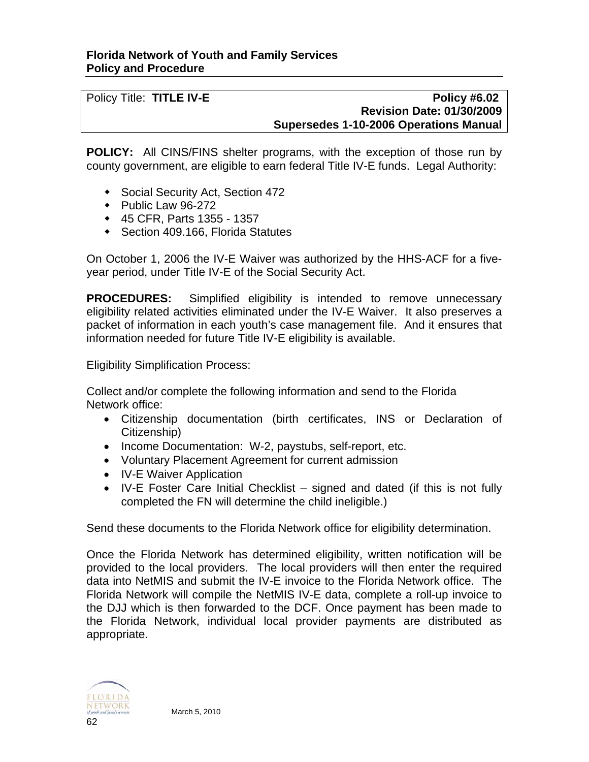**Florida Network of Youth and Family Services**
**Policy and Procedure**

| Policy Title: **TITLE IV-E** | **Policy #6.02** **Revision Date: 01/30/2009** **Supersedes 1-10-2006 Operations Manual** |
|---|---|

**POLICY:** All CINS/FINS shelter programs, with the exception of those run by county government, are eligible to earn federal Title IV-E funds. Legal Authority:

- Social Security Act, Section 472
- Public Law 96-272
- 45 CFR, Parts 1355 - 1357
- Section 409.166, Florida Statutes

On October 1, 2006 the IV-E Waiver was authorized by the HHS-ACF for a five-year period, under Title IV-E of the Social Security Act.

**PROCEDURES:** Simplified eligibility is intended to remove unnecessary eligibility related activities eliminated under the IV-E Waiver. It also preserves a packet of information in each youth's case management file. And it ensures that information needed for future Title IV-E eligibility is available.

Eligibility Simplification Process:

Collect and/or complete the following information and send to the Florida Network office:

- Citizenship documentation (birth certificates, INS or Declaration of Citizenship)
- Income Documentation: W-2, paystubs, self-report, etc.
- Voluntary Placement Agreement for current admission
- IV-E Waiver Application
- IV-E Foster Care Initial Checklist – signed and dated (if this is not fully completed the FN will determine the child ineligible.)

Send these documents to the Florida Network office for eligibility determination.

Once the Florida Network has determined eligibility, written notification will be provided to the local providers. The local providers will then enter the required data into NetMIS and submit the IV-E invoice to the Florida Network office. The Florida Network will compile the NetMIS IV-E data, complete a roll-up invoice to the DJJ which is then forwarded to the DCF. Once payment has been made to the Florida Network, individual local provider payments are distributed as appropriate.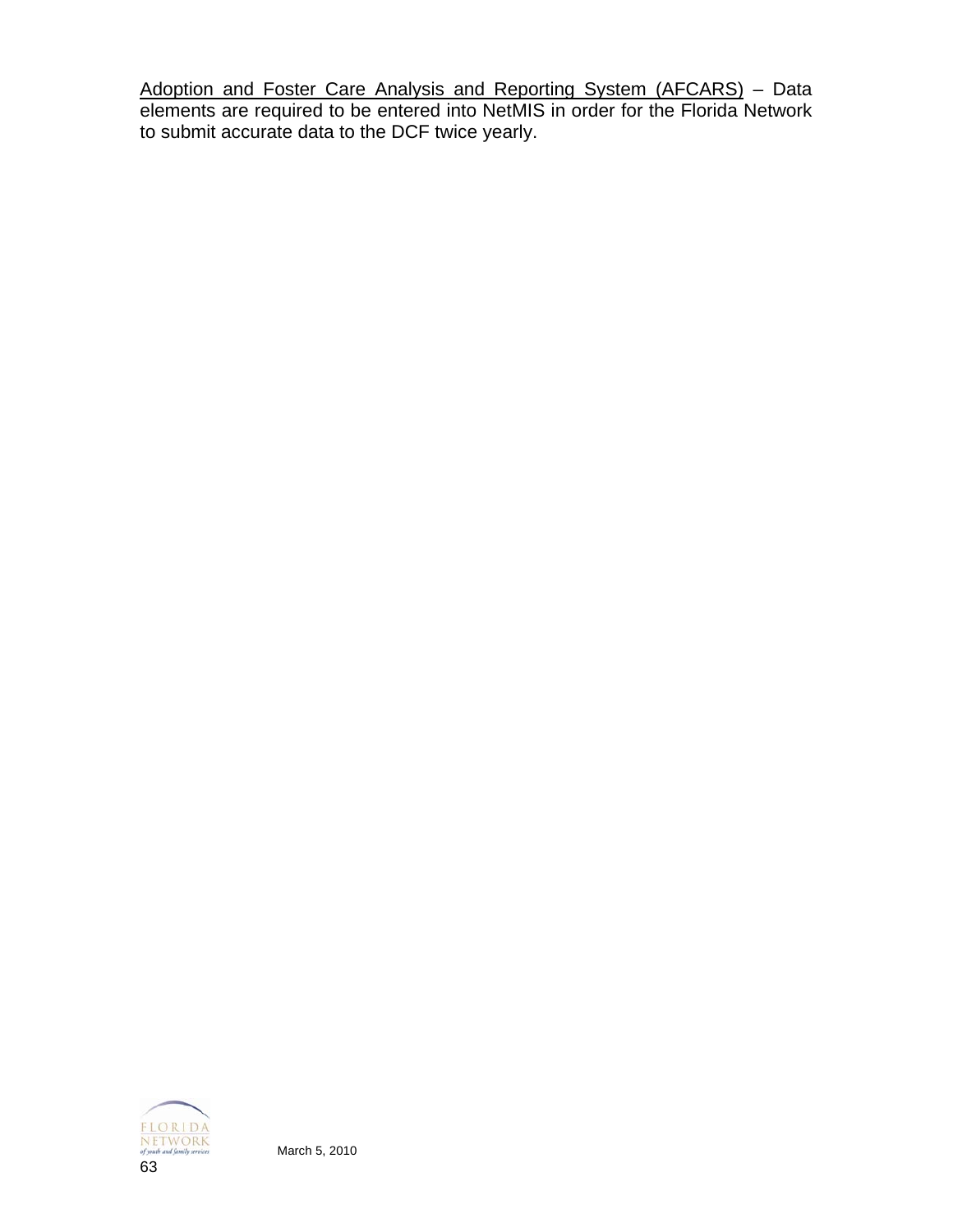<u>Adoption and Foster Care Analysis and Reporting System (AFCARS)</u> – Data elements are required to be entered into NetMIS in order for the Florida Network to submit accurate data to the DCF twice yearly.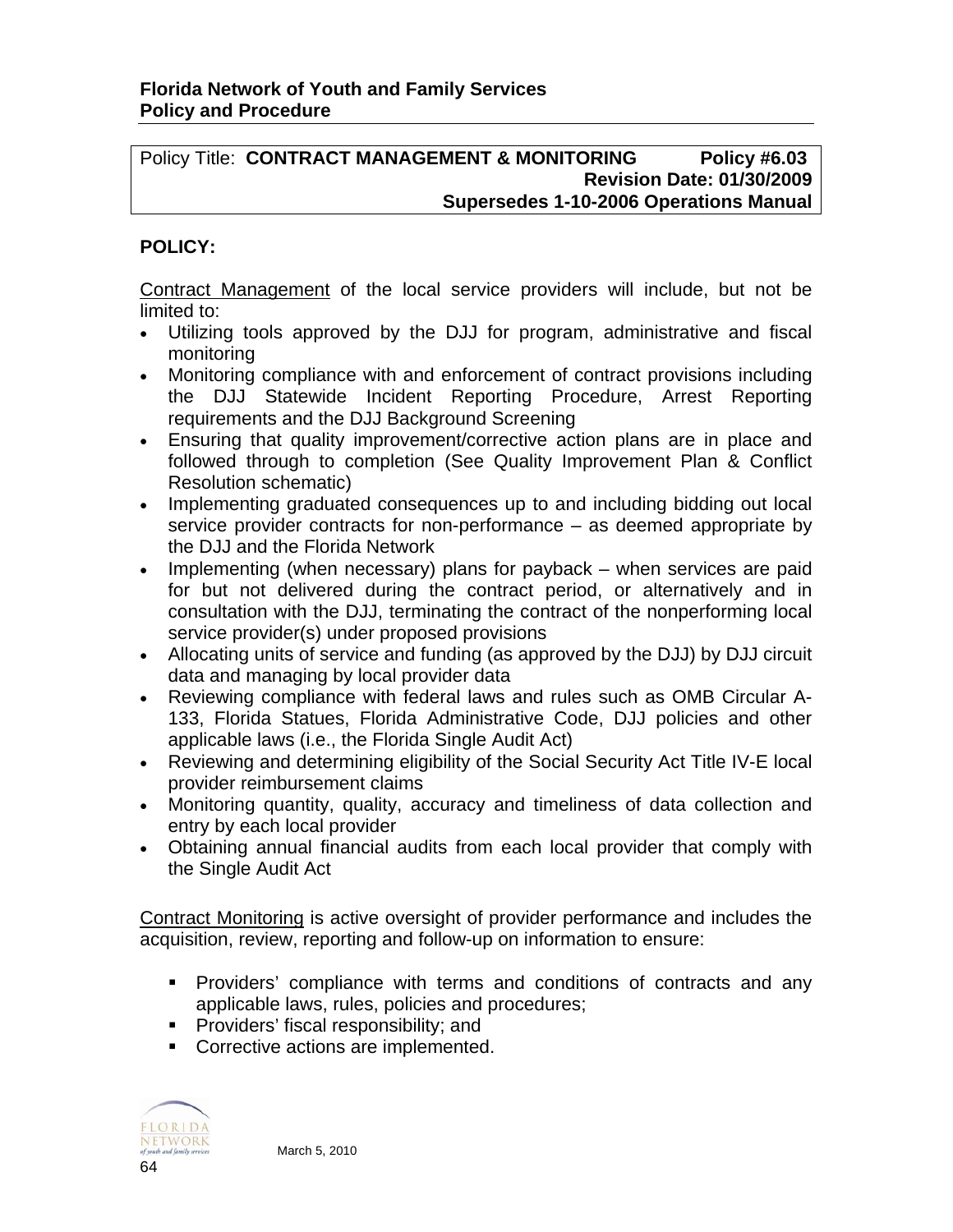**Florida Network of Youth and Family Services**
**Policy and Procedure**

Policy Title: **CONTRACT MANAGEMENT & MONITORING** **Policy #6.03**
**Revision Date: 01/30/2009**
**Supersedes 1-10-2006 Operations Manual**

## POLICY:

Contract Management of the local service providers will include, but not be limited to:

- Utilizing tools approved by the DJJ for program, administrative and fiscal monitoring
- Monitoring compliance with and enforcement of contract provisions including the DJJ Statewide Incident Reporting Procedure, Arrest Reporting requirements and the DJJ Background Screening
- Ensuring that quality improvement/corrective action plans are in place and followed through to completion (See Quality Improvement Plan & Conflict Resolution schematic)
- Implementing graduated consequences up to and including bidding out local service provider contracts for non-performance – as deemed appropriate by the DJJ and the Florida Network
- Implementing (when necessary) plans for payback – when services are paid for but not delivered during the contract period, or alternatively and in consultation with the DJJ, terminating the contract of the nonperforming local service provider(s) under proposed provisions
- Allocating units of service and funding (as approved by the DJJ) by DJJ circuit data and managing by local provider data
- Reviewing compliance with federal laws and rules such as OMB Circular A-133, Florida Statues, Florida Administrative Code, DJJ policies and other applicable laws (i.e., the Florida Single Audit Act)
- Reviewing and determining eligibility of the Social Security Act Title IV-E local provider reimbursement claims
- Monitoring quantity, quality, accuracy and timeliness of data collection and entry by each local provider
- Obtaining annual financial audits from each local provider that comply with the Single Audit Act

Contract Monitoring is active oversight of provider performance and includes the acquisition, review, reporting and follow-up on information to ensure:

- Providers' compliance with terms and conditions of contracts and any applicable laws, rules, policies and procedures;
- Providers' fiscal responsibility; and
- Corrective actions are implemented.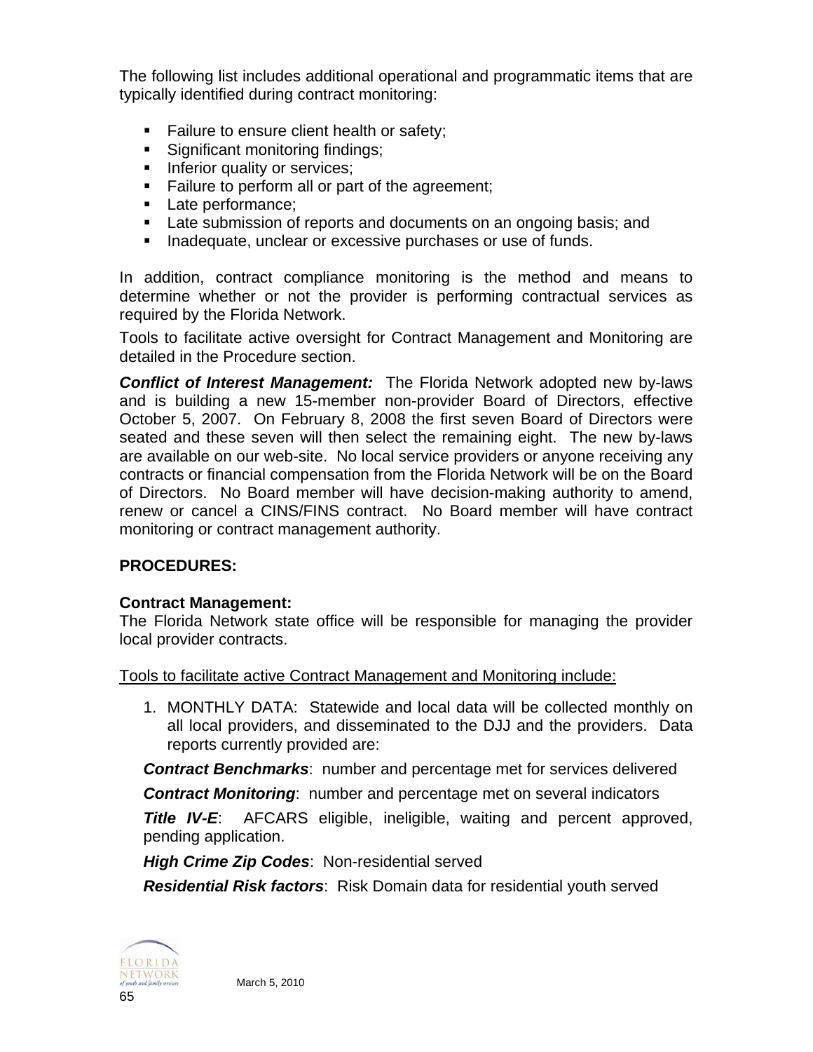The following list includes additional operational and programmatic items that are typically identified during contract monitoring:

- Failure to ensure client health or safety;
- Significant monitoring findings;
- Inferior quality or services;
- Failure to perform all or part of the agreement;
- Late performance;
- Late submission of reports and documents on an ongoing basis; and
- Inadequate, unclear or excessive purchases or use of funds.

In addition, contract compliance monitoring is the method and means to determine whether or not the provider is performing contractual services as required by the Florida Network.

Tools to facilitate active oversight for Contract Management and Monitoring are detailed in the Procedure section.

***Conflict of Interest Management:*** The Florida Network adopted new by-laws and is building a new 15-member non-provider Board of Directors, effective October 5, 2007. On February 8, 2008 the first seven Board of Directors were seated and these seven will then select the remaining eight. The new by-laws are available on our web-site. No local service providers or anyone receiving any contracts or financial compensation from the Florida Network will be on the Board of Directors. No Board member will have decision-making authority to amend, renew or cancel a CINS/FINS contract. No Board member will have contract monitoring or contract management authority.

**PROCEDURES:**

**Contract Management:**
The Florida Network state office will be responsible for managing the provider local provider contracts.

<u>Tools to facilitate active Contract Management and Monitoring include:</u>

1. MONTHLY DATA: Statewide and local data will be collected monthly on all local providers, and disseminated to the DJJ and the providers. Data reports currently provided are:

***Contract Benchmarks***: number and percentage met for services delivered

***Contract Monitoring***: number and percentage met on several indicators

***Title IV-E***: AFCARS eligible, ineligible, waiting and percent approved, pending application.

***High Crime Zip Codes***: Non-residential served

***Residential Risk factors***: Risk Domain data for residential youth served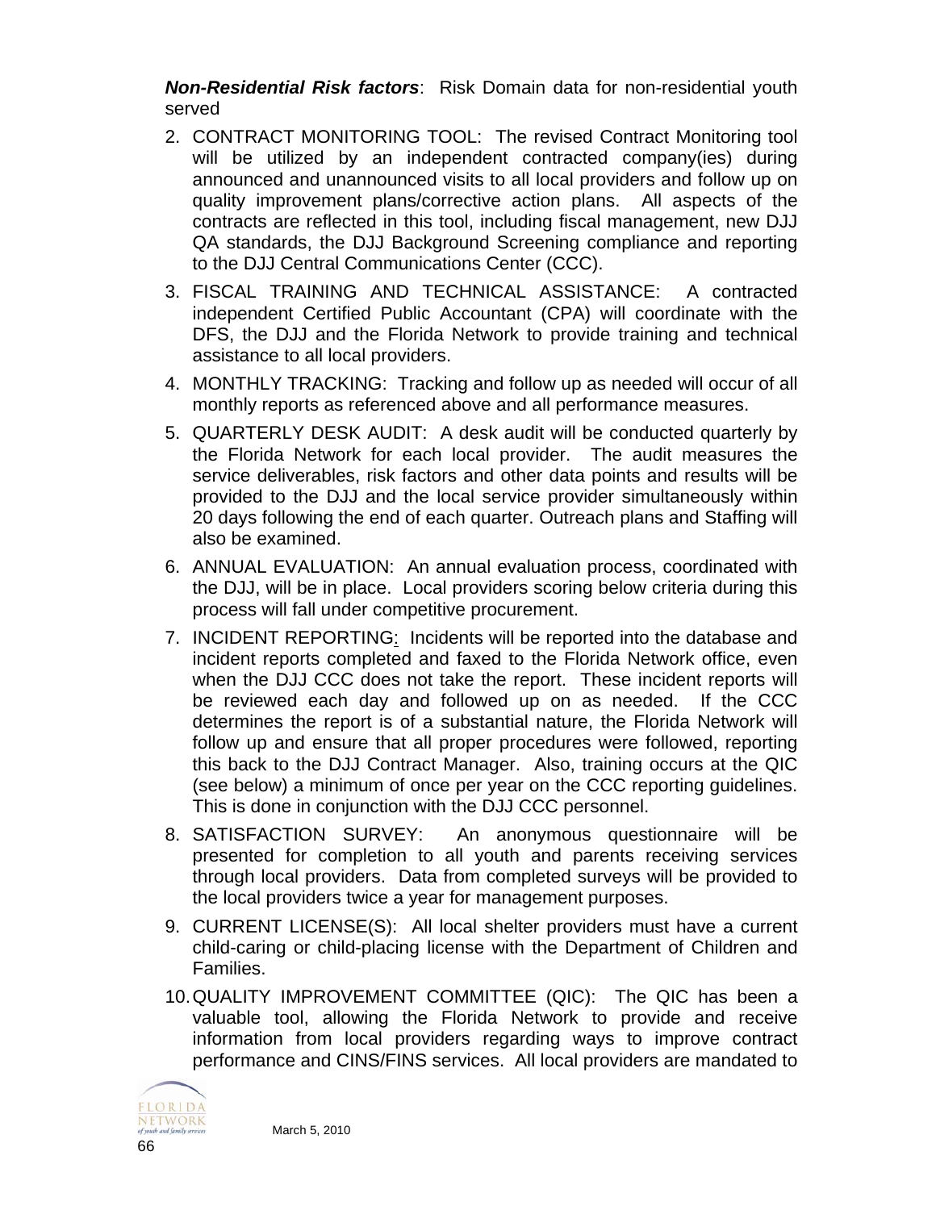***Non-Residential Risk factors***: Risk Domain data for non-residential youth served

2. CONTRACT MONITORING TOOL: The revised Contract Monitoring tool will be utilized by an independent contracted company(ies) during announced and unannounced visits to all local providers and follow up on quality improvement plans/corrective action plans. All aspects of the contracts are reflected in this tool, including fiscal management, new DJJ QA standards, the DJJ Background Screening compliance and reporting to the DJJ Central Communications Center (CCC).
3. FISCAL TRAINING AND TECHNICAL ASSISTANCE: A contracted independent Certified Public Accountant (CPA) will coordinate with the DFS, the DJJ and the Florida Network to provide training and technical assistance to all local providers.
4. MONTHLY TRACKING: Tracking and follow up as needed will occur of all monthly reports as referenced above and all performance measures.
5. QUARTERLY DESK AUDIT: A desk audit will be conducted quarterly by the Florida Network for each local provider. The audit measures the service deliverables, risk factors and other data points and results will be provided to the DJJ and the local service provider simultaneously within 20 days following the end of each quarter. Outreach plans and Staffing will also be examined.
6. ANNUAL EVALUATION: An annual evaluation process, coordinated with the DJJ, will be in place. Local providers scoring below criteria during this process will fall under competitive procurement.
7. INCIDENT REPORTING: Incidents will be reported into the database and incident reports completed and faxed to the Florida Network office, even when the DJJ CCC does not take the report. These incident reports will be reviewed each day and followed up on as needed. If the CCC determines the report is of a substantial nature, the Florida Network will follow up and ensure that all proper procedures were followed, reporting this back to the DJJ Contract Manager. Also, training occurs at the QIC (see below) a minimum of once per year on the CCC reporting guidelines. This is done in conjunction with the DJJ CCC personnel.
8. SATISFACTION SURVEY: An anonymous questionnaire will be presented for completion to all youth and parents receiving services through local providers. Data from completed surveys will be provided to the local providers twice a year for management purposes.
9. CURRENT LICENSE(S): All local shelter providers must have a current child-caring or child-placing license with the Department of Children and Families.
10. QUALITY IMPROVEMENT COMMITTEE (QIC): The QIC has been a valuable tool, allowing the Florida Network to provide and receive information from local providers regarding ways to improve contract performance and CINS/FINS services. All local providers are mandated to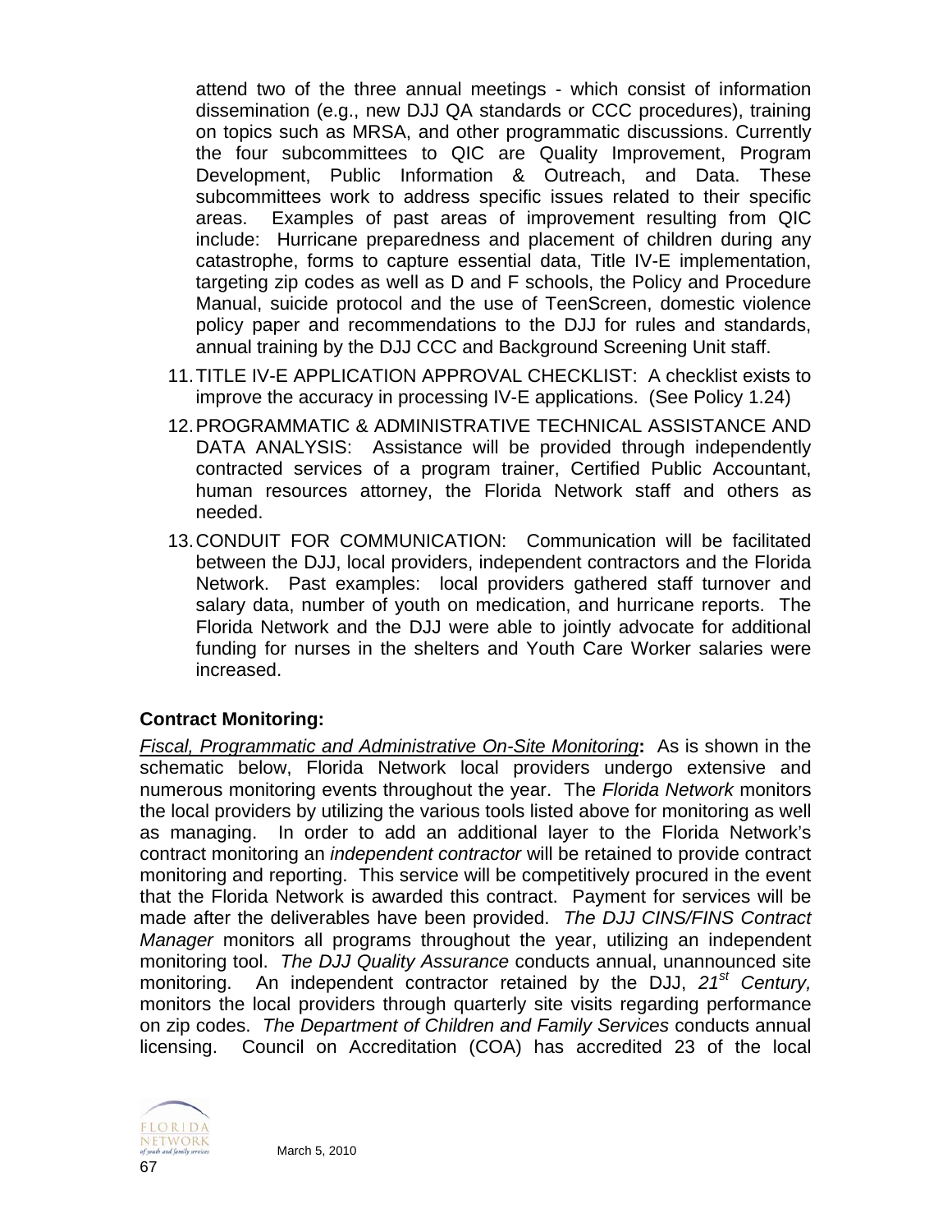attend two of the three annual meetings - which consist of information dissemination (e.g., new DJJ QA standards or CCC procedures), training on topics such as MRSA, and other programmatic discussions. Currently the four subcommittees to QIC are Quality Improvement, Program Development, Public Information & Outreach, and Data. These subcommittees work to address specific issues related to their specific areas. Examples of past areas of improvement resulting from QIC include: Hurricane preparedness and placement of children during any catastrophe, forms to capture essential data, Title IV-E implementation, targeting zip codes as well as D and F schools, the Policy and Procedure Manual, suicide protocol and the use of TeenScreen, domestic violence policy paper and recommendations to the DJJ for rules and standards, annual training by the DJJ CCC and Background Screening Unit staff.

11. TITLE IV-E APPLICATION APPROVAL CHECKLIST: A checklist exists to improve the accuracy in processing IV-E applications. (See Policy 1.24)
12. PROGRAMMATIC & ADMINISTRATIVE TECHNICAL ASSISTANCE AND DATA ANALYSIS: Assistance will be provided through independently contracted services of a program trainer, Certified Public Accountant, human resources attorney, the Florida Network staff and others as needed.
13. CONDUIT FOR COMMUNICATION: Communication will be facilitated between the DJJ, local providers, independent contractors and the Florida Network. Past examples: local providers gathered staff turnover and salary data, number of youth on medication, and hurricane reports. The Florida Network and the DJJ were able to jointly advocate for additional funding for nurses in the shelters and Youth Care Worker salaries were increased.

**Contract Monitoring:**

<u>*Fiscal, Programmatic and Administrative On-Site Monitoring*</u>**:** As is shown in the schematic below, Florida Network local providers undergo extensive and numerous monitoring events throughout the year. The *Florida Network* monitors the local providers by utilizing the various tools listed above for monitoring as well as managing. In order to add an additional layer to the Florida Network's contract monitoring an *independent contractor* will be retained to provide contract monitoring and reporting. This service will be competitively procured in the event that the Florida Network is awarded this contract. Payment for services will be made after the deliverables have been provided. *The DJJ CINS/FINS Contract Manager* monitors all programs throughout the year, utilizing an independent monitoring tool. *The DJJ Quality Assurance* conducts annual, unannounced site monitoring. An independent contractor retained by the DJJ, *21st Century,* monitors the local providers through quarterly site visits regarding performance on zip codes. *The Department of Children and Family Services* conducts annual licensing. Council on Accreditation (COA) has accredited 23 of the local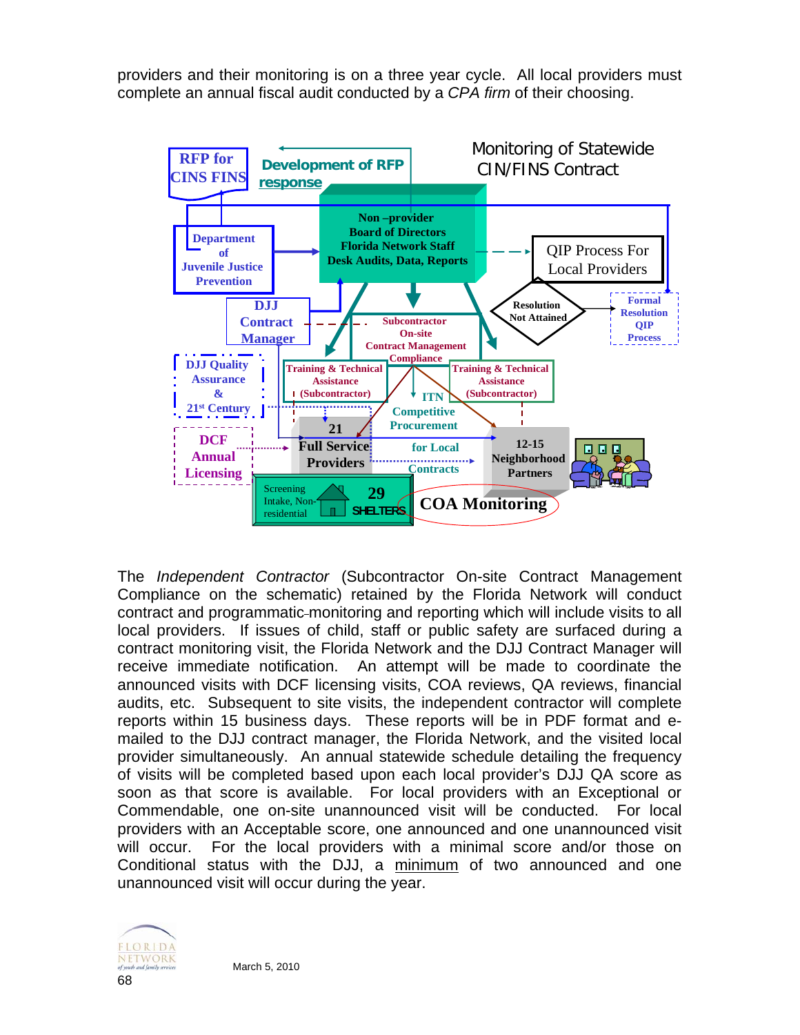providers and their monitoring is on a three year cycle. All local providers must complete an annual fiscal audit conducted by a *CPA firm* of their choosing.

Monitoring of Statewide CIN/FINS Contract

- RFP for CINS FINS
- Development of RFP response
- Department of Juvenile Justice Prevention
- Non –provider Board of Directors Florida Network Staff Desk Audits, Data, Reports
- QIP Process For Local Providers
- Resolution Not Attained
- Formal Resolution QIP Process
- DJJ Contract Manager
- Subcontractor On-site Contract Management Compliance
- DJJ Quality Assurance & 21st Century
- Training & Technical Assistance (Subcontractor)
- Training & Technical Assistance (Subcontractor)
- ITN Competitive Procurement for Local Contracts
- 21 Full Service Providers
- 12-15 Neighborhood Partners
- DCF Annual Licensing
- Screening Intake, Non-residential
- 29 SHELTERS
- COA Monitoring

The *Independent Contractor* (Subcontractor On-site Contract Management Compliance on the schematic) retained by the Florida Network will conduct contract and programmatic monitoring and reporting which will include visits to all local providers. If issues of child, staff or public safety are surfaced during a contract monitoring visit, the Florida Network and the DJJ Contract Manager will receive immediate notification. An attempt will be made to coordinate the announced visits with DCF licensing visits, COA reviews, QA reviews, financial audits, etc. Subsequent to site visits, the independent contractor will complete reports within 15 business days. These reports will be in PDF format and e-mailed to the DJJ contract manager, the Florida Network, and the visited local provider simultaneously. An annual statewide schedule detailing the frequency of visits will be completed based upon each local provider's DJJ QA score as soon as that score is available. For local providers with an Exceptional or Commendable, one on-site unannounced visit will be conducted. For local providers with an Acceptable score, one announced and one unannounced visit will occur. For the local providers with a minimal score and/or those on Conditional status with the DJJ, a minimum of two announced and one unannounced visit will occur during the year.

March 5, 2010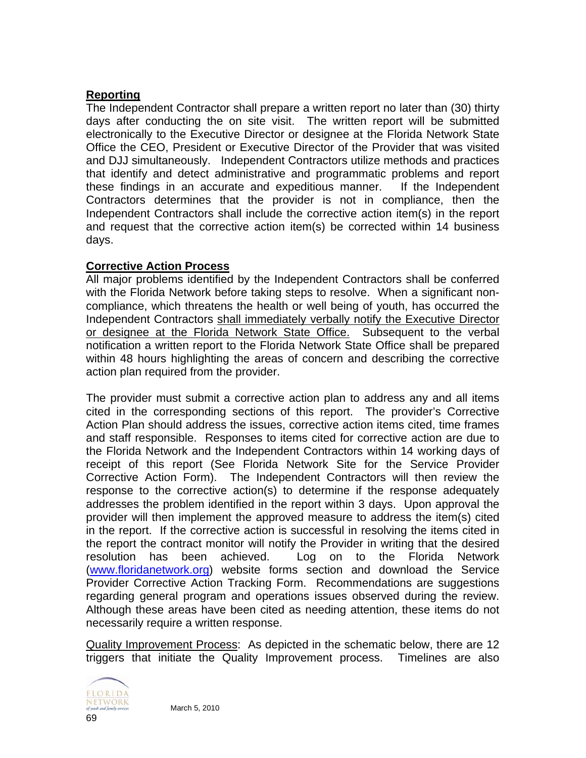**Reporting**

The Independent Contractor shall prepare a written report no later than (30) thirty days after conducting the on site visit. The written report will be submitted electronically to the Executive Director or designee at the Florida Network State Office the CEO, President or Executive Director of the Provider that was visited and DJJ simultaneously. Independent Contractors utilize methods and practices that identify and detect administrative and programmatic problems and report these findings in an accurate and expeditious manner. If the Independent Contractors determines that the provider is not in compliance, then the Independent Contractors shall include the corrective action item(s) in the report and request that the corrective action item(s) be corrected within 14 business days.

**Corrective Action Process**

All major problems identified by the Independent Contractors shall be conferred with the Florida Network before taking steps to resolve. When a significant non-compliance, which threatens the health or well being of youth, has occurred the Independent Contractors shall immediately verbally notify the Executive Director or designee at the Florida Network State Office. Subsequent to the verbal notification a written report to the Florida Network State Office shall be prepared within 48 hours highlighting the areas of concern and describing the corrective action plan required from the provider.

The provider must submit a corrective action plan to address any and all items cited in the corresponding sections of this report. The provider's Corrective Action Plan should address the issues, corrective action items cited, time frames and staff responsible. Responses to items cited for corrective action are due to the Florida Network and the Independent Contractors within 14 working days of receipt of this report (See Florida Network Site for the Service Provider Corrective Action Form). The Independent Contractors will then review the response to the corrective action(s) to determine if the response adequately addresses the problem identified in the report within 3 days. Upon approval the provider will then implement the approved measure to address the item(s) cited in the report. If the corrective action is successful in resolving the items cited in the report the contract monitor will notify the Provider in writing that the desired resolution has been achieved. Log on to the Florida Network (www.floridanetwork.org) website forms section and download the Service Provider Corrective Action Tracking Form. Recommendations are suggestions regarding general program and operations issues observed during the review. Although these areas have been cited as needing attention, these items do not necessarily require a written response.

Quality Improvement Process: As depicted in the schematic below, there are 12 triggers that initiate the Quality Improvement process. Timelines are also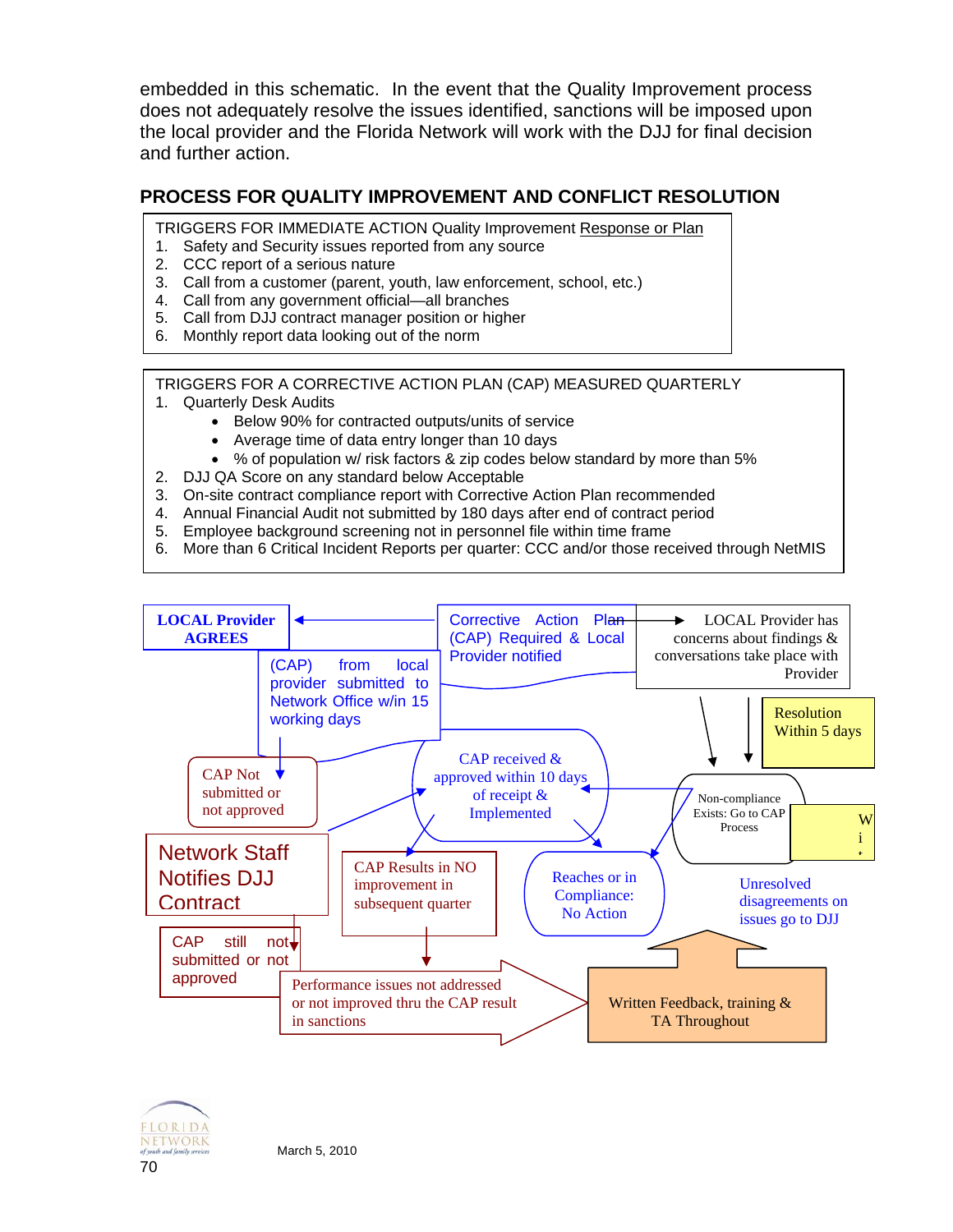embedded in this schematic. In the event that the Quality Improvement process does not adequately resolve the issues identified, sanctions will be imposed upon the local provider and the Florida Network will work with the DJJ for final decision and further action.

## PROCESS FOR QUALITY IMPROVEMENT AND CONFLICT RESOLUTION

TRIGGERS FOR IMMEDIATE ACTION Quality Improvement Response or Plan

1. Safety and Security issues reported from any source
2. CCC report of a serious nature
3. Call from a customer (parent, youth, law enforcement, school, etc.)
4. Call from any government official—all branches
5. Call from DJJ contract manager position or higher
6. Monthly report data looking out of the norm

TRIGGERS FOR A CORRECTIVE ACTION PLAN (CAP) MEASURED QUARTERLY

1. Quarterly Desk Audits
   - Below 90% for contracted outputs/units of service
   - Average time of data entry longer than 10 days
   - % of population w/ risk factors & zip codes below standard by more than 5%
2. DJJ QA Score on any standard below Acceptable
3. On-site contract compliance report with Corrective Action Plan recommended
4. Annual Financial Audit not submitted by 180 days after end of contract period
5. Employee background screening not in personnel file within time frame
6. More than 6 Critical Incident Reports per quarter: CCC and/or those received through NetMIS

**LOCAL Provider AGREES**

Corrective Action Plan (CAP) Required & Local Provider notified

LOCAL Provider has concerns about findings & conversations take place with Provider

(CAP) from local provider submitted to Network Office w/in 15 working days

Resolution Within 5 days

CAP Not submitted or not approved

CAP received & approved within 10 days of receipt & Implemented

Non-compliance Exists: Go to CAP Process

Network Staff Notifies DJJ Contract

CAP Results in NO improvement in subsequent quarter

Reaches or in Compliance: No Action

Unresolved disagreements on issues go to DJJ

CAP still not submitted or not approved

Performance issues not addressed or not improved thru the CAP result in sanctions

Written Feedback, training & TA Throughout

March 5, 2010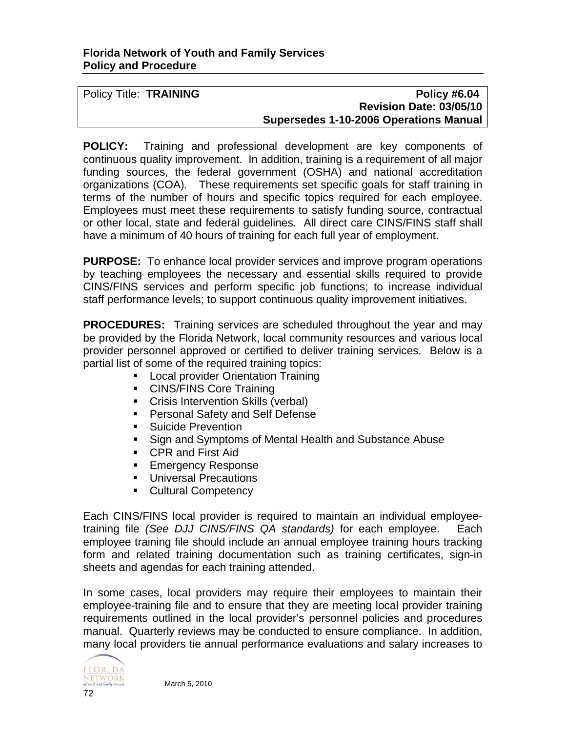**Florida Network of Youth and Family Services**
**Policy and Procedure**

| Policy Title: **TRAINING** | **Policy #6.04** |
|---|---|
| | **Revision Date: 03/05/10** |
| | **Supersedes 1-10-2006 Operations Manual** |

**POLICY:** Training and professional development are key components of continuous quality improvement. In addition, training is a requirement of all major funding sources, the federal government (OSHA) and national accreditation organizations (COA). These requirements set specific goals for staff training in terms of the number of hours and specific topics required for each employee. Employees must meet these requirements to satisfy funding source, contractual or other local, state and federal guidelines. All direct care CINS/FINS staff shall have a minimum of 40 hours of training for each full year of employment.

**PURPOSE:** To enhance local provider services and improve program operations by teaching employees the necessary and essential skills required to provide CINS/FINS services and perform specific job functions; to increase individual staff performance levels; to support continuous quality improvement initiatives.

**PROCEDURES:** Training services are scheduled throughout the year and may be provided by the Florida Network, local community resources and various local provider personnel approved or certified to deliver training services. Below is a partial list of some of the required training topics:

- Local provider Orientation Training
- CINS/FINS Core Training
- Crisis Intervention Skills (verbal)
- Personal Safety and Self Defense
- Suicide Prevention
- Sign and Symptoms of Mental Health and Substance Abuse
- CPR and First Aid
- Emergency Response
- Universal Precautions
- Cultural Competency

Each CINS/FINS local provider is required to maintain an individual employee-training file *(See DJJ CINS/FINS QA standards)* for each employee. Each employee training file should include an annual employee training hours tracking form and related training documentation such as training certificates, sign-in sheets and agendas for each training attended.

In some cases, local providers may require their employees to maintain their employee-training file and to ensure that they are meeting local provider training requirements outlined in the local provider's personnel policies and procedures manual. Quarterly reviews may be conducted to ensure compliance. In addition, many local providers tie annual performance evaluations and salary increases to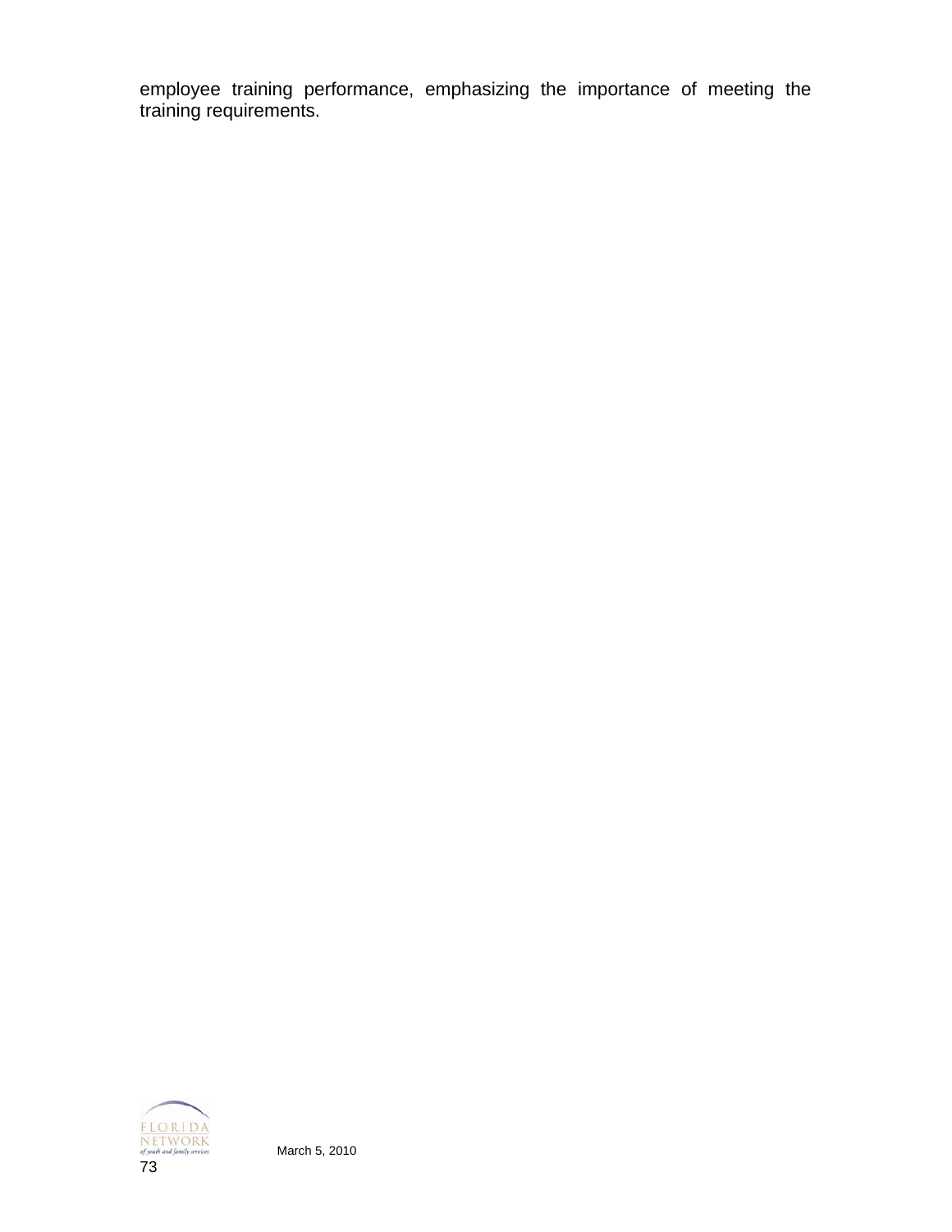employee training performance, emphasizing the importance of meeting the training requirements.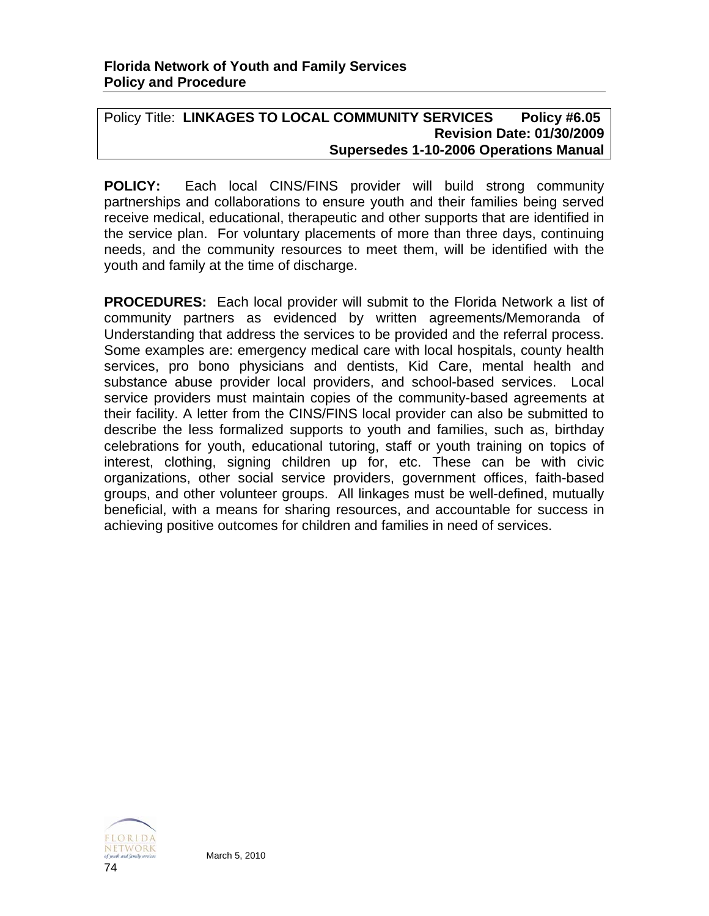**Florida Network of Youth and Family Services**
**Policy and Procedure**

| Policy Title: **LINKAGES TO LOCAL COMMUNITY SERVICES** | **Policy #6.05** |
|---|---|
| | **Revision Date: 01/30/2009** |
| | **Supersedes 1-10-2006 Operations Manual** |

**POLICY:** Each local CINS/FINS provider will build strong community partnerships and collaborations to ensure youth and their families being served receive medical, educational, therapeutic and other supports that are identified in the service plan. For voluntary placements of more than three days, continuing needs, and the community resources to meet them, will be identified with the youth and family at the time of discharge.

**PROCEDURES:** Each local provider will submit to the Florida Network a list of community partners as evidenced by written agreements/Memoranda of Understanding that address the services to be provided and the referral process. Some examples are: emergency medical care with local hospitals, county health services, pro bono physicians and dentists, Kid Care, mental health and substance abuse provider local providers, and school-based services. Local service providers must maintain copies of the community-based agreements at their facility. A letter from the CINS/FINS local provider can also be submitted to describe the less formalized supports to youth and families, such as, birthday celebrations for youth, educational tutoring, staff or youth training on topics of interest, clothing, signing children up for, etc. These can be with civic organizations, other social service providers, government offices, faith-based groups, and other volunteer groups. All linkages must be well-defined, mutually beneficial, with a means for sharing resources, and accountable for success in achieving positive outcomes for children and families in need of services.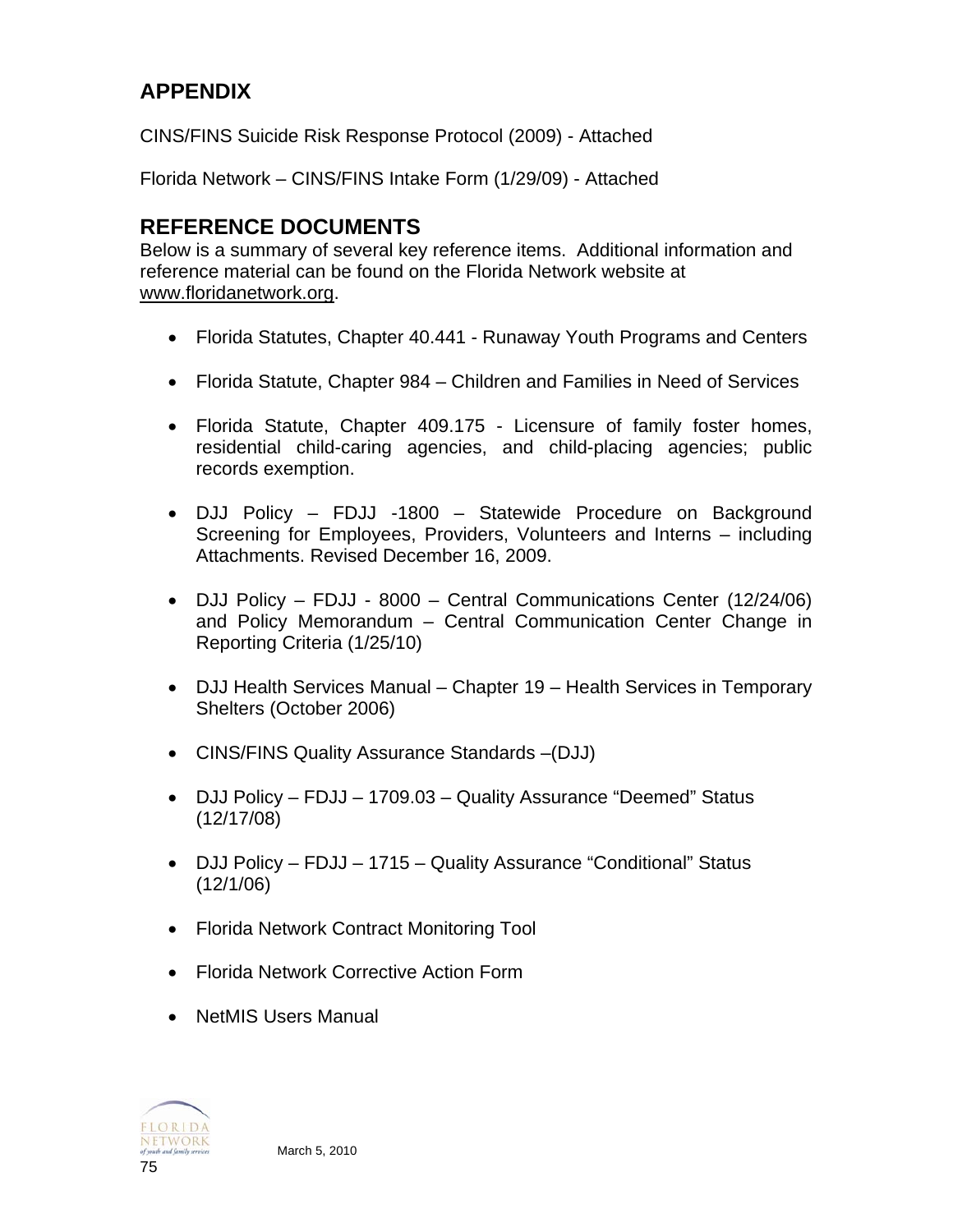## APPENDIX

CINS/FINS Suicide Risk Response Protocol (2009) - Attached

Florida Network – CINS/FINS Intake Form (1/29/09) - Attached

## REFERENCE DOCUMENTS

Below is a summary of several key reference items. Additional information and reference material can be found on the Florida Network website at www.floridanetwork.org.

- Florida Statutes, Chapter 40.441 - Runaway Youth Programs and Centers
- Florida Statute, Chapter 984 – Children and Families in Need of Services
- Florida Statute, Chapter 409.175 - Licensure of family foster homes, residential child-caring agencies, and child-placing agencies; public records exemption.
- DJJ Policy – FDJJ -1800 – Statewide Procedure on Background Screening for Employees, Providers, Volunteers and Interns – including Attachments. Revised December 16, 2009.
- DJJ Policy – FDJJ - 8000 – Central Communications Center (12/24/06) and Policy Memorandum – Central Communication Center Change in Reporting Criteria (1/25/10)
- DJJ Health Services Manual – Chapter 19 – Health Services in Temporary Shelters (October 2006)
- CINS/FINS Quality Assurance Standards –(DJJ)
- DJJ Policy – FDJJ – 1709.03 – Quality Assurance "Deemed" Status (12/17/08)
- DJJ Policy – FDJJ – 1715 – Quality Assurance "Conditional" Status (12/1/06)
- Florida Network Contract Monitoring Tool
- Florida Network Corrective Action Form
- NetMIS Users Manual